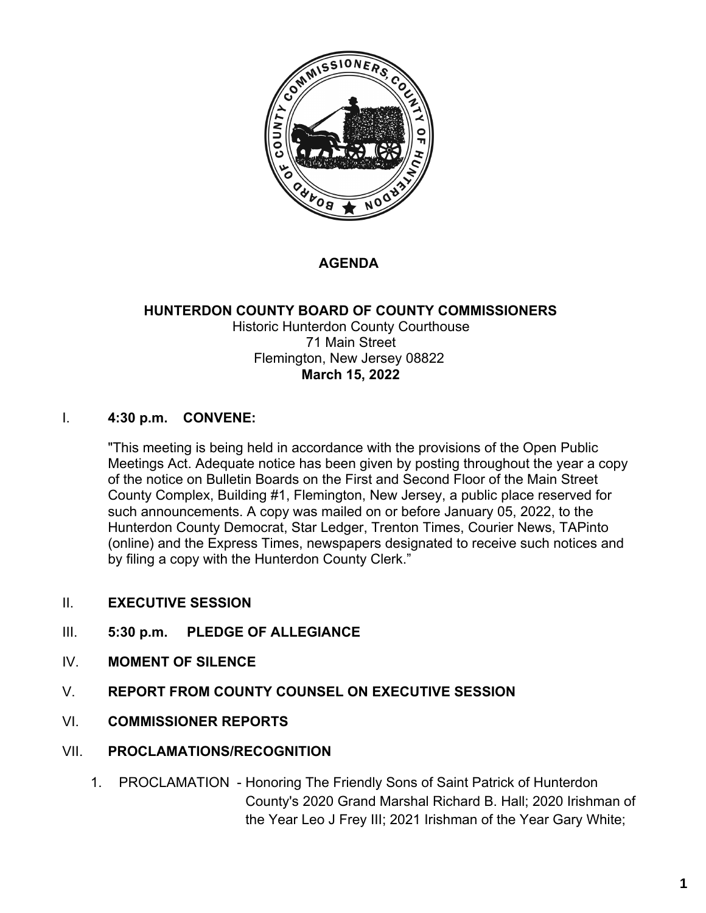# AGENDA

## HUNTERDON COUNTY BOARD OF COUNTY COMMISSIONERS

Historic Hunterdon County Courthouse
71 Main Street
Flemington, New Jersey 08822
**March 15, 2022**

I. **4:30 p.m. CONVENE:**

"This meeting is being held in accordance with the provisions of the Open Public Meetings Act. Adequate notice has been given by posting throughout the year a copy of the notice on Bulletin Boards on the First and Second Floor of the Main Street County Complex, Building #1, Flemington, New Jersey, a public place reserved for such announcements. A copy was mailed on or before January 05, 2022, to the Hunterdon County Democrat, Star Ledger, Trenton Times, Courier News, TAPinto (online) and the Express Times, newspapers designated to receive such notices and by filing a copy with the Hunterdon County Clerk."

II. **EXECUTIVE SESSION**

III. **5:30 p.m. PLEDGE OF ALLEGIANCE**

IV. **MOMENT OF SILENCE**

V. **REPORT FROM COUNTY COUNSEL ON EXECUTIVE SESSION**

VI. **COMMISSIONER REPORTS**

VII. **PROCLAMATIONS/RECOGNITION**

1. PROCLAMATION - Honoring The Friendly Sons of Saint Patrick of Hunterdon County's 2020 Grand Marshal Richard B. Hall; 2020 Irishman of the Year Leo J Frey III; 2021 Irishman of the Year Gary White;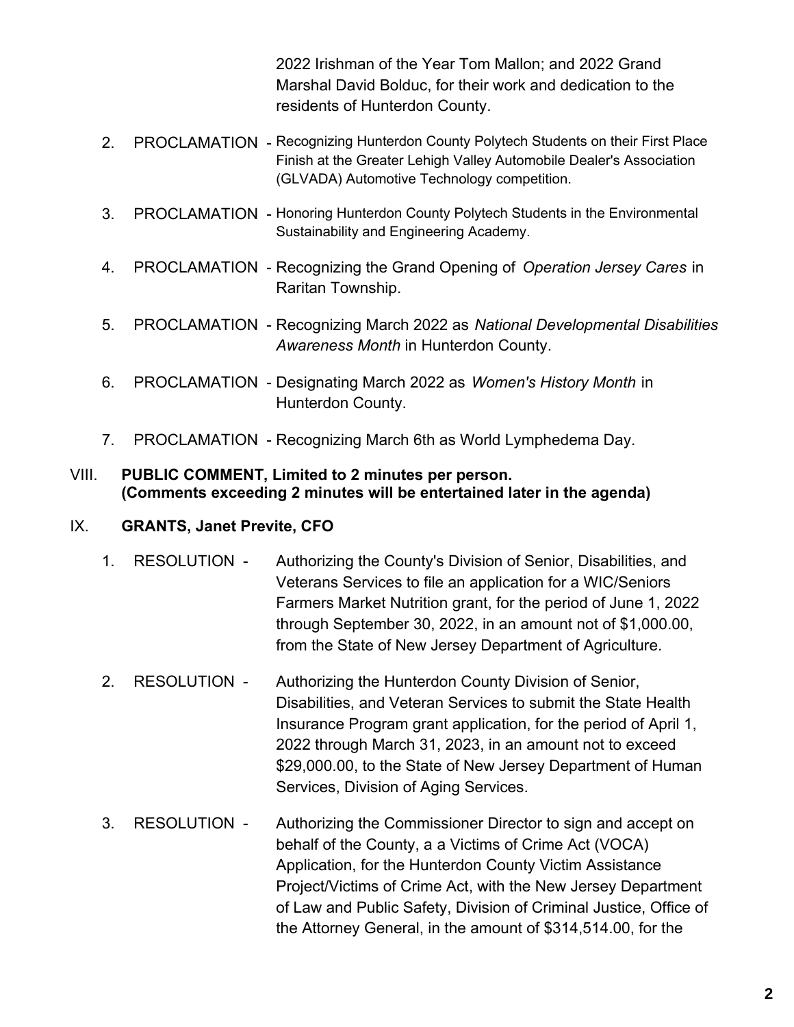2022 Irishman of the Year Tom Mallon; and 2022 Grand Marshal David Bolduc, for their work and dedication to the residents of Hunterdon County.

2. PROCLAMATION - Recognizing Hunterdon County Polytech Students on their First Place Finish at the Greater Lehigh Valley Automobile Dealer's Association (GLVADA) Automotive Technology competition.

3. PROCLAMATION - Honoring Hunterdon County Polytech Students in the Environmental Sustainability and Engineering Academy.

4. PROCLAMATION - Recognizing the Grand Opening of *Operation Jersey Cares* in Raritan Township.

5. PROCLAMATION - Recognizing March 2022 as *National Developmental Disabilities Awareness Month* in Hunterdon County.

6. PROCLAMATION - Designating March 2022 as *Women's History Month* in Hunterdon County.

7. PROCLAMATION - Recognizing March 6th as World Lymphedema Day.

## VIII. PUBLIC COMMENT, Limited to 2 minutes per person. (Comments exceeding 2 minutes will be entertained later in the agenda)

## IX. GRANTS, Janet Previte, CFO

1. RESOLUTION - Authorizing the County's Division of Senior, Disabilities, and Veterans Services to file an application for a WIC/Seniors Farmers Market Nutrition grant, for the period of June 1, 2022 through September 30, 2022, in an amount not of $1,000.00, from the State of New Jersey Department of Agriculture.

2. RESOLUTION - Authorizing the Hunterdon County Division of Senior, Disabilities, and Veteran Services to submit the State Health Insurance Program grant application, for the period of April 1, 2022 through March 31, 2023, in an amount not to exceed $29,000.00, to the State of New Jersey Department of Human Services, Division of Aging Services.

3. RESOLUTION - Authorizing the Commissioner Director to sign and accept on behalf of the County, a a Victims of Crime Act (VOCA) Application, for the Hunterdon County Victim Assistance Project/Victims of Crime Act, with the New Jersey Department of Law and Public Safety, Division of Criminal Justice, Office of the Attorney General, in the amount of $314,514.00, for the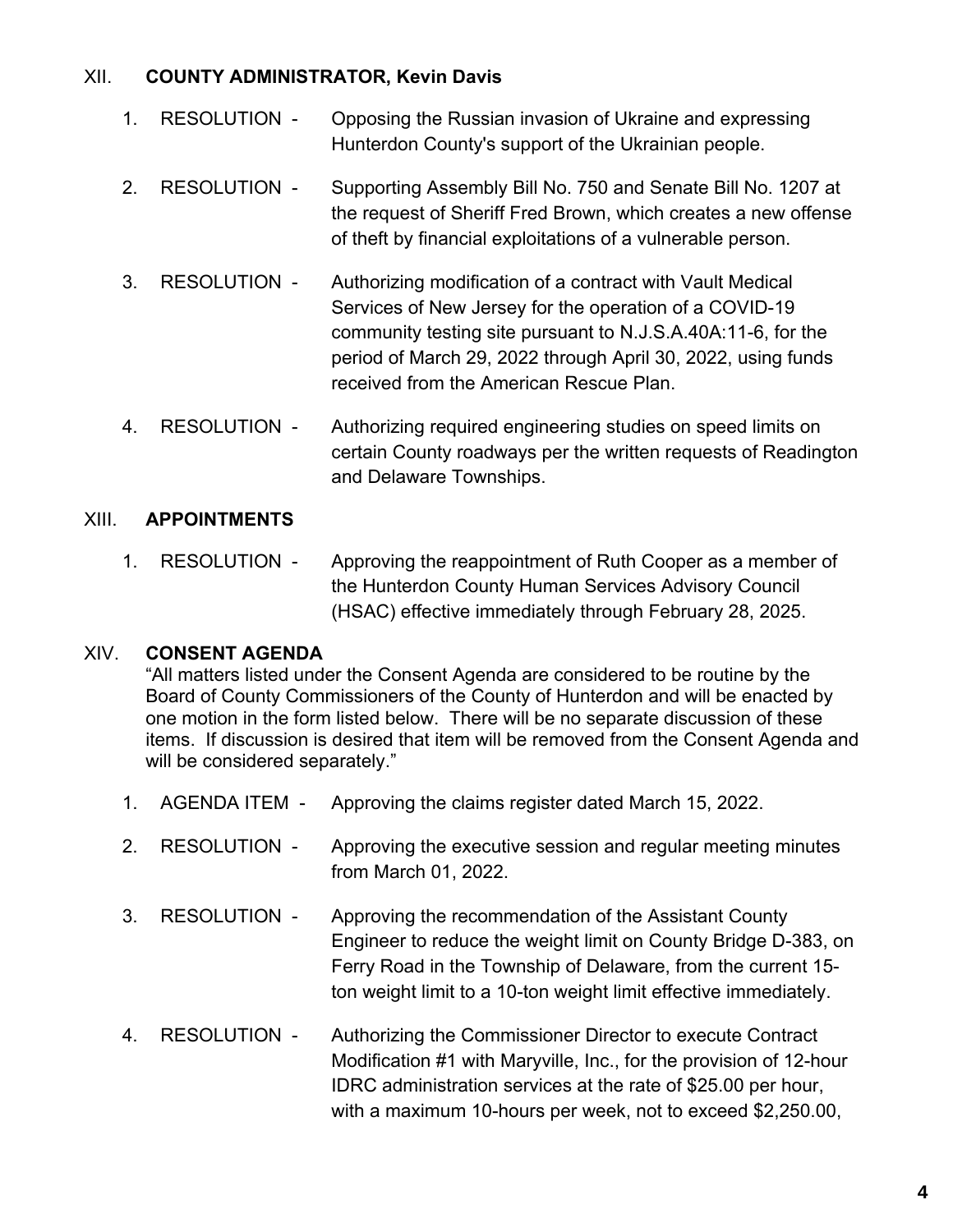## XII. COUNTY ADMINISTRATOR, Kevin Davis

1. RESOLUTION - Opposing the Russian invasion of Ukraine and expressing Hunterdon County's support of the Ukrainian people.

2. RESOLUTION - Supporting Assembly Bill No. 750 and Senate Bill No. 1207 at the request of Sheriff Fred Brown, which creates a new offense of theft by financial exploitations of a vulnerable person.

3. RESOLUTION - Authorizing modification of a contract with Vault Medical Services of New Jersey for the operation of a COVID-19 community testing site pursuant to N.J.S.A.40A:11-6, for the period of March 29, 2022 through April 30, 2022, using funds received from the American Rescue Plan.

4. RESOLUTION - Authorizing required engineering studies on speed limits on certain County roadways per the written requests of Readington and Delaware Townships.

## XIII. APPOINTMENTS

1. RESOLUTION - Approving the reappointment of Ruth Cooper as a member of the Hunterdon County Human Services Advisory Council (HSAC) effective immediately through February 28, 2025.

## XIV. CONSENT AGENDA

"All matters listed under the Consent Agenda are considered to be routine by the Board of County Commissioners of the County of Hunterdon and will be enacted by one motion in the form listed below. There will be no separate discussion of these items. If discussion is desired that item will be removed from the Consent Agenda and will be considered separately."

1. AGENDA ITEM - Approving the claims register dated March 15, 2022.

2. RESOLUTION - Approving the executive session and regular meeting minutes from March 01, 2022.

3. RESOLUTION - Approving the recommendation of the Assistant County Engineer to reduce the weight limit on County Bridge D-383, on Ferry Road in the Township of Delaware, from the current 15-ton weight limit to a 10-ton weight limit effective immediately.

4. RESOLUTION - Authorizing the Commissioner Director to execute Contract Modification #1 with Maryville, Inc., for the provision of 12-hour IDRC administration services at the rate of $25.00 per hour, with a maximum 10-hours per week, not to exceed $2,250.00,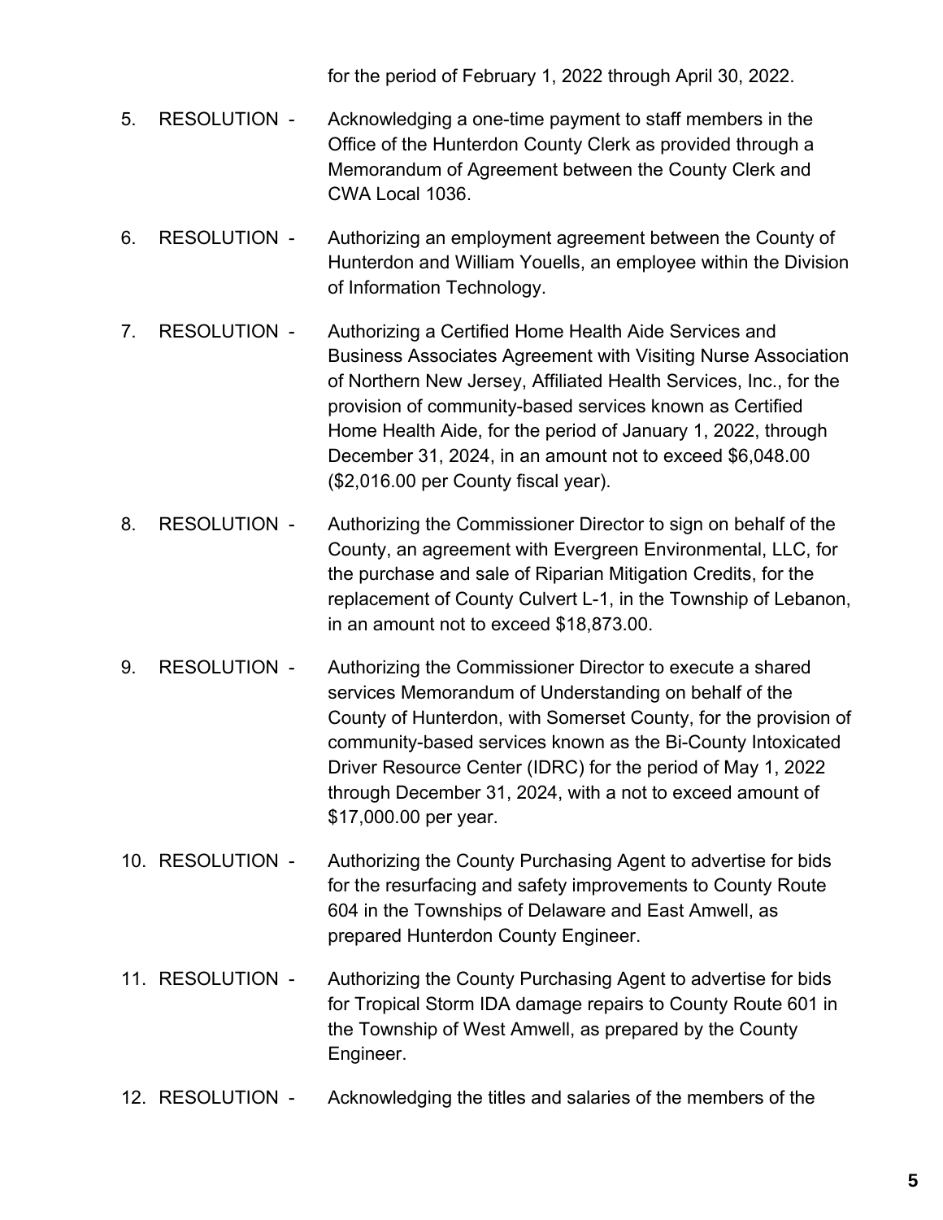for the period of February 1, 2022 through April 30, 2022.

5. RESOLUTION - Acknowledging a one-time payment to staff members in the Office of the Hunterdon County Clerk as provided through a Memorandum of Agreement between the County Clerk and CWA Local 1036.

6. RESOLUTION - Authorizing an employment agreement between the County of Hunterdon and William Youells, an employee within the Division of Information Technology.

7. RESOLUTION - Authorizing a Certified Home Health Aide Services and Business Associates Agreement with Visiting Nurse Association of Northern New Jersey, Affiliated Health Services, Inc., for the provision of community-based services known as Certified Home Health Aide, for the period of January 1, 2022, through December 31, 2024, in an amount not to exceed $6,048.00 ($2,016.00 per County fiscal year).

8. RESOLUTION - Authorizing the Commissioner Director to sign on behalf of the County, an agreement with Evergreen Environmental, LLC, for the purchase and sale of Riparian Mitigation Credits, for the replacement of County Culvert L-1, in the Township of Lebanon, in an amount not to exceed $18,873.00.

9. RESOLUTION - Authorizing the Commissioner Director to execute a shared services Memorandum of Understanding on behalf of the County of Hunterdon, with Somerset County, for the provision of community-based services known as the Bi-County Intoxicated Driver Resource Center (IDRC) for the period of May 1, 2022 through December 31, 2024, with a not to exceed amount of $17,000.00 per year.

10. RESOLUTION - Authorizing the County Purchasing Agent to advertise for bids for the resurfacing and safety improvements to County Route 604 in the Townships of Delaware and East Amwell, as prepared Hunterdon County Engineer.

11. RESOLUTION - Authorizing the County Purchasing Agent to advertise for bids for Tropical Storm IDA damage repairs to County Route 601 in the Township of West Amwell, as prepared by the County Engineer.

12. RESOLUTION - Acknowledging the titles and salaries of the members of the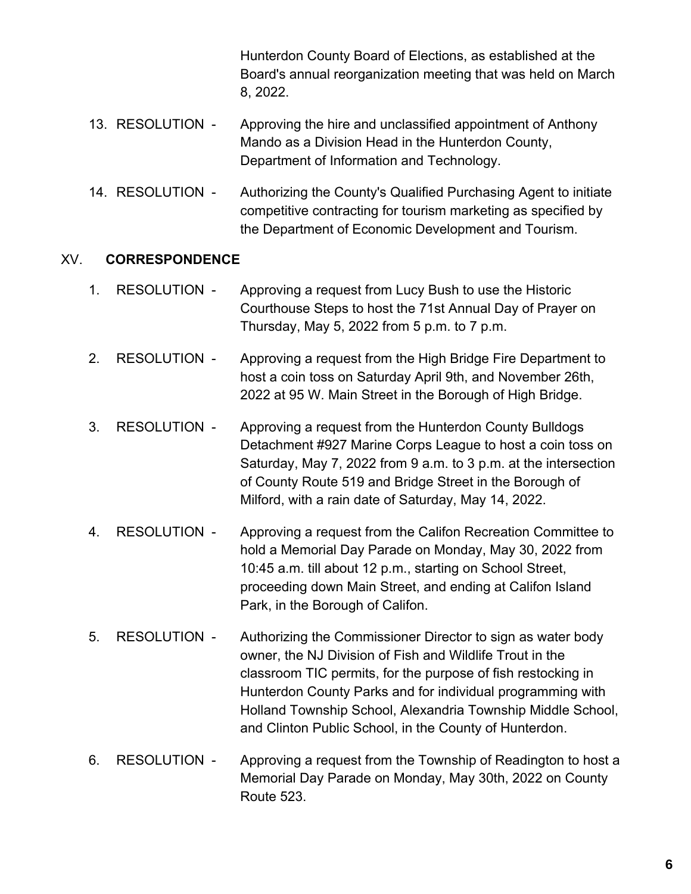Hunterdon County Board of Elections, as established at the Board's annual reorganization meeting that was held on March 8, 2022.

13. RESOLUTION - Approving the hire and unclassified appointment of Anthony Mando as a Division Head in the Hunterdon County, Department of Information and Technology.

14. RESOLUTION - Authorizing the County's Qualified Purchasing Agent to initiate competitive contracting for tourism marketing as specified by the Department of Economic Development and Tourism.

## XV. CORRESPONDENCE

1. RESOLUTION - Approving a request from Lucy Bush to use the Historic Courthouse Steps to host the 71st Annual Day of Prayer on Thursday, May 5, 2022 from 5 p.m. to 7 p.m.

2. RESOLUTION - Approving a request from the High Bridge Fire Department to host a coin toss on Saturday April 9th, and November 26th, 2022 at 95 W. Main Street in the Borough of High Bridge.

3. RESOLUTION - Approving a request from the Hunterdon County Bulldogs Detachment #927 Marine Corps League to host a coin toss on Saturday, May 7, 2022 from 9 a.m. to 3 p.m. at the intersection of County Route 519 and Bridge Street in the Borough of Milford, with a rain date of Saturday, May 14, 2022.

4. RESOLUTION - Approving a request from the Califon Recreation Committee to hold a Memorial Day Parade on Monday, May 30, 2022 from 10:45 a.m. till about 12 p.m., starting on School Street, proceeding down Main Street, and ending at Califon Island Park, in the Borough of Califon.

5. RESOLUTION - Authorizing the Commissioner Director to sign as water body owner, the NJ Division of Fish and Wildlife Trout in the classroom TIC permits, for the purpose of fish restocking in Hunterdon County Parks and for individual programming with Holland Township School, Alexandria Township Middle School, and Clinton Public School, in the County of Hunterdon.

6. RESOLUTION - Approving a request from the Township of Readington to host a Memorial Day Parade on Monday, May 30th, 2022 on County Route 523.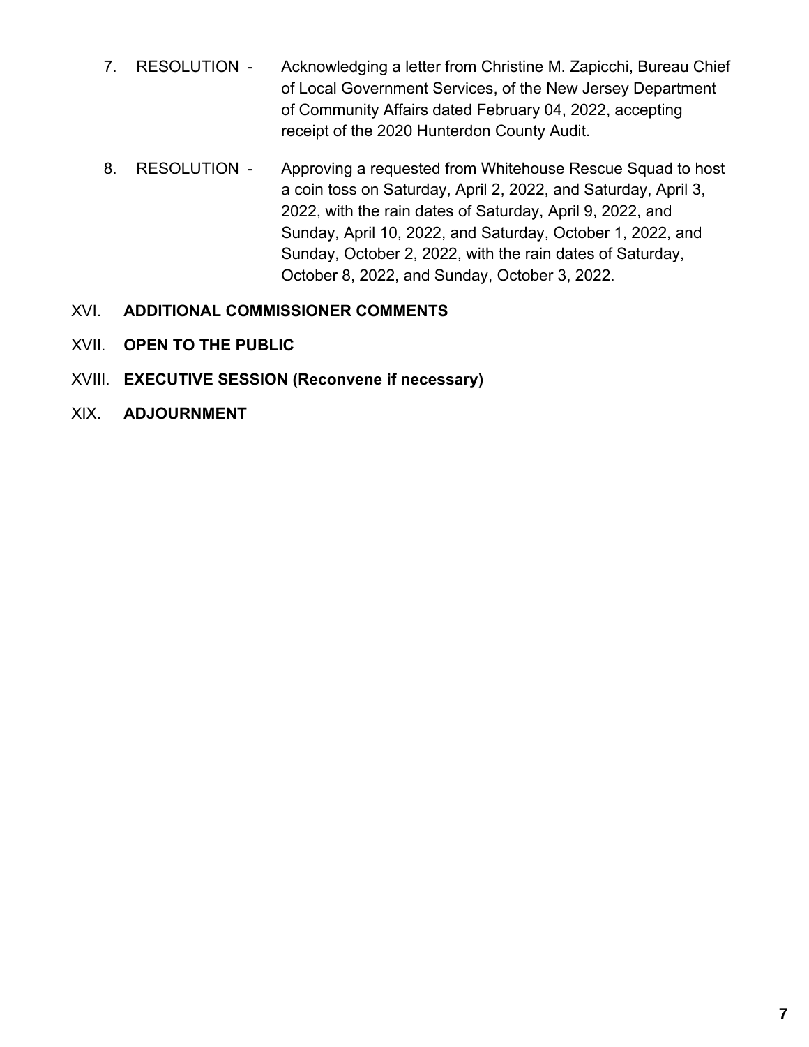7. RESOLUTION - Acknowledging a letter from Christine M. Zapicchi, Bureau Chief of Local Government Services, of the New Jersey Department of Community Affairs dated February 04, 2022, accepting receipt of the 2020 Hunterdon County Audit.

8. RESOLUTION - Approving a requested from Whitehouse Rescue Squad to host a coin toss on Saturday, April 2, 2022, and Saturday, April 3, 2022, with the rain dates of Saturday, April 9, 2022, and Sunday, April 10, 2022, and Saturday, October 1, 2022, and Sunday, October 2, 2022, with the rain dates of Saturday, October 8, 2022, and Sunday, October 3, 2022.

XVI. **ADDITIONAL COMMISSIONER COMMENTS**

XVII. **OPEN TO THE PUBLIC**

XVIII. **EXECUTIVE SESSION (Reconvene if necessary)**

XIX. **ADJOURNMENT**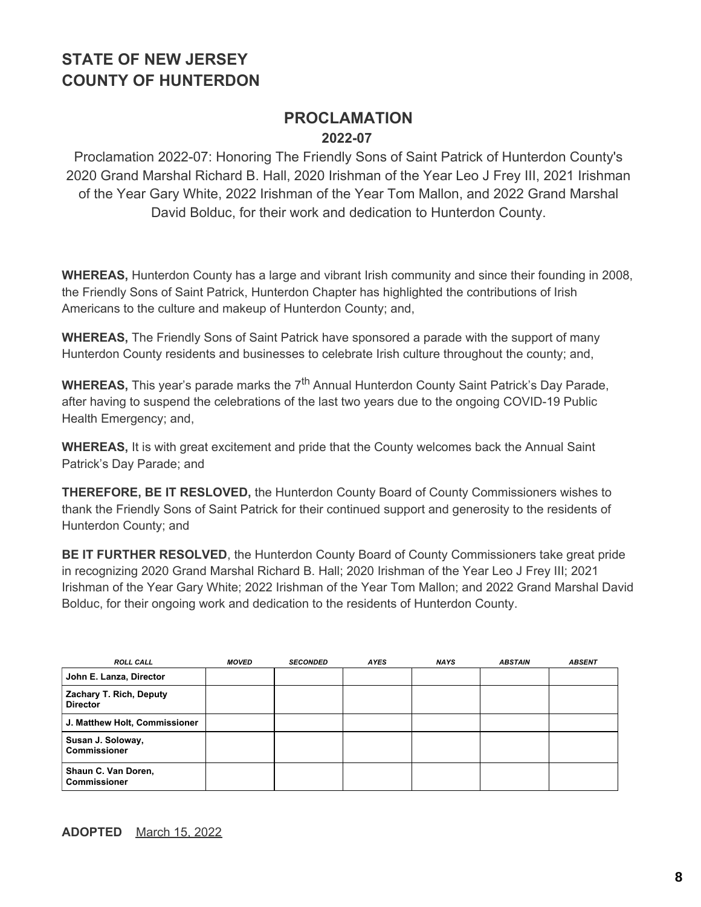# STATE OF NEW JERSEY
# COUNTY OF HUNTERDON

## PROCLAMATION

### 2022-07

Proclamation 2022-07: Honoring The Friendly Sons of Saint Patrick of Hunterdon County's 2020 Grand Marshal Richard B. Hall, 2020 Irishman of the Year Leo J Frey III, 2021 Irishman of the Year Gary White, 2022 Irishman of the Year Tom Mallon, and 2022 Grand Marshal David Bolduc, for their work and dedication to Hunterdon County.

**WHEREAS,** Hunterdon County has a large and vibrant Irish community and since their founding in 2008, the Friendly Sons of Saint Patrick, Hunterdon Chapter has highlighted the contributions of Irish Americans to the culture and makeup of Hunterdon County; and,

**WHEREAS,** The Friendly Sons of Saint Patrick have sponsored a parade with the support of many Hunterdon County residents and businesses to celebrate Irish culture throughout the county; and,

**WHEREAS,** This year's parade marks the 7th Annual Hunterdon County Saint Patrick's Day Parade, after having to suspend the celebrations of the last two years due to the ongoing COVID-19 Public Health Emergency; and,

**WHEREAS,** It is with great excitement and pride that the County welcomes back the Annual Saint Patrick's Day Parade; and

**THEREFORE, BE IT RESLOVED,** the Hunterdon County Board of County Commissioners wishes to thank the Friendly Sons of Saint Patrick for their continued support and generosity to the residents of Hunterdon County; and

**BE IT FURTHER RESOLVED**, the Hunterdon County Board of County Commissioners take great pride in recognizing 2020 Grand Marshal Richard B. Hall; 2020 Irishman of the Year Leo J Frey III; 2021 Irishman of the Year Gary White; 2022 Irishman of the Year Tom Mallon; and 2022 Grand Marshal David Bolduc, for their ongoing work and dedication to the residents of Hunterdon County.

| *ROLL CALL* | *MOVED* | *SECONDED* | *AYES* | *NAYS* | *ABSTAIN* | *ABSENT* |
|---|---|---|---|---|---|---|
| **John E. Lanza, Director** | | | | | | |
| **Zachary T. Rich, Deputy Director** | | | | | | |
| **J. Matthew Holt, Commissioner** | | | | | | |
| **Susan J. Soloway, Commissioner** | | | | | | |
| **Shaun C. Van Doren, Commissioner** | | | | | | |

**ADOPTED** March 15, 2022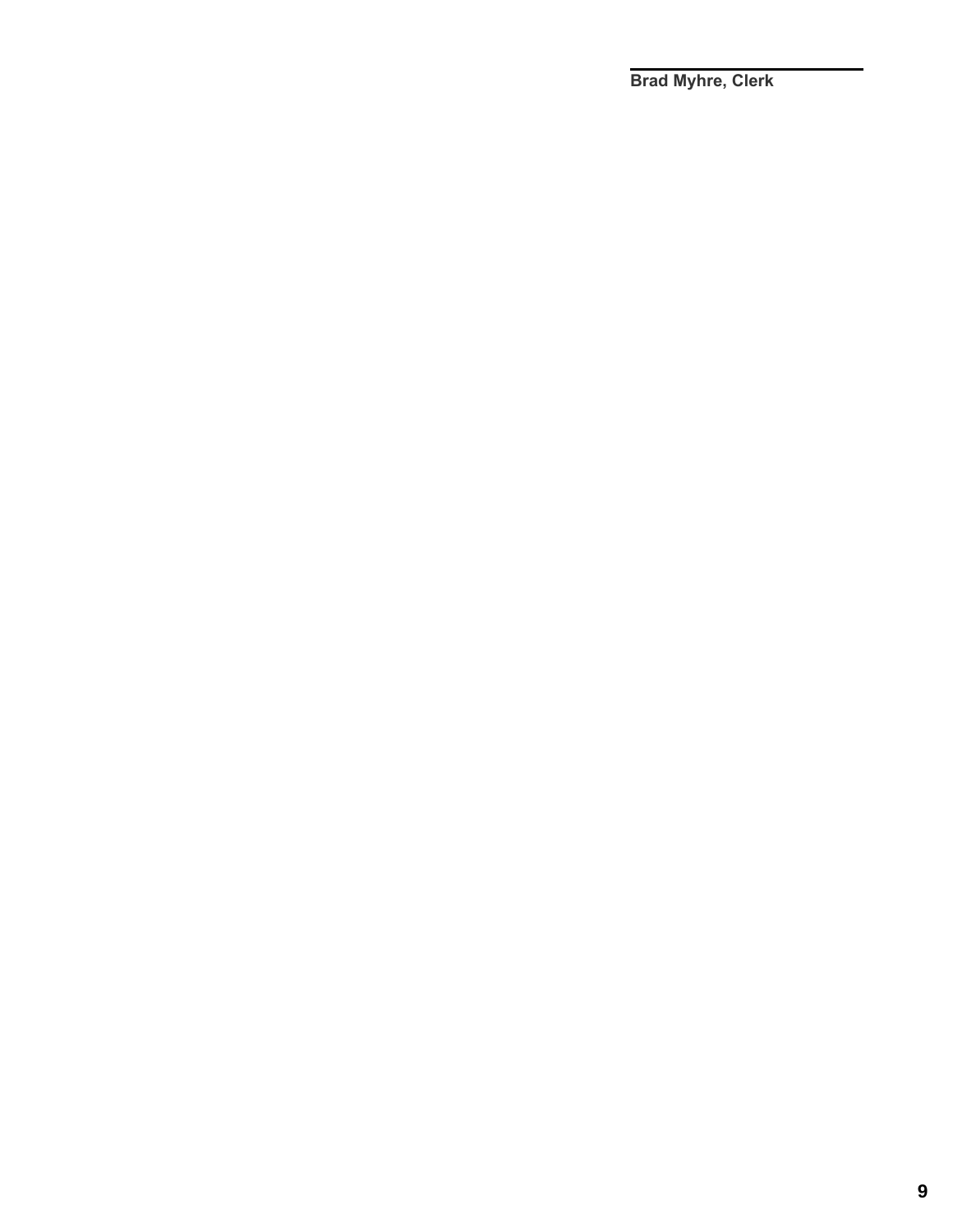**Brad Myhre, Clerk**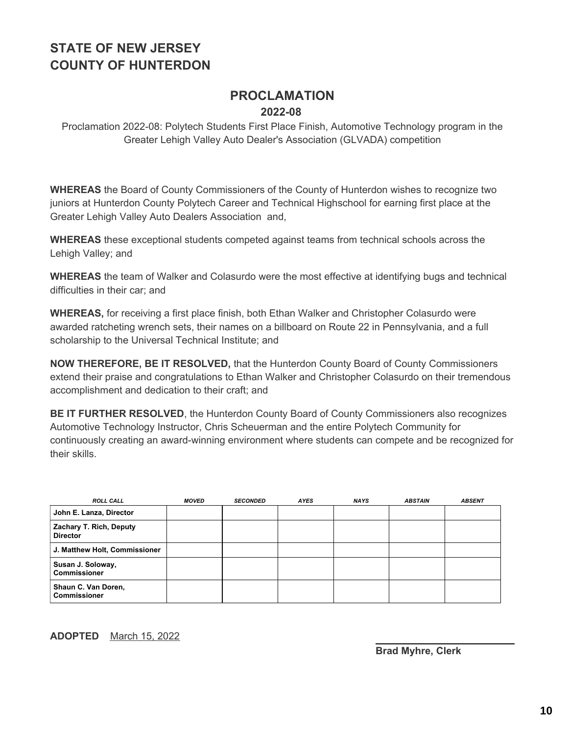# STATE OF NEW JERSEY
# COUNTY OF HUNTERDON

## PROCLAMATION

### 2022-08

Proclamation 2022-08: Polytech Students First Place Finish, Automotive Technology program in the Greater Lehigh Valley Auto Dealer's Association (GLVADA) competition

**WHEREAS** the Board of County Commissioners of the County of Hunterdon wishes to recognize two juniors at Hunterdon County Polytech Career and Technical Highschool for earning first place at the Greater Lehigh Valley Auto Dealers Association and,

**WHEREAS** these exceptional students competed against teams from technical schools across the Lehigh Valley; and

**WHEREAS** the team of Walker and Colasurdo were the most effective at identifying bugs and technical difficulties in their car; and

**WHEREAS,** for receiving a first place finish, both Ethan Walker and Christopher Colasurdo were awarded ratcheting wrench sets, their names on a billboard on Route 22 in Pennsylvania, and a full scholarship to the Universal Technical Institute; and

**NOW THEREFORE, BE IT RESOLVED,** that the Hunterdon County Board of County Commissioners extend their praise and congratulations to Ethan Walker and Christopher Colasurdo on their tremendous accomplishment and dedication to their craft; and

**BE IT FURTHER RESOLVED**, the Hunterdon County Board of County Commissioners also recognizes Automotive Technology Instructor, Chris Scheuerman and the entire Polytech Community for continuously creating an award-winning environment where students can compete and be recognized for their skills.

| *ROLL CALL* | *MOVED* | *SECONDED* | *AYES* | *NAYS* | *ABSTAIN* | *ABSENT* |
|---|---|---|---|---|---|---|
| **John E. Lanza, Director** | | | | | | |
| **Zachary T. Rich, Deputy Director** | | | | | | |
| **J. Matthew Holt, Commissioner** | | | | | | |
| **Susan J. Soloway, Commissioner** | | | | | | |
| **Shaun C. Van Doren, Commissioner** | | | | | | |

**ADOPTED** March 15, 2022

**Brad Myhre, Clerk**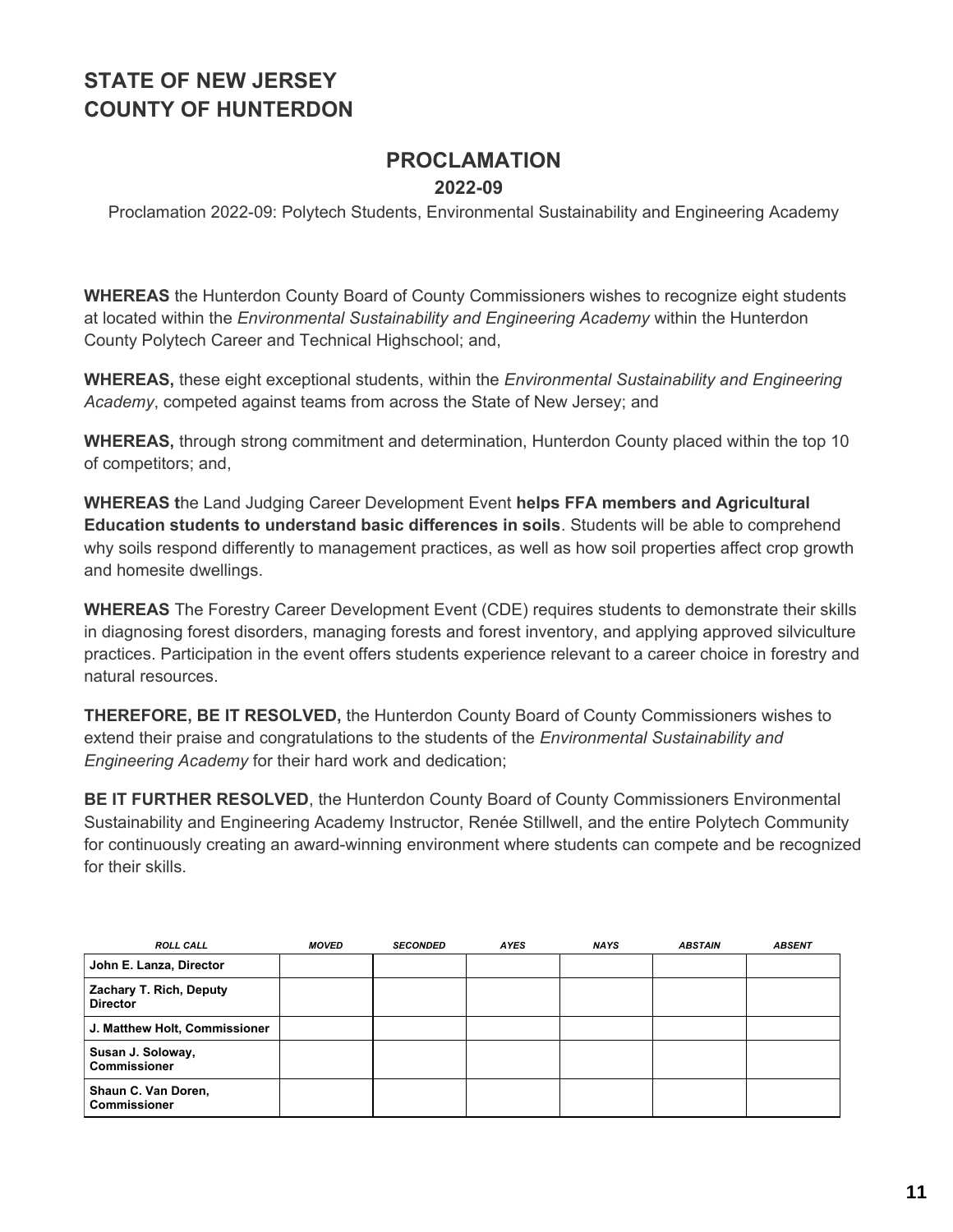**STATE OF NEW JERSEY**
**COUNTY OF HUNTERDON**

## PROCLAMATION

### 2022-09

Proclamation 2022-09: Polytech Students, Environmental Sustainability and Engineering Academy

**WHEREAS** the Hunterdon County Board of County Commissioners wishes to recognize eight students at located within the *Environmental Sustainability and Engineering Academy* within the Hunterdon County Polytech Career and Technical Highschool; and,

**WHEREAS,** these eight exceptional students, within the *Environmental Sustainability and Engineering Academy*, competed against teams from across the State of New Jersey; and

**WHEREAS,** through strong commitment and determination, Hunterdon County placed within the top 10 of competitors; and,

**WHEREAS t**he Land Judging Career Development Event **helps FFA members and Agricultural Education students to understand basic differences in soils**. Students will be able to comprehend why soils respond differently to management practices, as well as how soil properties affect crop growth and homesite dwellings.

**WHEREAS** The Forestry Career Development Event (CDE) requires students to demonstrate their skills in diagnosing forest disorders, managing forests and forest inventory, and applying approved silviculture practices. Participation in the event offers students experience relevant to a career choice in forestry and natural resources.

**THEREFORE, BE IT RESOLVED,** the Hunterdon County Board of County Commissioners wishes to extend their praise and congratulations to the students of the *Environmental Sustainability and Engineering Academy* for their hard work and dedication;

**BE IT FURTHER RESOLVED**, the Hunterdon County Board of County Commissioners Environmental Sustainability and Engineering Academy Instructor, Renée Stillwell, and the entire Polytech Community for continuously creating an award-winning environment where students can compete and be recognized for their skills.

| *ROLL CALL* | *MOVED* | *SECONDED* | *AYES* | *NAYS* | *ABSTAIN* | *ABSENT* |
|---|---|---|---|---|---|---|
| **John E. Lanza, Director** | | | | | | |
| **Zachary T. Rich, Deputy Director** | | | | | | |
| **J. Matthew Holt, Commissioner** | | | | | | |
| **Susan J. Soloway, Commissioner** | | | | | | |
| **Shaun C. Van Doren, Commissioner** | | | | | | |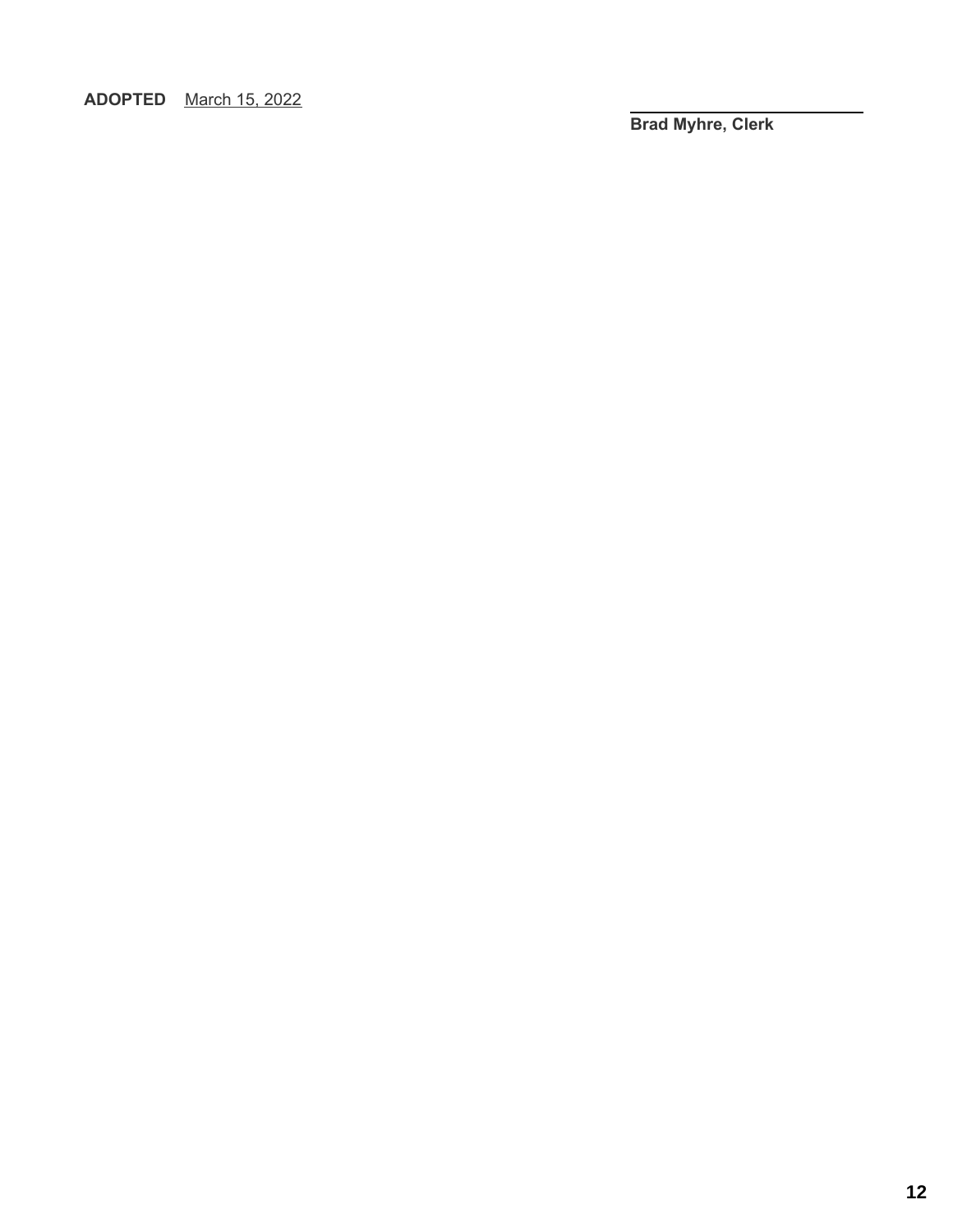**ADOPTED** March 15, 2022

\_\_\_\_\_\_\_\_\_\_\_\_\_\_\_\_\_\_\_\_\_\_\_\_\_\_\_\_

**Brad Myhre, Clerk**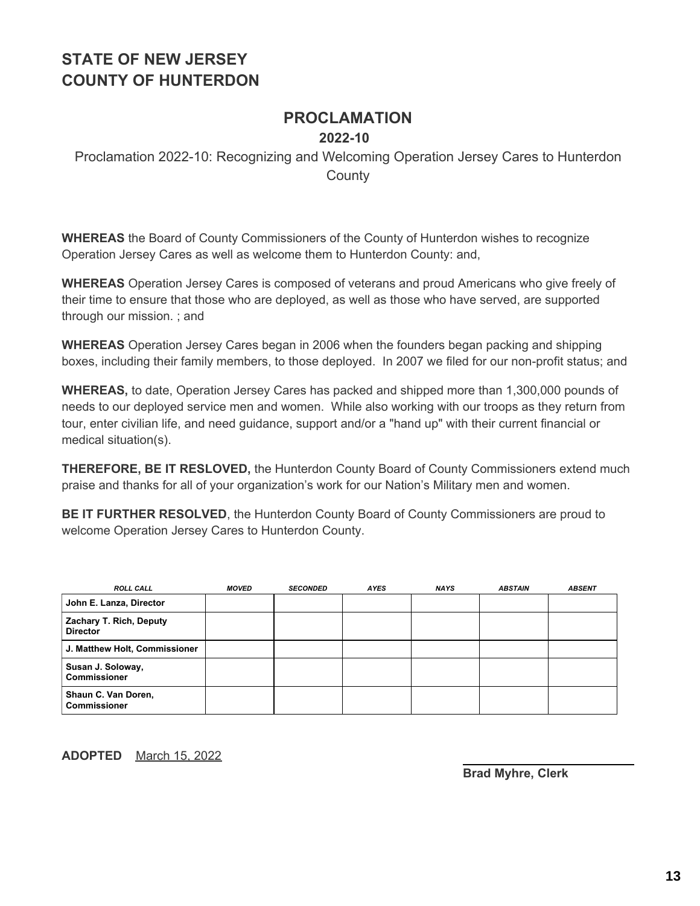## STATE OF NEW JERSEY
## COUNTY OF HUNTERDON

# PROCLAMATION

**2022-10**

Proclamation 2022-10: Recognizing and Welcoming Operation Jersey Cares to Hunterdon County

**WHEREAS** the Board of County Commissioners of the County of Hunterdon wishes to recognize Operation Jersey Cares as well as welcome them to Hunterdon County: and,

**WHEREAS** Operation Jersey Cares is composed of veterans and proud Americans who give freely of their time to ensure that those who are deployed, as well as those who have served, are supported through our mission. ; and

**WHEREAS** Operation Jersey Cares began in 2006 when the founders began packing and shipping boxes, including their family members, to those deployed. In 2007 we filed for our non-profit status; and

**WHEREAS,** to date, Operation Jersey Cares has packed and shipped more than 1,300,000 pounds of needs to our deployed service men and women. While also working with our troops as they return from tour, enter civilian life, and need guidance, support and/or a "hand up" with their current financial or medical situation(s).

**THEREFORE, BE IT RESLOVED,** the Hunterdon County Board of County Commissioners extend much praise and thanks for all of your organization's work for our Nation's Military men and women.

**BE IT FURTHER RESOLVED**, the Hunterdon County Board of County Commissioners are proud to welcome Operation Jersey Cares to Hunterdon County.

| ROLL CALL | MOVED | SECONDED | AYES | NAYS | ABSTAIN | ABSENT |
|---|---|---|---|---|---|---|
| John E. Lanza, Director | | | | | | |
| Zachary T. Rich, Deputy Director | | | | | | |
| J. Matthew Holt, Commissioner | | | | | | |
| Susan J. Soloway, Commissioner | | | | | | |
| Shaun C. Van Doren, Commissioner | | | | | | |

**ADOPTED** March 15, 2022

**Brad Myhre, Clerk**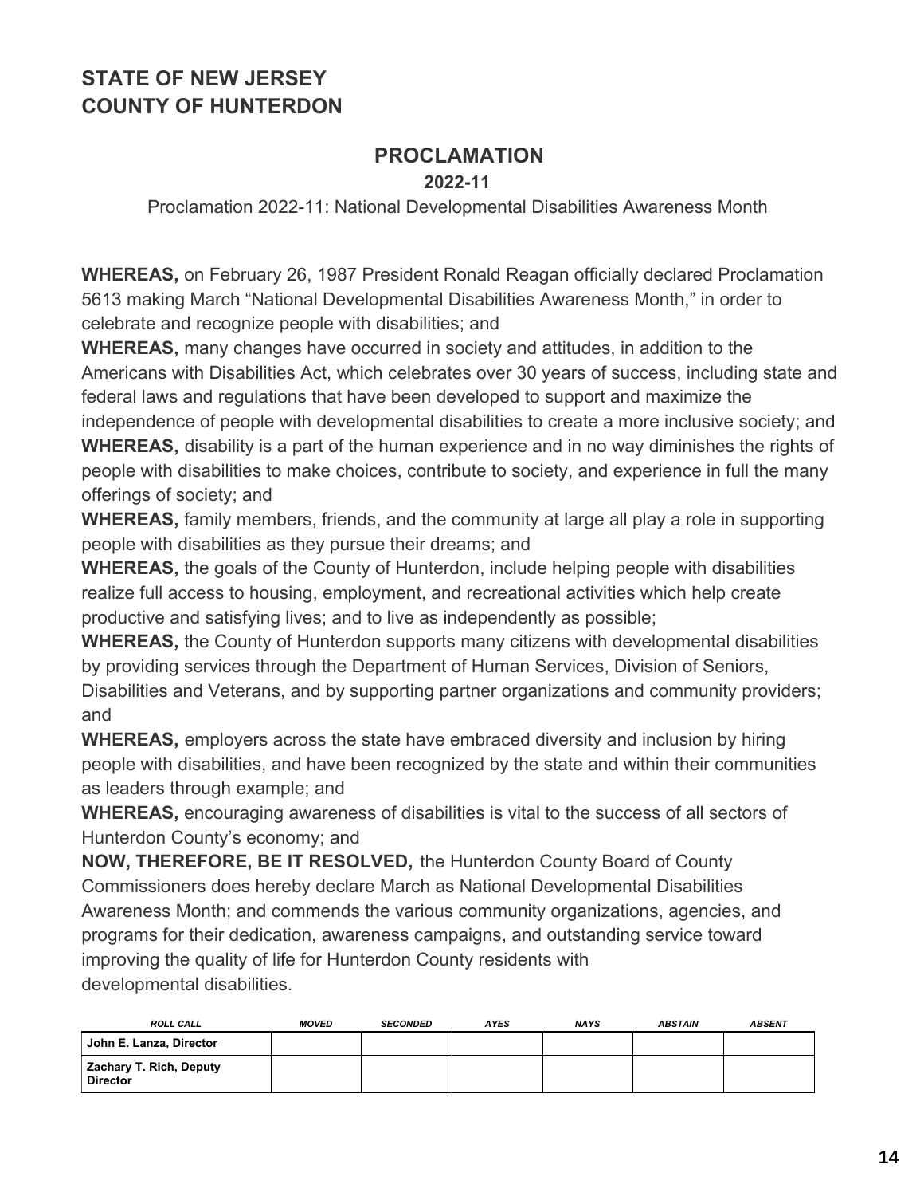# STATE OF NEW JERSEY
# COUNTY OF HUNTERDON

## PROCLAMATION

**2022-11**

Proclamation 2022-11: National Developmental Disabilities Awareness Month

**WHEREAS,** on February 26, 1987 President Ronald Reagan officially declared Proclamation 5613 making March "National Developmental Disabilities Awareness Month," in order to celebrate and recognize people with disabilities; and

**WHEREAS,** many changes have occurred in society and attitudes, in addition to the Americans with Disabilities Act, which celebrates over 30 years of success, including state and federal laws and regulations that have been developed to support and maximize the independence of people with developmental disabilities to create a more inclusive society; and

**WHEREAS,** disability is a part of the human experience and in no way diminishes the rights of people with disabilities to make choices, contribute to society, and experience in full the many offerings of society; and

**WHEREAS,** family members, friends, and the community at large all play a role in supporting people with disabilities as they pursue their dreams; and

**WHEREAS,** the goals of the County of Hunterdon, include helping people with disabilities realize full access to housing, employment, and recreational activities which help create productive and satisfying lives; and to live as independently as possible;

**WHEREAS,** the County of Hunterdon supports many citizens with developmental disabilities by providing services through the Department of Human Services, Division of Seniors, Disabilities and Veterans, and by supporting partner organizations and community providers; and

**WHEREAS,** employers across the state have embraced diversity and inclusion by hiring people with disabilities, and have been recognized by the state and within their communities as leaders through example; and

**WHEREAS,** encouraging awareness of disabilities is vital to the success of all sectors of Hunterdon County's economy; and

**NOW, THEREFORE, BE IT RESOLVED,** the Hunterdon County Board of County Commissioners does hereby declare March as National Developmental Disabilities Awareness Month; and commends the various community organizations, agencies, and programs for their dedication, awareness campaigns, and outstanding service toward improving the quality of life for Hunterdon County residents with developmental disabilities.

| *ROLL CALL* | *MOVED* | *SECONDED* | *AYES* | *NAYS* | *ABSTAIN* | *ABSENT* |
|---|---|---|---|---|---|---|
| **John E. Lanza, Director** | | | | | | |
| **Zachary T. Rich, Deputy Director** | | | | | | |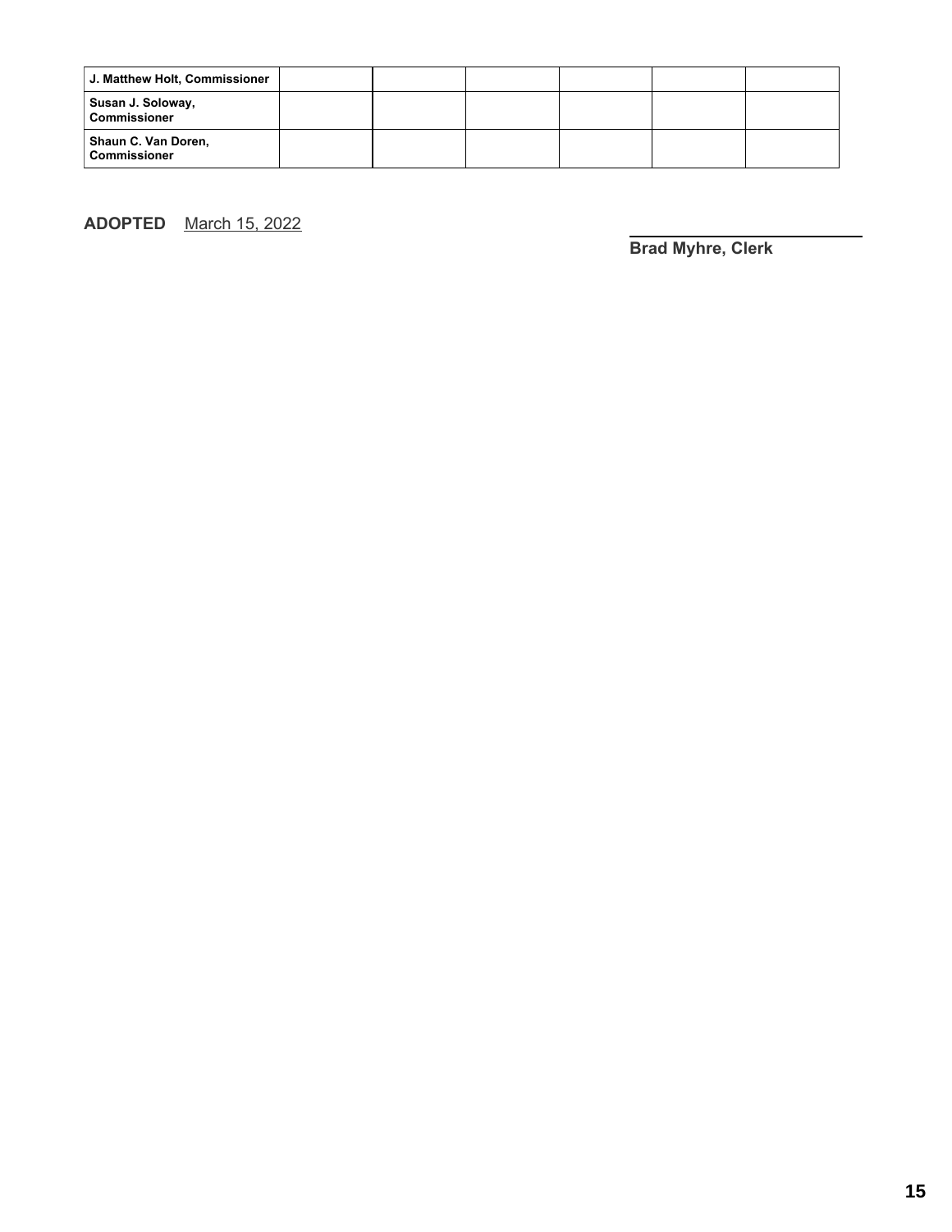| | | | | | | |
|---|---|---|---|---|---|---|
| **J. Matthew Holt, Commissioner** | | | | | | |
| **Susan J. Soloway, Commissioner** | | | | | | |
| **Shaun C. Van Doren, Commissioner** | | | | | | |

**ADOPTED** March 15, 2022

**Brad Myhre, Clerk**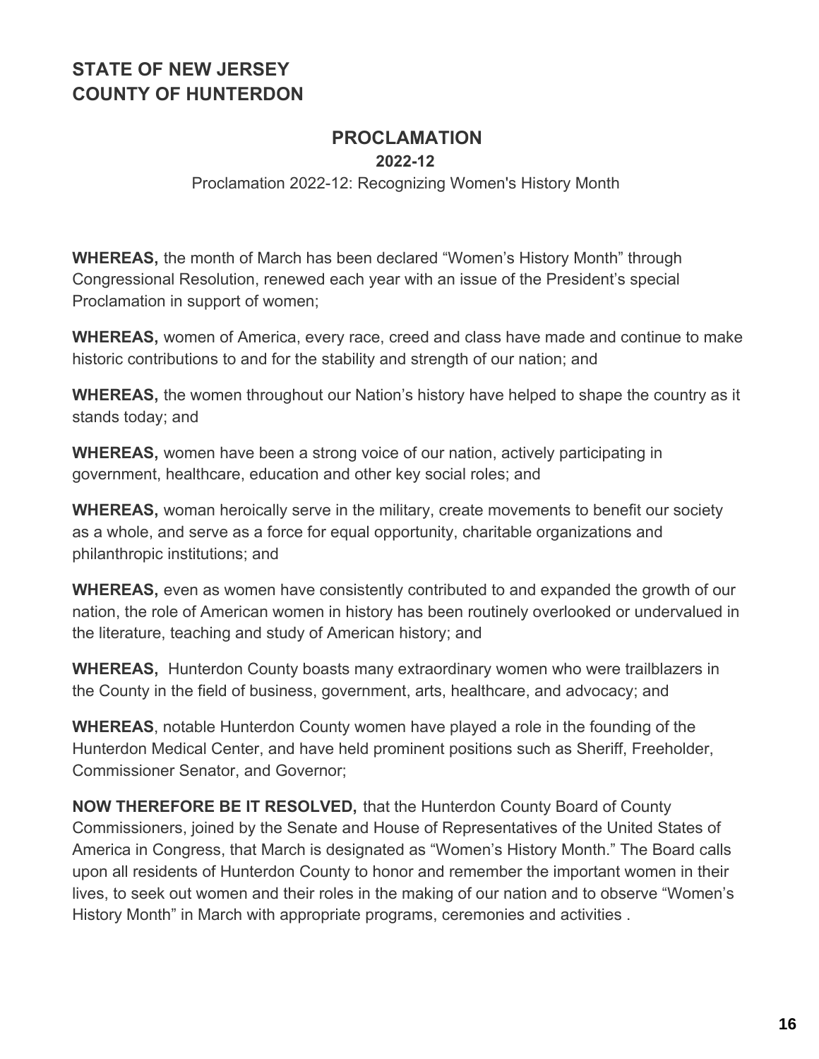## STATE OF NEW JERSEY
## COUNTY OF HUNTERDON

# PROCLAMATION

**2022-12**

Proclamation 2022-12: Recognizing Women's History Month

**WHEREAS,** the month of March has been declared "Women's History Month" through Congressional Resolution, renewed each year with an issue of the President's special Proclamation in support of women;

**WHEREAS,** women of America, every race, creed and class have made and continue to make historic contributions to and for the stability and strength of our nation; and

**WHEREAS,** the women throughout our Nation's history have helped to shape the country as it stands today; and

**WHEREAS,** women have been a strong voice of our nation, actively participating in government, healthcare, education and other key social roles; and

**WHEREAS,** woman heroically serve in the military, create movements to benefit our society as a whole, and serve as a force for equal opportunity, charitable organizations and philanthropic institutions; and

**WHEREAS,** even as women have consistently contributed to and expanded the growth of our nation, the role of American women in history has been routinely overlooked or undervalued in the literature, teaching and study of American history; and

**WHEREAS,** Hunterdon County boasts many extraordinary women who were trailblazers in the County in the field of business, government, arts, healthcare, and advocacy; and

**WHEREAS**, notable Hunterdon County women have played a role in the founding of the Hunterdon Medical Center, and have held prominent positions such as Sheriff, Freeholder, Commissioner Senator, and Governor;

**NOW THEREFORE BE IT RESOLVED,** that the Hunterdon County Board of County Commissioners, joined by the Senate and House of Representatives of the United States of America in Congress, that March is designated as "Women's History Month." The Board calls upon all residents of Hunterdon County to honor and remember the important women in their lives, to seek out women and their roles in the making of our nation and to observe "Women's History Month" in March with appropriate programs, ceremonies and activities .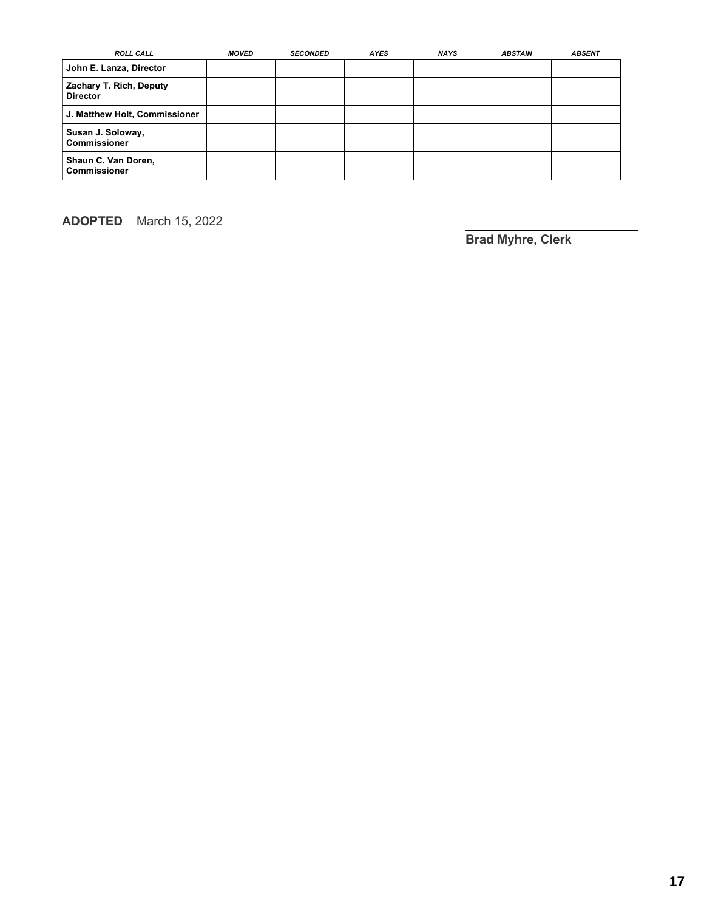| *ROLL CALL* | *MOVED* | *SECONDED* | *AYES* | *NAYS* | *ABSTAIN* | *ABSENT* |
|---|---|---|---|---|---|---|
| **John E. Lanza, Director** | | | | | | |
| **Zachary T. Rich, Deputy Director** | | | | | | |
| **J. Matthew Holt, Commissioner** | | | | | | |
| **Susan J. Soloway, Commissioner** | | | | | | |
| **Shaun C. Van Doren, Commissioner** | | | | | | |

**ADOPTED** March 15, 2022

**Brad Myhre, Clerk**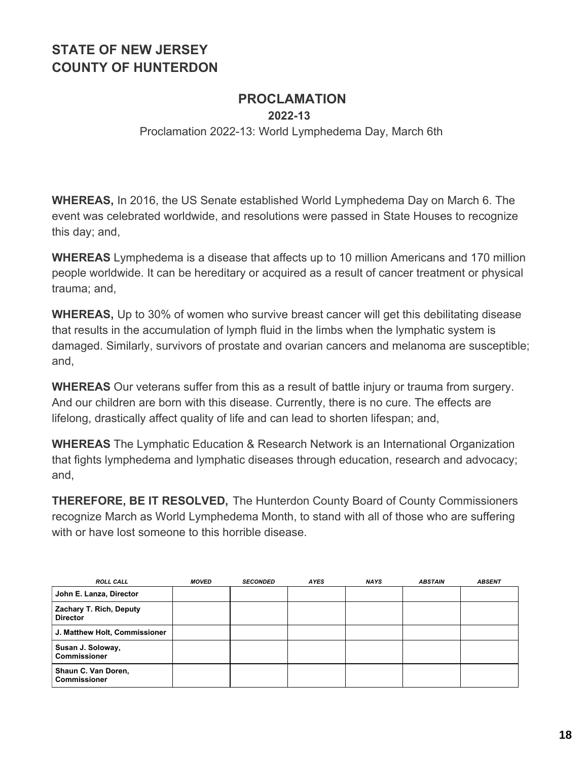# STATE OF NEW JERSEY
# COUNTY OF HUNTERDON

## PROCLAMATION

**2022-13**

Proclamation 2022-13: World Lymphedema Day, March 6th

**WHEREAS,** In 2016, the US Senate established World Lymphedema Day on March 6. The event was celebrated worldwide, and resolutions were passed in State Houses to recognize this day; and,

**WHEREAS** Lymphedema is a disease that affects up to 10 million Americans and 170 million people worldwide. It can be hereditary or acquired as a result of cancer treatment or physical trauma; and,

**WHEREAS,** Up to 30% of women who survive breast cancer will get this debilitating disease that results in the accumulation of lymph fluid in the limbs when the lymphatic system is damaged. Similarly, survivors of prostate and ovarian cancers and melanoma are susceptible; and,

**WHEREAS** Our veterans suffer from this as a result of battle injury or trauma from surgery. And our children are born with this disease. Currently, there is no cure. The effects are lifelong, drastically affect quality of life and can lead to shorten lifespan; and,

**WHEREAS** The Lymphatic Education & Research Network is an International Organization that fights lymphedema and lymphatic diseases through education, research and advocacy; and,

**THEREFORE, BE IT RESOLVED,** The Hunterdon County Board of County Commissioners recognize March as World Lymphedema Month, to stand with all of those who are suffering with or have lost someone to this horrible disease.

| ROLL CALL | MOVED | SECONDED | AYES | NAYS | ABSTAIN | ABSENT |
|---|---|---|---|---|---|---|
| John E. Lanza, Director | | | | | | |
| Zachary T. Rich, Deputy Director | | | | | | |
| J. Matthew Holt, Commissioner | | | | | | |
| Susan J. Soloway, Commissioner | | | | | | |
| Shaun C. Van Doren, Commissioner | | | | | | |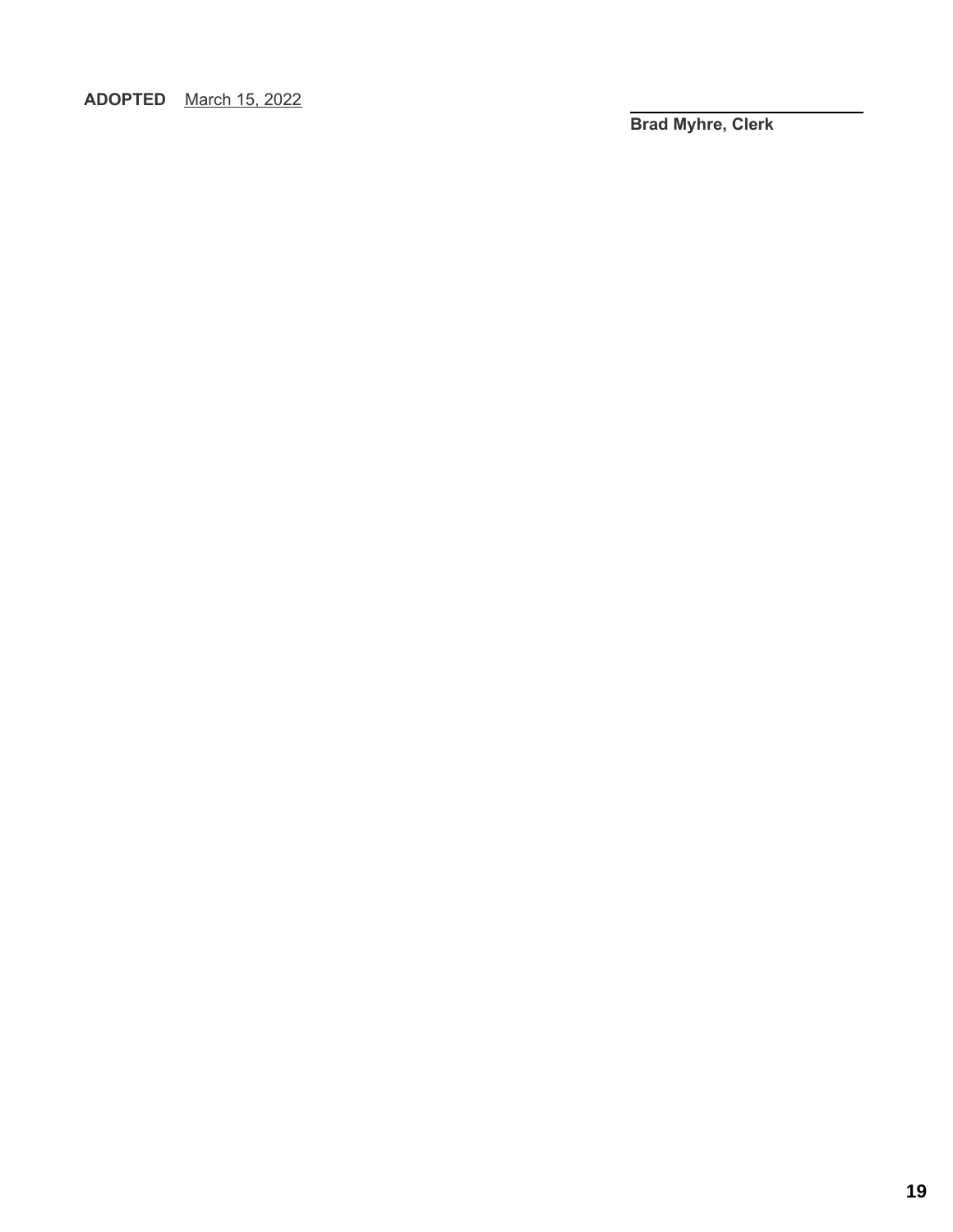**ADOPTED** March 15, 2022

\_\_\_\_\_\_\_\_\_\_\_\_\_\_\_\_\_\_\_\_\_\_\_\_\_\_

**Brad Myhre, Clerk**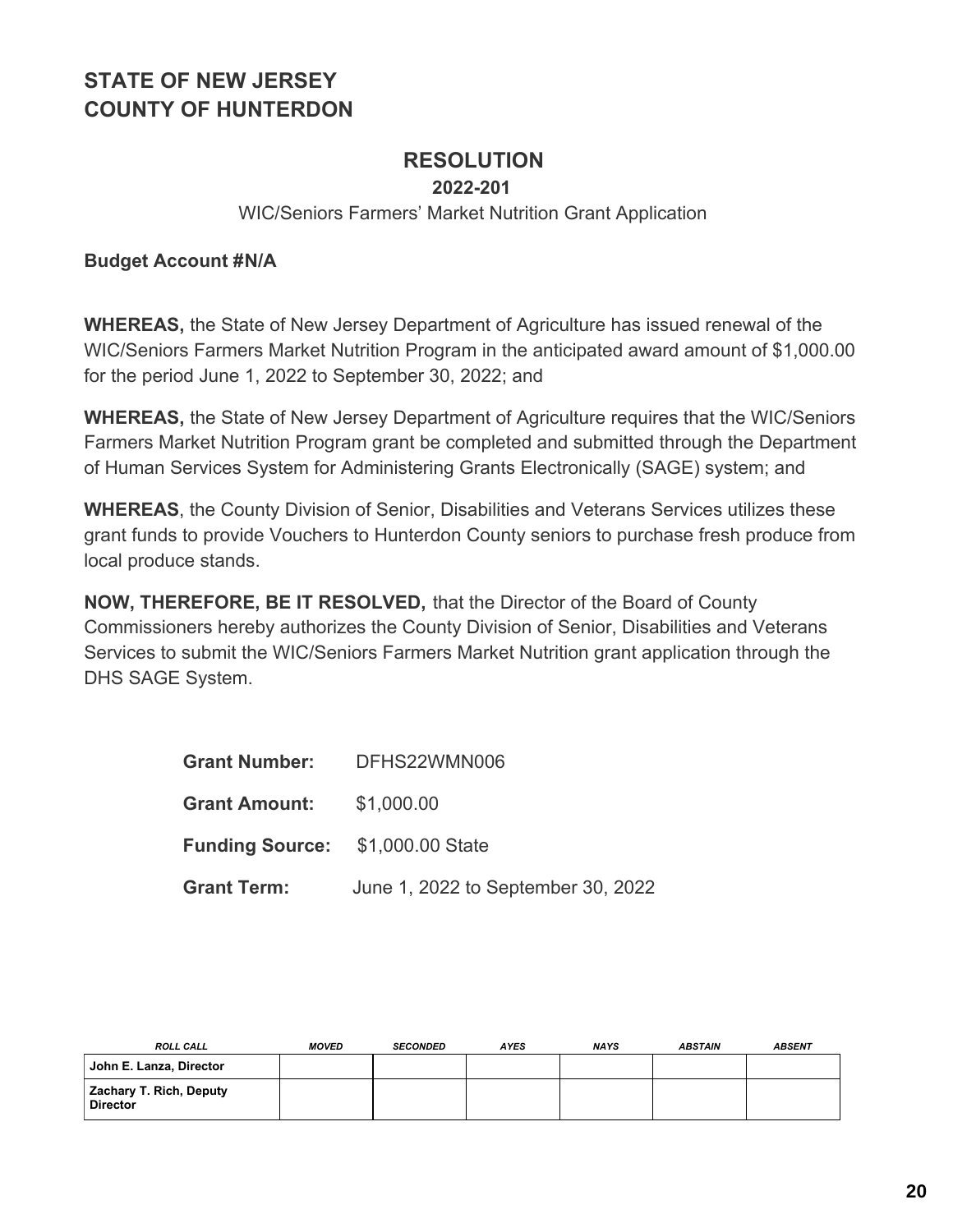# STATE OF NEW JERSEY
# COUNTY OF HUNTERDON

## RESOLUTION

**2022-201**

WIC/Seniors Farmers' Market Nutrition Grant Application

**Budget Account #N/A**

**WHEREAS,** the State of New Jersey Department of Agriculture has issued renewal of the WIC/Seniors Farmers Market Nutrition Program in the anticipated award amount of $1,000.00 for the period June 1, 2022 to September 30, 2022; and

**WHEREAS,** the State of New Jersey Department of Agriculture requires that the WIC/Seniors Farmers Market Nutrition Program grant be completed and submitted through the Department of Human Services System for Administering Grants Electronically (SAGE) system; and

**WHEREAS**, the County Division of Senior, Disabilities and Veterans Services utilizes these grant funds to provide Vouchers to Hunterdon County seniors to purchase fresh produce from local produce stands.

**NOW, THEREFORE, BE IT RESOLVED,** that the Director of the Board of County Commissioners hereby authorizes the County Division of Senior, Disabilities and Veterans Services to submit the WIC/Seniors Farmers Market Nutrition grant application through the DHS SAGE System.

**Grant Number:** DFHS22WMN006

**Grant Amount:** $1,000.00

**Funding Source:** $1,000.00 State

**Grant Term:** June 1, 2022 to September 30, 2022

| *ROLL CALL* | *MOVED* | *SECONDED* | *AYES* | *NAYS* | *ABSTAIN* | *ABSENT* |
|---|---|---|---|---|---|---|
| **John E. Lanza, Director** | | | | | | |
| **Zachary T. Rich, Deputy Director** | | | | | | |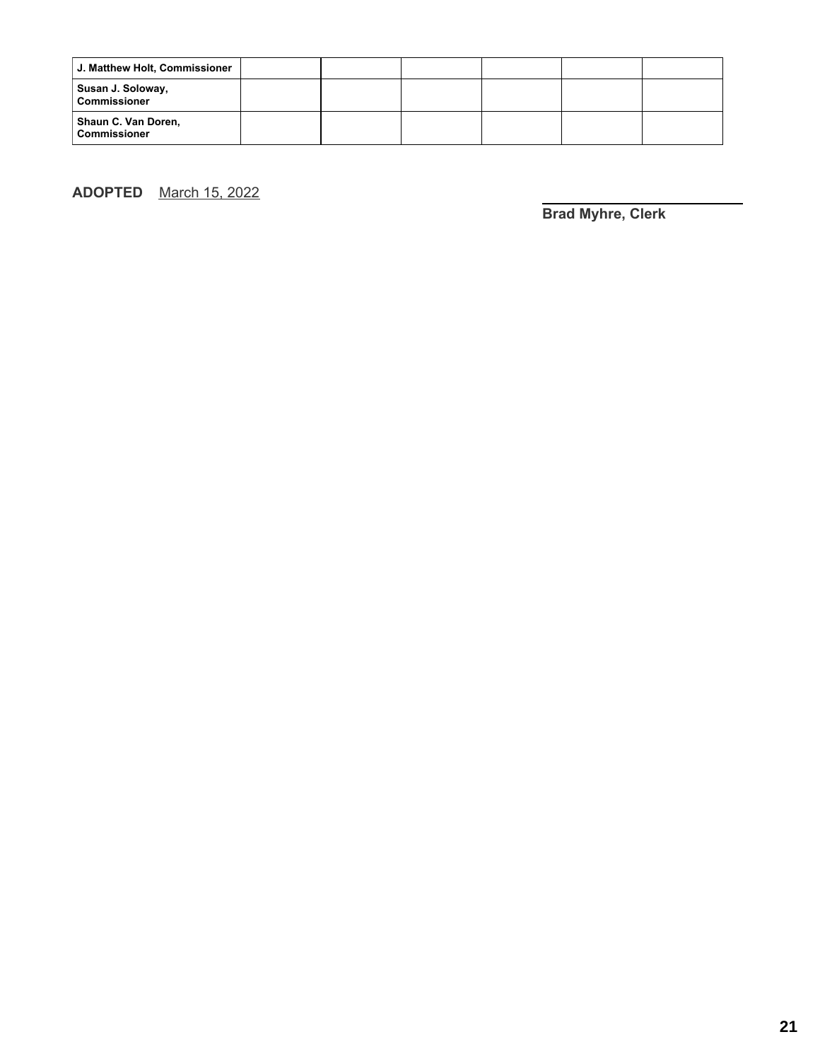| J. Matthew Holt, Commissioner | | | | | | |
|---|---|---|---|---|---|---|
| Susan J. Soloway, Commissioner | | | | | | |
| Shaun C. Van Doren, Commissioner | | | | | | |

**ADOPTED** March 15, 2022

**Brad Myhre, Clerk**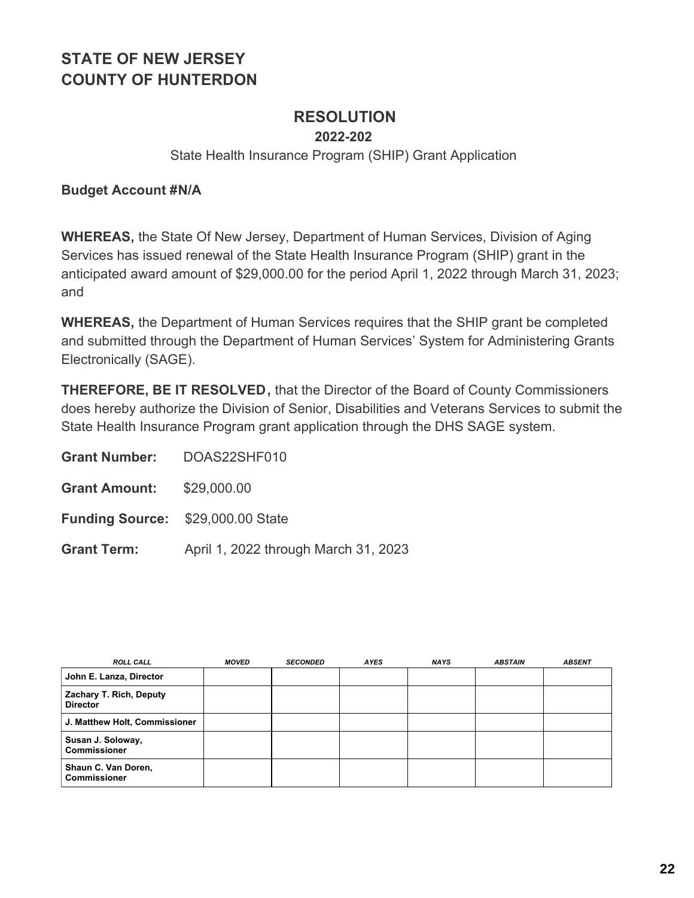# STATE OF NEW JERSEY
# COUNTY OF HUNTERDON

## RESOLUTION

**2022-202**

State Health Insurance Program (SHIP) Grant Application

**Budget Account #N/A**

**WHEREAS,** the State Of New Jersey, Department of Human Services, Division of Aging Services has issued renewal of the State Health Insurance Program (SHIP) grant in the anticipated award amount of $29,000.00 for the period April 1, 2022 through March 31, 2023; and

**WHEREAS,** the Department of Human Services requires that the SHIP grant be completed and submitted through the Department of Human Services' System for Administering Grants Electronically (SAGE).

**THEREFORE, BE IT RESOLVED,** that the Director of the Board of County Commissioners does hereby authorize the Division of Senior, Disabilities and Veterans Services to submit the State Health Insurance Program grant application through the DHS SAGE system.

**Grant Number:** DOAS22SHF010

**Grant Amount:** $29,000.00

**Funding Source:** $29,000.00 State

**Grant Term:** April 1, 2022 through March 31, 2023

| ROLL CALL | MOVED | SECONDED | AYES | NAYS | ABSTAIN | ABSENT |
|---|---|---|---|---|---|---|
| **John E. Lanza, Director** | | | | | | |
| **Zachary T. Rich, Deputy Director** | | | | | | |
| **J. Matthew Holt, Commissioner** | | | | | | |
| **Susan J. Soloway, Commissioner** | | | | | | |
| **Shaun C. Van Doren, Commissioner** | | | | | | |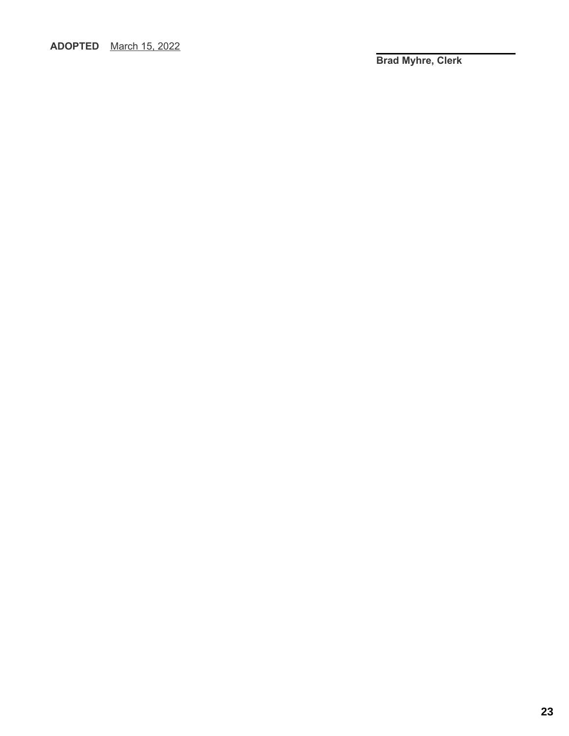**ADOPTED** March 15, 2022

**Brad Myhre, Clerk**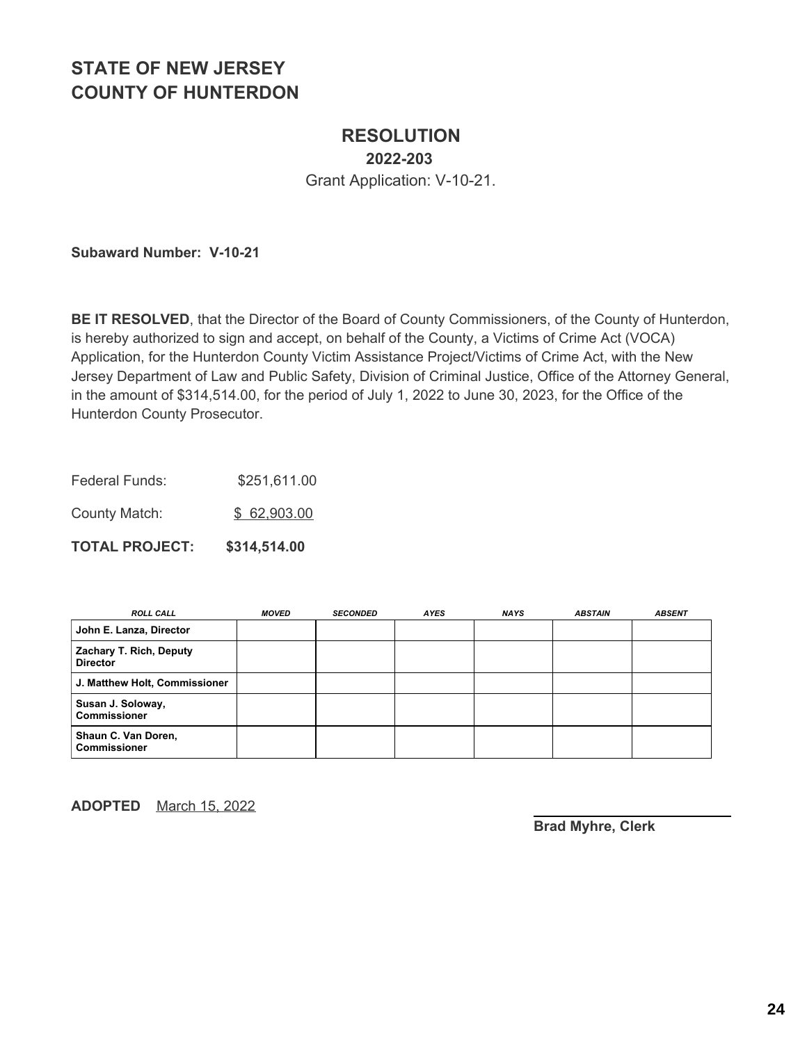# STATE OF NEW JERSEY
# COUNTY OF HUNTERDON

## RESOLUTION

### 2022-203

Grant Application: V-10-21.

**Subaward Number: V-10-21**

**BE IT RESOLVED**, that the Director of the Board of County Commissioners, of the County of Hunterdon, is hereby authorized to sign and accept, on behalf of the County, a Victims of Crime Act (VOCA) Application, for the Hunterdon County Victim Assistance Project/Victims of Crime Act, with the New Jersey Department of Law and Public Safety, Division of Criminal Justice, Office of the Attorney General, in the amount of $314,514.00, for the period of July 1, 2022 to June 30, 2023, for the Office of the Hunterdon County Prosecutor.

Federal Funds: $251,611.00

County Match: $ 62,903.00

**TOTAL PROJECT: $314,514.00**

| *ROLL CALL* | *MOVED* | *SECONDED* | *AYES* | *NAYS* | *ABSTAIN* | *ABSENT* |
|---|---|---|---|---|---|---|
| **John E. Lanza, Director** | | | | | | |
| **Zachary T. Rich, Deputy Director** | | | | | | |
| **J. Matthew Holt, Commissioner** | | | | | | |
| **Susan J. Soloway, Commissioner** | | | | | | |
| **Shaun C. Van Doren, Commissioner** | | | | | | |

**ADOPTED** March 15, 2022

**Brad Myhre, Clerk**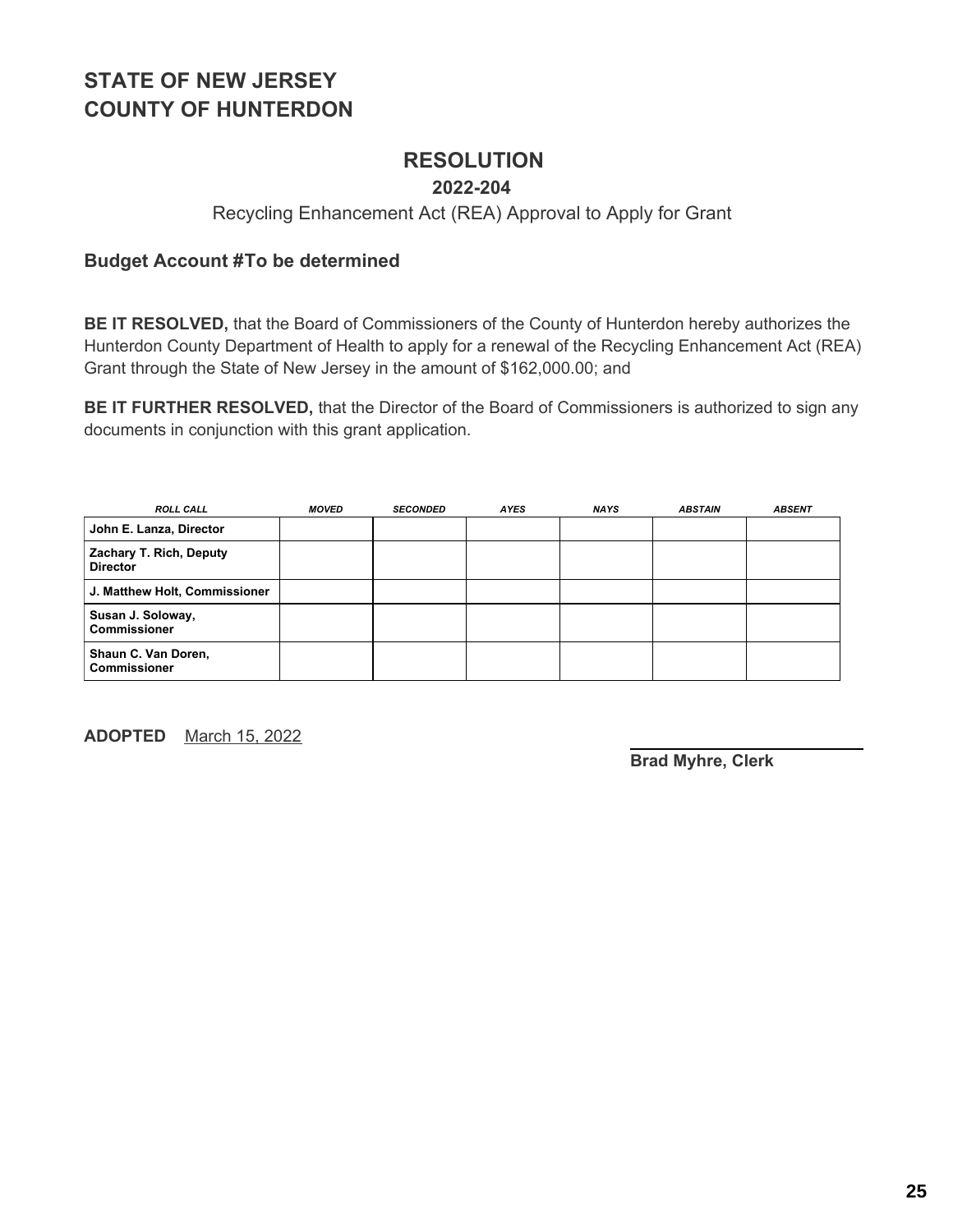# STATE OF NEW JERSEY
# COUNTY OF HUNTERDON

## RESOLUTION

### 2022-204

Recycling Enhancement Act (REA) Approval to Apply for Grant

**Budget Account #To be determined**

**BE IT RESOLVED,** that the Board of Commissioners of the County of Hunterdon hereby authorizes the Hunterdon County Department of Health to apply for a renewal of the Recycling Enhancement Act (REA) Grant through the State of New Jersey in the amount of $162,000.00; and

**BE IT FURTHER RESOLVED,** that the Director of the Board of Commissioners is authorized to sign any documents in conjunction with this grant application.

| ROLL CALL | MOVED | SECONDED | AYES | NAYS | ABSTAIN | ABSENT |
|---|---|---|---|---|---|---|
| **John E. Lanza, Director** | | | | | | |
| **Zachary T. Rich, Deputy Director** | | | | | | |
| **J. Matthew Holt, Commissioner** | | | | | | |
| **Susan J. Soloway, Commissioner** | | | | | | |
| **Shaun C. Van Doren, Commissioner** | | | | | | |

**ADOPTED** March 15, 2022

**Brad Myhre, Clerk**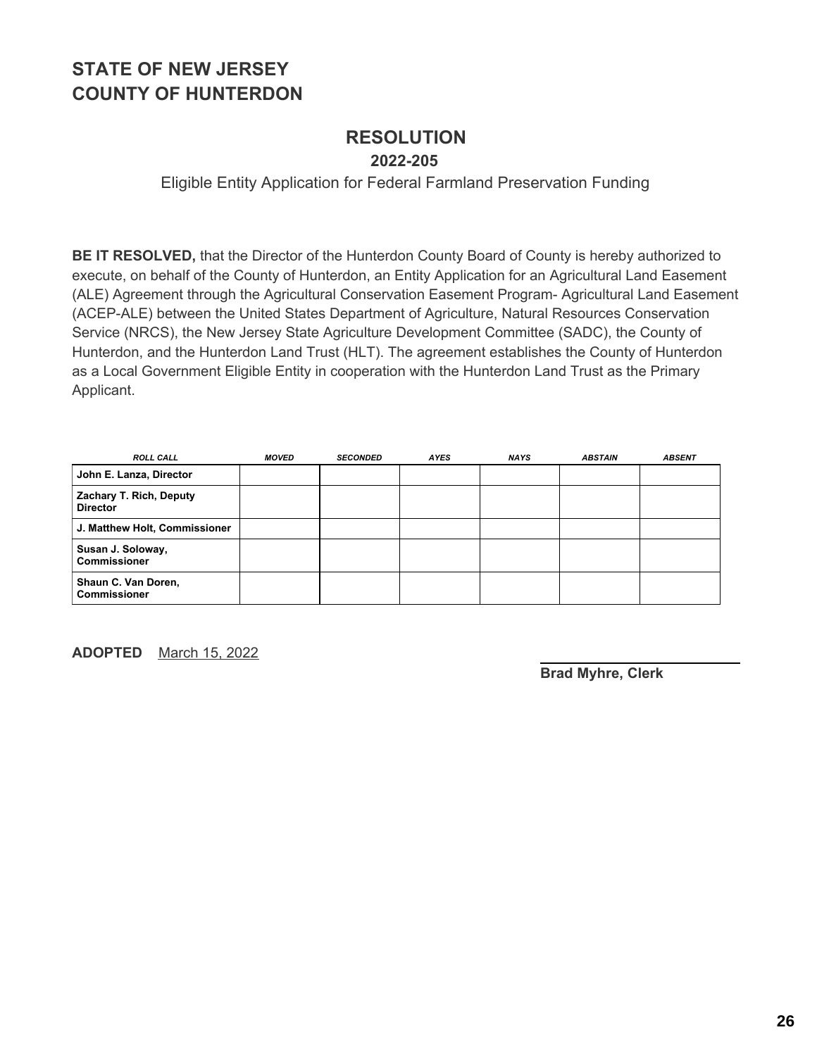# STATE OF NEW JERSEY
# COUNTY OF HUNTERDON

## RESOLUTION

### 2022-205

Eligible Entity Application for Federal Farmland Preservation Funding

**BE IT RESOLVED,** that the Director of the Hunterdon County Board of County is hereby authorized to execute, on behalf of the County of Hunterdon, an Entity Application for an Agricultural Land Easement (ALE) Agreement through the Agricultural Conservation Easement Program- Agricultural Land Easement (ACEP-ALE) between the United States Department of Agriculture, Natural Resources Conservation Service (NRCS), the New Jersey State Agriculture Development Committee (SADC), the County of Hunterdon, and the Hunterdon Land Trust (HLT). The agreement establishes the County of Hunterdon as a Local Government Eligible Entity in cooperation with the Hunterdon Land Trust as the Primary Applicant.

| *ROLL CALL* | *MOVED* | *SECONDED* | *AYES* | *NAYS* | *ABSTAIN* | *ABSENT* |
|---|---|---|---|---|---|---|
| **John E. Lanza, Director** | | | | | | |
| **Zachary T. Rich, Deputy Director** | | | | | | |
| **J. Matthew Holt, Commissioner** | | | | | | |
| **Susan J. Soloway, Commissioner** | | | | | | |
| **Shaun C. Van Doren, Commissioner** | | | | | | |

**ADOPTED** March 15, 2022

**Brad Myhre, Clerk**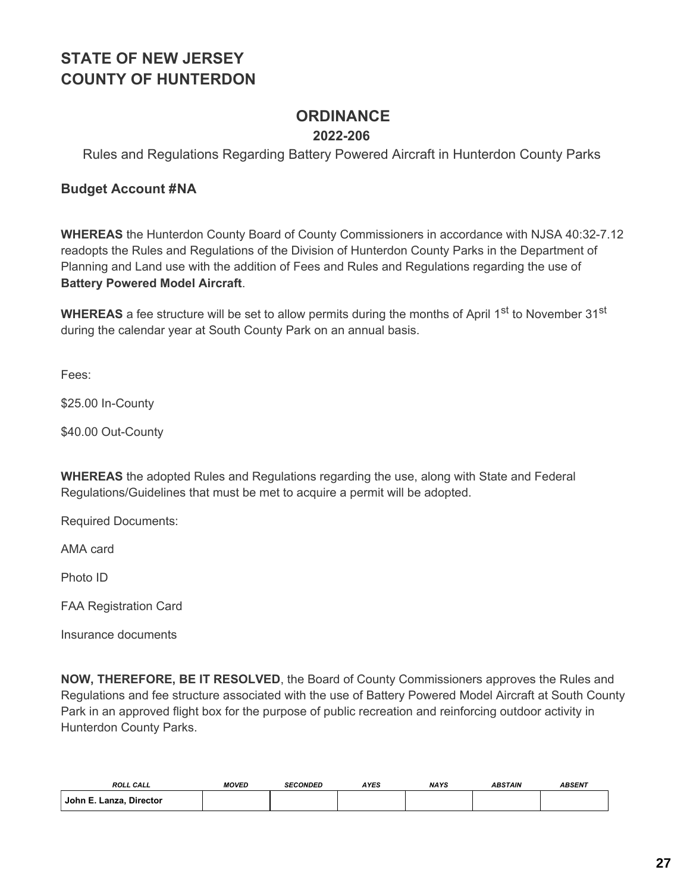# STATE OF NEW JERSEY
# COUNTY OF HUNTERDON

## ORDINANCE

### 2022-206

Rules and Regulations Regarding Battery Powered Aircraft in Hunterdon County Parks

**Budget Account #NA**

**WHEREAS** the Hunterdon County Board of County Commissioners in accordance with NJSA 40:32-7.12 readopts the Rules and Regulations of the Division of Hunterdon County Parks in the Department of Planning and Land use with the addition of Fees and Rules and Regulations regarding the use of **Battery Powered Model Aircraft**.

**WHEREAS** a fee structure will be set to allow permits during the months of April 1st to November 31st during the calendar year at South County Park on an annual basis.

Fees:

$25.00 In-County

$40.00 Out-County

**WHEREAS** the adopted Rules and Regulations regarding the use, along with State and Federal Regulations/Guidelines that must be met to acquire a permit will be adopted.

Required Documents:

AMA card

Photo ID

FAA Registration Card

Insurance documents

**NOW, THEREFORE, BE IT RESOLVED**, the Board of County Commissioners approves the Rules and Regulations and fee structure associated with the use of Battery Powered Model Aircraft at South County Park in an approved flight box for the purpose of public recreation and reinforcing outdoor activity in Hunterdon County Parks.

| ROLL CALL | MOVED | SECONDED | AYES | NAYS | ABSTAIN | ABSENT |
|---|---|---|---|---|---|---|
| John E. Lanza, Director | | | | | | |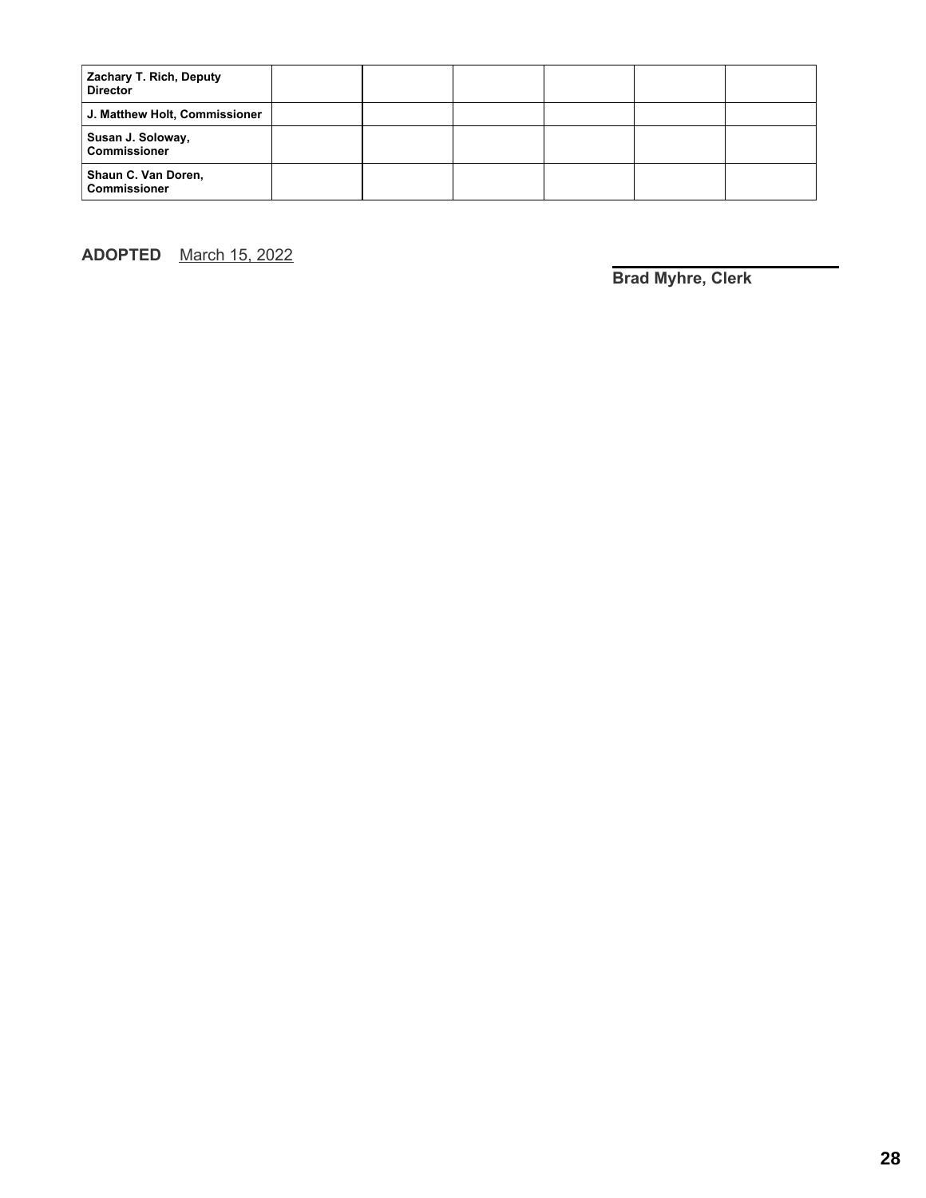| | | | | | | |
|---|---|---|---|---|---|---|
| **Zachary T. Rich, Deputy Director** | | | | | | |
| **J. Matthew Holt, Commissioner** | | | | | | |
| **Susan J. Soloway, Commissioner** | | | | | | |
| **Shaun C. Van Doren, Commissioner** | | | | | | |

**ADOPTED** March 15, 2022

**Brad Myhre, Clerk**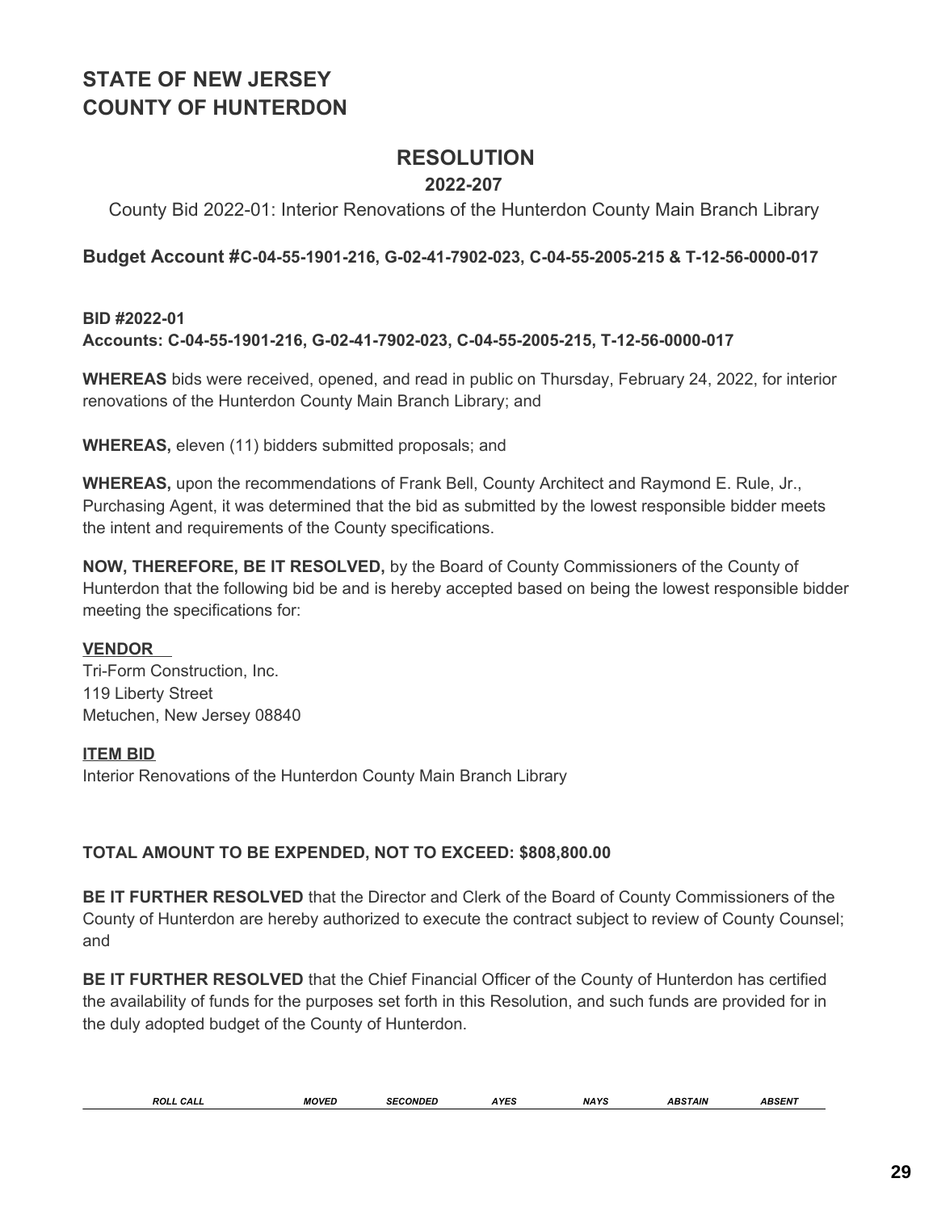# STATE OF NEW JERSEY
# COUNTY OF HUNTERDON

## RESOLUTION

### 2022-207

County Bid 2022-01: Interior Renovations of the Hunterdon County Main Branch Library

**Budget Account #C-04-55-1901-216, G-02-41-7902-023, C-04-55-2005-215 & T-12-56-0000-017**

**BID #2022-01**
**Accounts: C-04-55-1901-216, G-02-41-7902-023, C-04-55-2005-215, T-12-56-0000-017**

**WHEREAS** bids were received, opened, and read in public on Thursday, February 24, 2022, for interior renovations of the Hunterdon County Main Branch Library; and

**WHEREAS,** eleven (11) bidders submitted proposals; and

**WHEREAS,** upon the recommendations of Frank Bell, County Architect and Raymond E. Rule, Jr., Purchasing Agent, it was determined that the bid as submitted by the lowest responsible bidder meets the intent and requirements of the County specifications.

**NOW, THEREFORE, BE IT RESOLVED,** by the Board of County Commissioners of the County of Hunterdon that the following bid be and is hereby accepted based on being the lowest responsible bidder meeting the specifications for:

**VENDOR**
Tri-Form Construction, Inc.
119 Liberty Street
Metuchen, New Jersey 08840

**ITEM BID**
Interior Renovations of the Hunterdon County Main Branch Library

**TOTAL AMOUNT TO BE EXPENDED, NOT TO EXCEED: $808,800.00**

**BE IT FURTHER RESOLVED** that the Director and Clerk of the Board of County Commissioners of the County of Hunterdon are hereby authorized to execute the contract subject to review of County Counsel; and

**BE IT FURTHER RESOLVED** that the Chief Financial Officer of the County of Hunterdon has certified the availability of funds for the purposes set forth in this Resolution, and such funds are provided for in the duly adopted budget of the County of Hunterdon.

| *ROLL CALL* | *MOVED* | *SECONDED* | *AYES* | *NAYS* | *ABSTAIN* | *ABSENT* |
|---|---|---|---|---|---|---|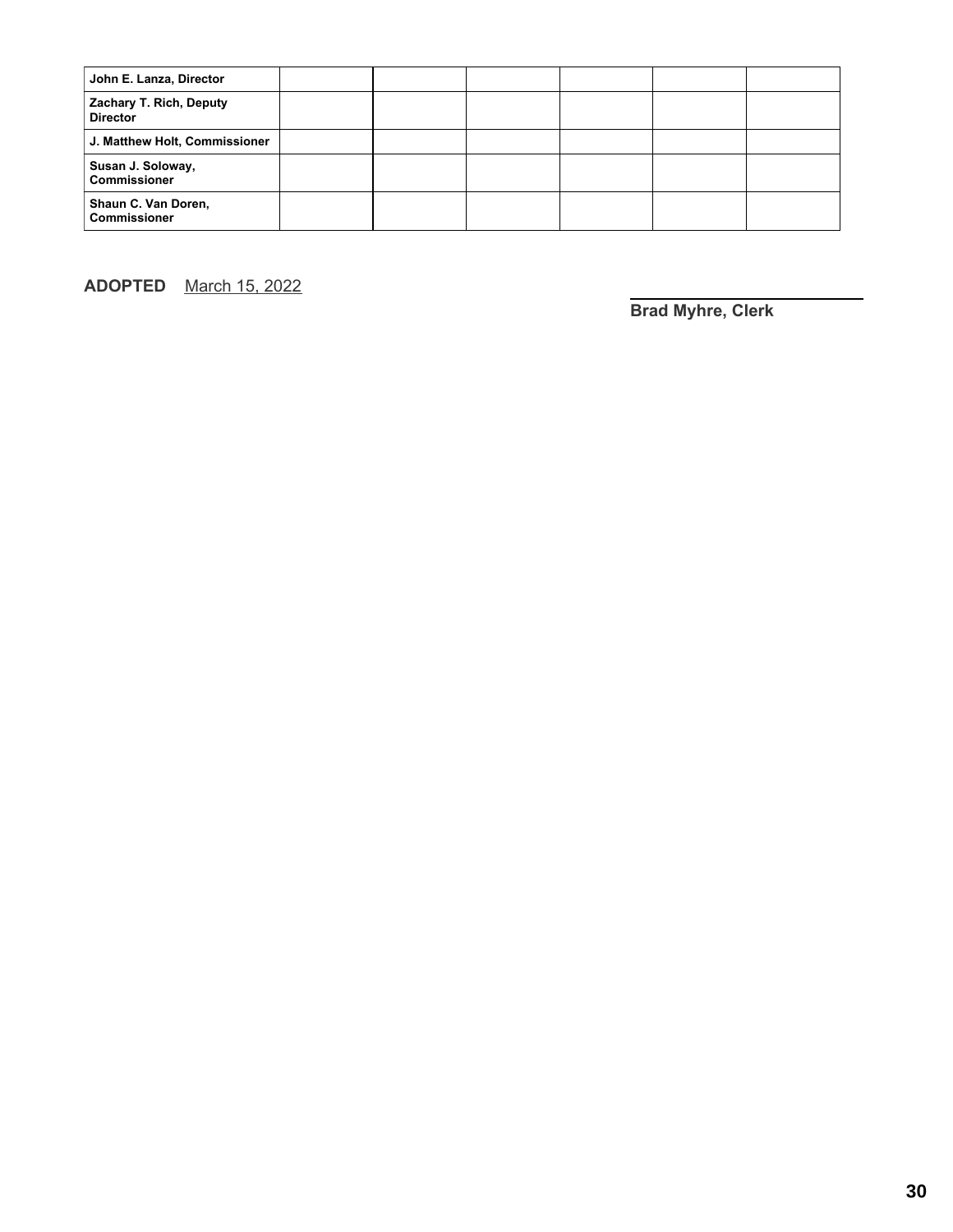| | | | | | | |
|---|---|---|---|---|---|---|
| **John E. Lanza, Director** | | | | | | |
| **Zachary T. Rich, Deputy Director** | | | | | | |
| **J. Matthew Holt, Commissioner** | | | | | | |
| **Susan J. Soloway, Commissioner** | | | | | | |
| **Shaun C. Van Doren, Commissioner** | | | | | | |

**ADOPTED** March 15, 2022

**Brad Myhre, Clerk**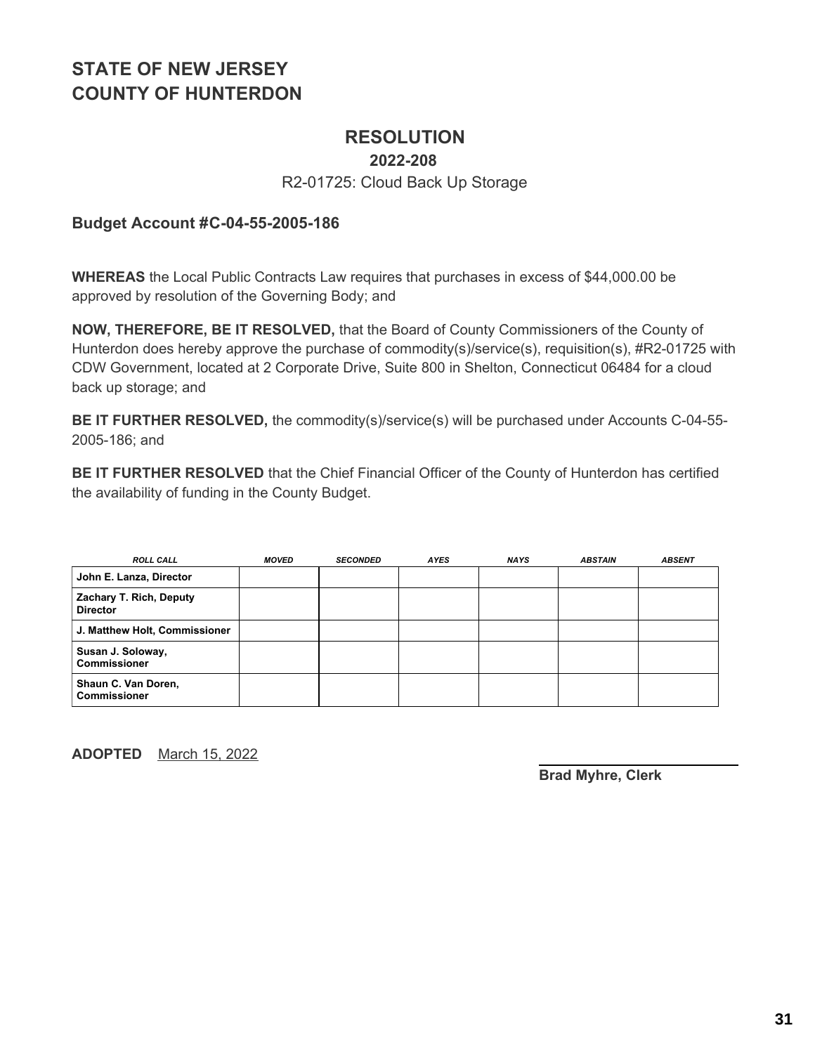# STATE OF NEW JERSEY
# COUNTY OF HUNTERDON

## RESOLUTION

### 2022-208

R2-01725: Cloud Back Up Storage

**Budget Account #C-04-55-2005-186**

**WHEREAS** the Local Public Contracts Law requires that purchases in excess of $44,000.00 be approved by resolution of the Governing Body; and

**NOW, THEREFORE, BE IT RESOLVED,** that the Board of County Commissioners of the County of Hunterdon does hereby approve the purchase of commodity(s)/service(s), requisition(s), #R2-01725 with CDW Government, located at 2 Corporate Drive, Suite 800 in Shelton, Connecticut 06484 for a cloud back up storage; and

**BE IT FURTHER RESOLVED,** the commodity(s)/service(s) will be purchased under Accounts C-04-55-2005-186; and

**BE IT FURTHER RESOLVED** that the Chief Financial Officer of the County of Hunterdon has certified the availability of funding in the County Budget.

| *ROLL CALL* | *MOVED* | *SECONDED* | *AYES* | *NAYS* | *ABSTAIN* | *ABSENT* |
|---|---|---|---|---|---|---|
| **John E. Lanza, Director** | | | | | | |
| **Zachary T. Rich, Deputy Director** | | | | | | |
| **J. Matthew Holt, Commissioner** | | | | | | |
| **Susan J. Soloway, Commissioner** | | | | | | |
| **Shaun C. Van Doren, Commissioner** | | | | | | |

**ADOPTED** March 15, 2022

**Brad Myhre, Clerk**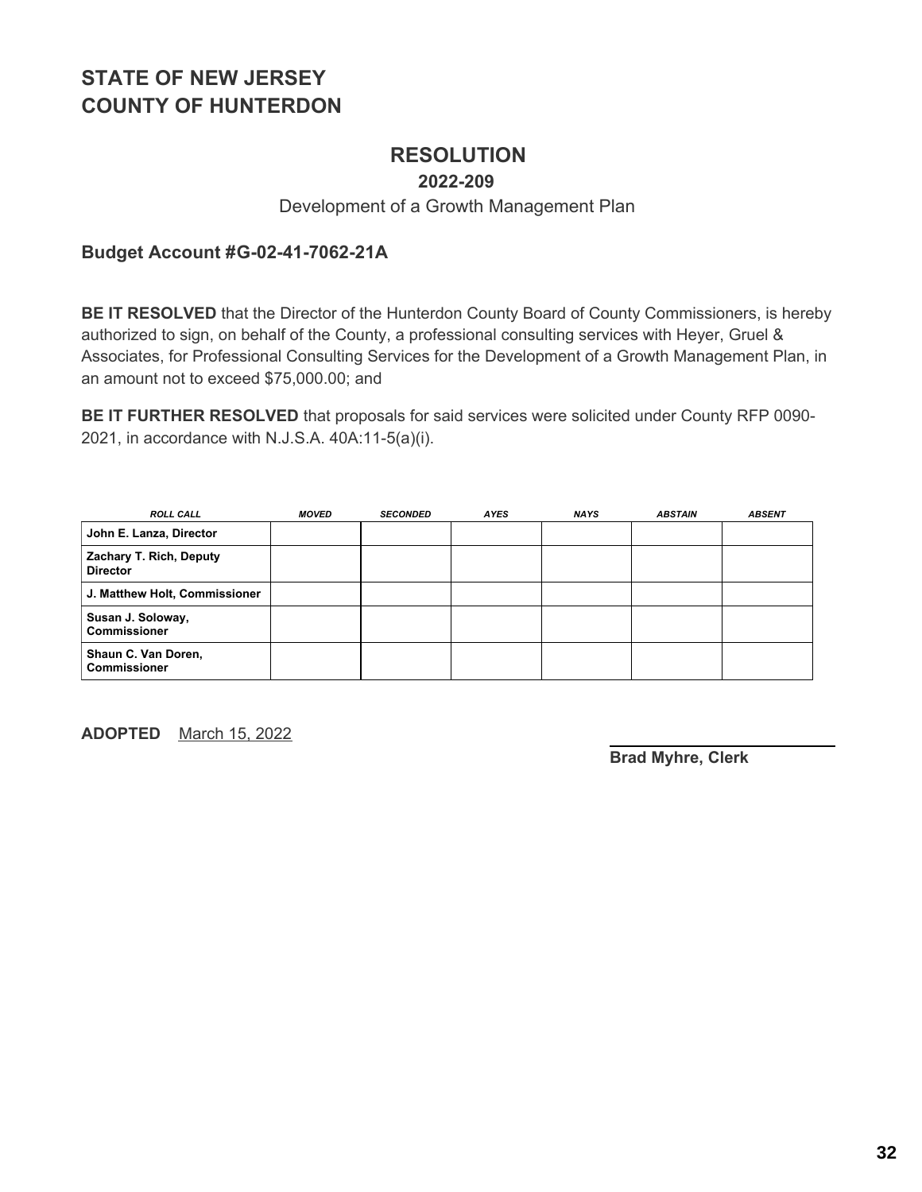# STATE OF NEW JERSEY
# COUNTY OF HUNTERDON

## RESOLUTION

### 2022-209

Development of a Growth Management Plan

**Budget Account #G-02-41-7062-21A**

**BE IT RESOLVED** that the Director of the Hunterdon County Board of County Commissioners, is hereby authorized to sign, on behalf of the County, a professional consulting services with Heyer, Gruel & Associates, for Professional Consulting Services for the Development of a Growth Management Plan, in an amount not to exceed $75,000.00; and

**BE IT FURTHER RESOLVED** that proposals for said services were solicited under County RFP 0090-2021, in accordance with N.J.S.A. 40A:11-5(a)(i).

| *ROLL CALL* | *MOVED* | *SECONDED* | *AYES* | *NAYS* | *ABSTAIN* | *ABSENT* |
|---|---|---|---|---|---|---|
| **John E. Lanza, Director** | | | | | | |
| **Zachary T. Rich, Deputy Director** | | | | | | |
| **J. Matthew Holt, Commissioner** | | | | | | |
| **Susan J. Soloway, Commissioner** | | | | | | |
| **Shaun C. Van Doren, Commissioner** | | | | | | |

**ADOPTED** March 15, 2022

**Brad Myhre, Clerk**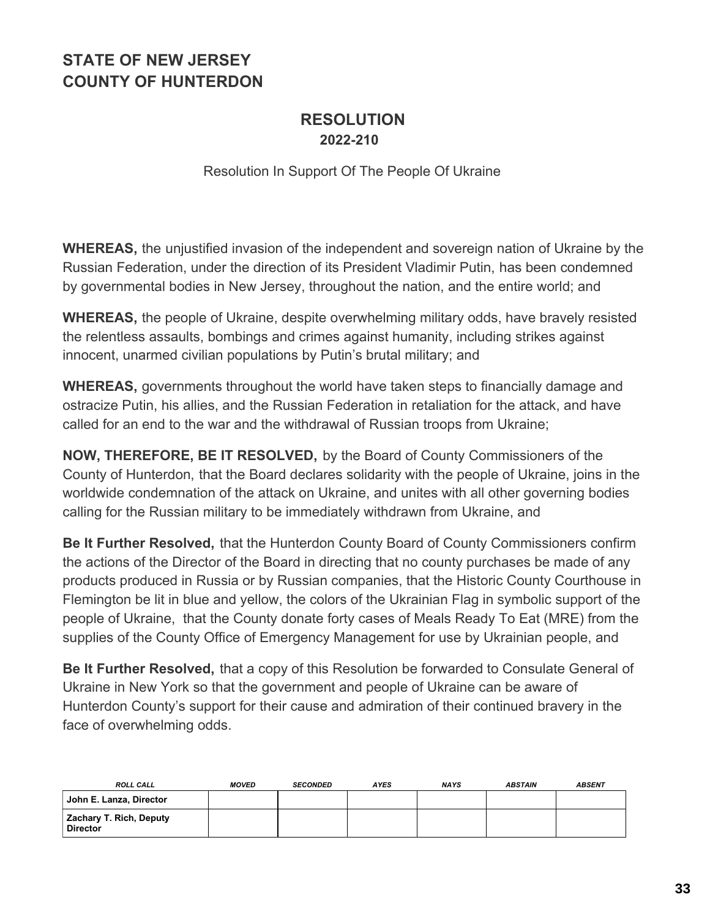# STATE OF NEW JERSEY
# COUNTY OF HUNTERDON

## RESOLUTION
### 2022-210

Resolution In Support Of The People Of Ukraine

**WHEREAS,** the unjustified invasion of the independent and sovereign nation of Ukraine by the Russian Federation, under the direction of its President Vladimir Putin, has been condemned by governmental bodies in New Jersey, throughout the nation, and the entire world; and

**WHEREAS,** the people of Ukraine, despite overwhelming military odds, have bravely resisted the relentless assaults, bombings and crimes against humanity, including strikes against innocent, unarmed civilian populations by Putin's brutal military; and

**WHEREAS,** governments throughout the world have taken steps to financially damage and ostracize Putin, his allies, and the Russian Federation in retaliation for the attack, and have called for an end to the war and the withdrawal of Russian troops from Ukraine;

**NOW, THEREFORE, BE IT RESOLVED,** by the Board of County Commissioners of the County of Hunterdon, that the Board declares solidarity with the people of Ukraine, joins in the worldwide condemnation of the attack on Ukraine, and unites with all other governing bodies calling for the Russian military to be immediately withdrawn from Ukraine, and

**Be It Further Resolved,** that the Hunterdon County Board of County Commissioners confirm the actions of the Director of the Board in directing that no county purchases be made of any products produced in Russia or by Russian companies, that the Historic County Courthouse in Flemington be lit in blue and yellow, the colors of the Ukrainian Flag in symbolic support of the people of Ukraine, that the County donate forty cases of Meals Ready To Eat (MRE) from the supplies of the County Office of Emergency Management for use by Ukrainian people, and

**Be It Further Resolved,** that a copy of this Resolution be forwarded to Consulate General of Ukraine in New York so that the government and people of Ukraine can be aware of Hunterdon County's support for their cause and admiration of their continued bravery in the face of overwhelming odds.

| *ROLL CALL* | *MOVED* | *SECONDED* | *AYES* | *NAYS* | *ABSTAIN* | *ABSENT* |
|---|---|---|---|---|---|---|
| **John E. Lanza, Director** | | | | | | |
| **Zachary T. Rich, Deputy Director** | | | | | | |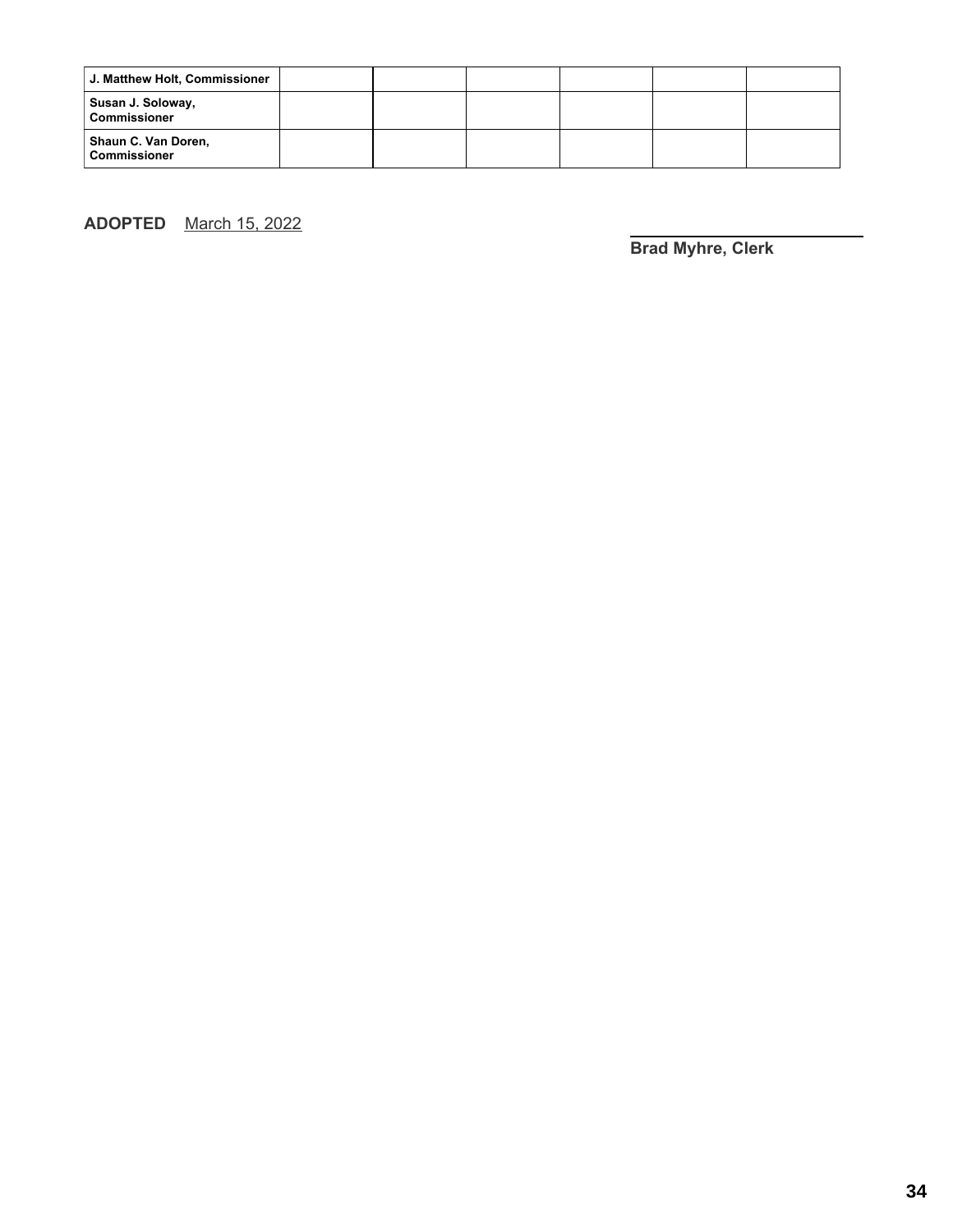| J. Matthew Holt, Commissioner | | | | | | |
| --- | --- | --- | --- | --- | --- | --- |
| Susan J. Soloway, Commissioner | | | | | | |
| Shaun C. Van Doren, Commissioner | | | | | | |

**ADOPTED** March 15, 2022

**Brad Myhre, Clerk**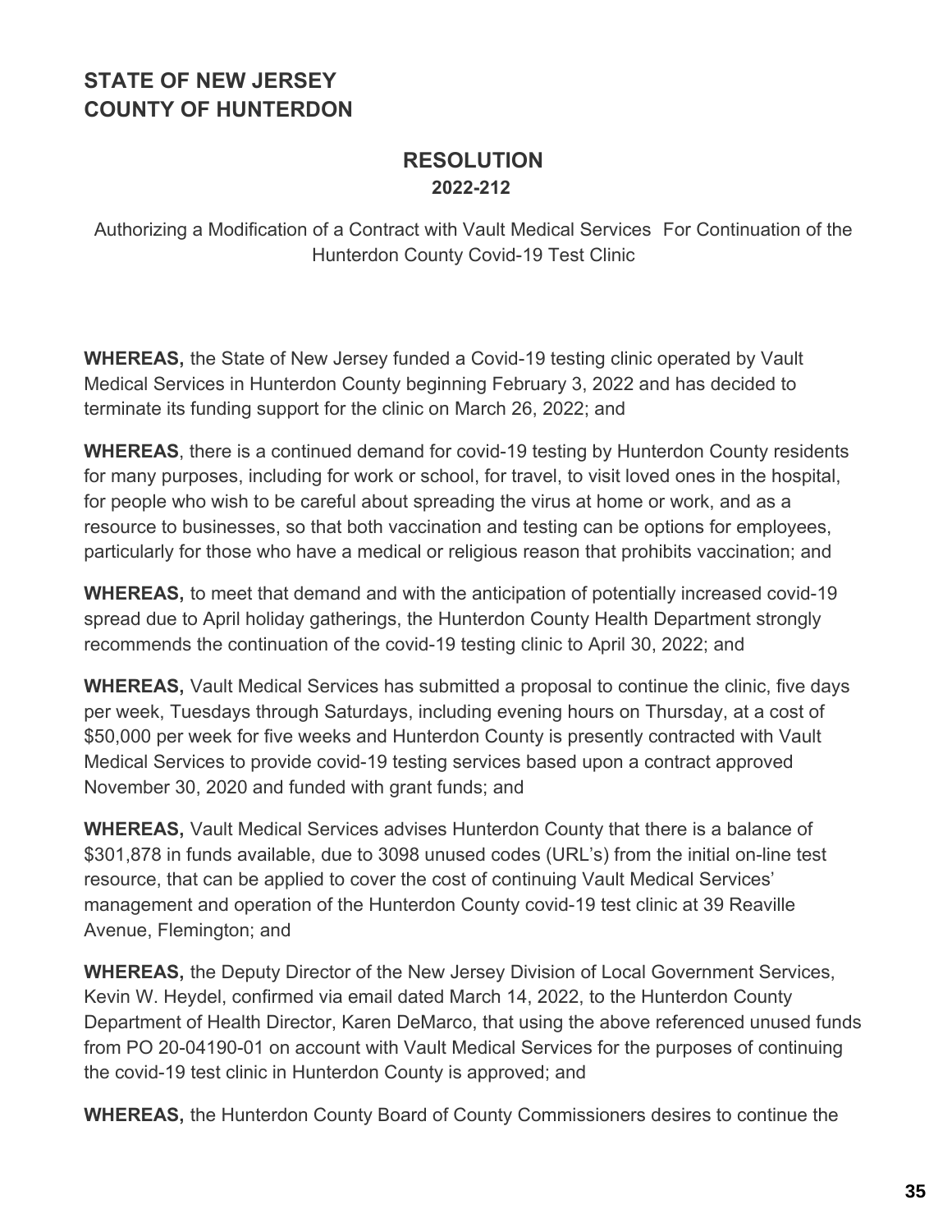## STATE OF NEW JERSEY
## COUNTY OF HUNTERDON

### RESOLUTION
**2022-212**

Authorizing a Modification of a Contract with Vault Medical Services For Continuation of the Hunterdon County Covid-19 Test Clinic

**WHEREAS,** the State of New Jersey funded a Covid-19 testing clinic operated by Vault Medical Services in Hunterdon County beginning February 3, 2022 and has decided to terminate its funding support for the clinic on March 26, 2022; and

**WHEREAS**, there is a continued demand for covid-19 testing by Hunterdon County residents for many purposes, including for work or school, for travel, to visit loved ones in the hospital, for people who wish to be careful about spreading the virus at home or work, and as a resource to businesses, so that both vaccination and testing can be options for employees, particularly for those who have a medical or religious reason that prohibits vaccination; and

**WHEREAS,** to meet that demand and with the anticipation of potentially increased covid-19 spread due to April holiday gatherings, the Hunterdon County Health Department strongly recommends the continuation of the covid-19 testing clinic to April 30, 2022; and

**WHEREAS,** Vault Medical Services has submitted a proposal to continue the clinic, five days per week, Tuesdays through Saturdays, including evening hours on Thursday, at a cost of $50,000 per week for five weeks and Hunterdon County is presently contracted with Vault Medical Services to provide covid-19 testing services based upon a contract approved November 30, 2020 and funded with grant funds; and

**WHEREAS,** Vault Medical Services advises Hunterdon County that there is a balance of $301,878 in funds available, due to 3098 unused codes (URL's) from the initial on-line test resource, that can be applied to cover the cost of continuing Vault Medical Services' management and operation of the Hunterdon County covid-19 test clinic at 39 Reaville Avenue, Flemington; and

**WHEREAS,** the Deputy Director of the New Jersey Division of Local Government Services, Kevin W. Heydel, confirmed via email dated March 14, 2022, to the Hunterdon County Department of Health Director, Karen DeMarco, that using the above referenced unused funds from PO 20-04190-01 on account with Vault Medical Services for the purposes of continuing the covid-19 test clinic in Hunterdon County is approved; and

**WHEREAS,** the Hunterdon County Board of County Commissioners desires to continue the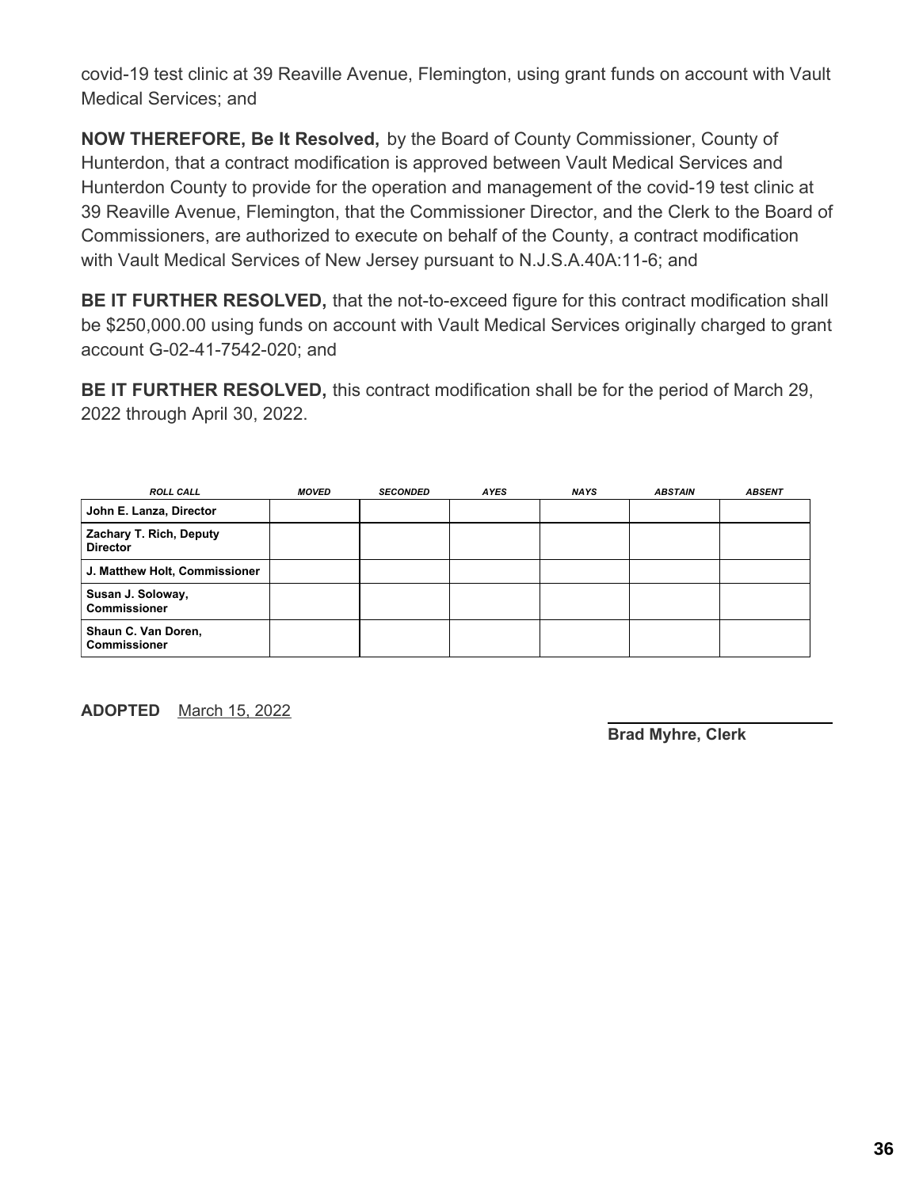covid-19 test clinic at 39 Reaville Avenue, Flemington, using grant funds on account with Vault Medical Services; and

**NOW THEREFORE, Be It Resolved,** by the Board of County Commissioner, County of Hunterdon, that a contract modification is approved between Vault Medical Services and Hunterdon County to provide for the operation and management of the covid-19 test clinic at 39 Reaville Avenue, Flemington, that the Commissioner Director, and the Clerk to the Board of Commissioners, are authorized to execute on behalf of the County, a contract modification with Vault Medical Services of New Jersey pursuant to N.J.S.A.40A:11-6; and

**BE IT FURTHER RESOLVED,** that the not-to-exceed figure for this contract modification shall be $250,000.00 using funds on account with Vault Medical Services originally charged to grant account G-02-41-7542-020; and

**BE IT FURTHER RESOLVED,** this contract modification shall be for the period of March 29, 2022 through April 30, 2022.

| *ROLL CALL* | *MOVED* | *SECONDED* | *AYES* | *NAYS* | *ABSTAIN* | *ABSENT* |
|---|---|---|---|---|---|---|
| **John E. Lanza, Director** | | | | | | |
| **Zachary T. Rich, Deputy Director** | | | | | | |
| **J. Matthew Holt, Commissioner** | | | | | | |
| **Susan J. Soloway, Commissioner** | | | | | | |
| **Shaun C. Van Doren, Commissioner** | | | | | | |

**ADOPTED** March 15, 2022

**Brad Myhre, Clerk**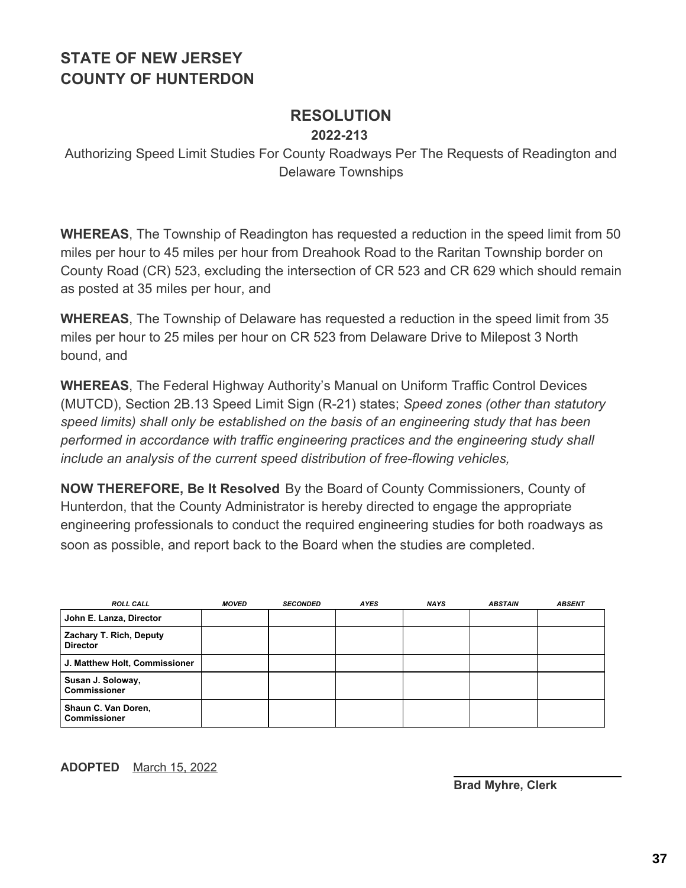# STATE OF NEW JERSEY
# COUNTY OF HUNTERDON

## RESOLUTION

**2022-213**

Authorizing Speed Limit Studies For County Roadways Per The Requests of Readington and Delaware Townships

**WHEREAS**, The Township of Readington has requested a reduction in the speed limit from 50 miles per hour to 45 miles per hour from Dreahook Road to the Raritan Township border on County Road (CR) 523, excluding the intersection of CR 523 and CR 629 which should remain as posted at 35 miles per hour, and

**WHEREAS**, The Township of Delaware has requested a reduction in the speed limit from 35 miles per hour to 25 miles per hour on CR 523 from Delaware Drive to Milepost 3 North bound, and

**WHEREAS**, The Federal Highway Authority's Manual on Uniform Traffic Control Devices (MUTCD), Section 2B.13 Speed Limit Sign (R-21) states; *Speed zones (other than statutory speed limits) shall only be established on the basis of an engineering study that has been performed in accordance with traffic engineering practices and the engineering study shall include an analysis of the current speed distribution of free-flowing vehicles,*

**NOW THEREFORE, Be It Resolved** By the Board of County Commissioners, County of Hunterdon, that the County Administrator is hereby directed to engage the appropriate engineering professionals to conduct the required engineering studies for both roadways as soon as possible, and report back to the Board when the studies are completed.

| *ROLL CALL* | *MOVED* | *SECONDED* | *AYES* | *NAYS* | *ABSTAIN* | *ABSENT* |
|---|---|---|---|---|---|---|
| **John E. Lanza, Director** | | | | | | |
| **Zachary T. Rich, Deputy Director** | | | | | | |
| **J. Matthew Holt, Commissioner** | | | | | | |
| **Susan J. Soloway, Commissioner** | | | | | | |
| **Shaun C. Van Doren, Commissioner** | | | | | | |

**ADOPTED** March 15, 2022

**Brad Myhre, Clerk**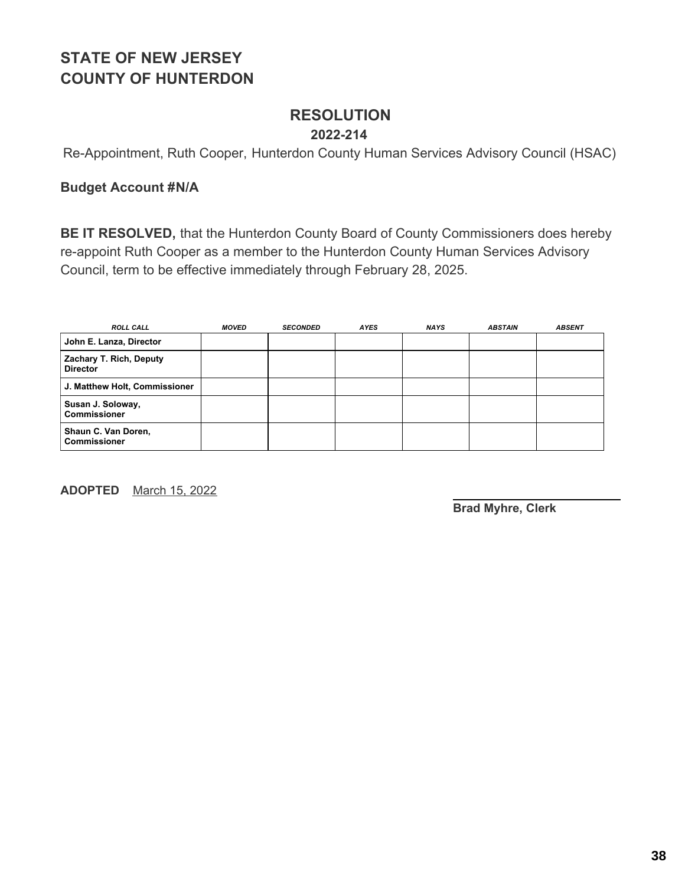# STATE OF NEW JERSEY
# COUNTY OF HUNTERDON

## RESOLUTION

**2022-214**

Re-Appointment, Ruth Cooper, Hunterdon County Human Services Advisory Council (HSAC)

**Budget Account #N/A**

**BE IT RESOLVED,** that the Hunterdon County Board of County Commissioners does hereby re-appoint Ruth Cooper as a member to the Hunterdon County Human Services Advisory Council, term to be effective immediately through February 28, 2025.

| *ROLL CALL* | *MOVED* | *SECONDED* | *AYES* | *NAYS* | *ABSTAIN* | *ABSENT* |
|---|---|---|---|---|---|---|
| **John E. Lanza, Director** | | | | | | |
| **Zachary T. Rich, Deputy Director** | | | | | | |
| **J. Matthew Holt, Commissioner** | | | | | | |
| **Susan J. Soloway, Commissioner** | | | | | | |
| **Shaun C. Van Doren, Commissioner** | | | | | | |

**ADOPTED** March 15, 2022

**Brad Myhre, Clerk**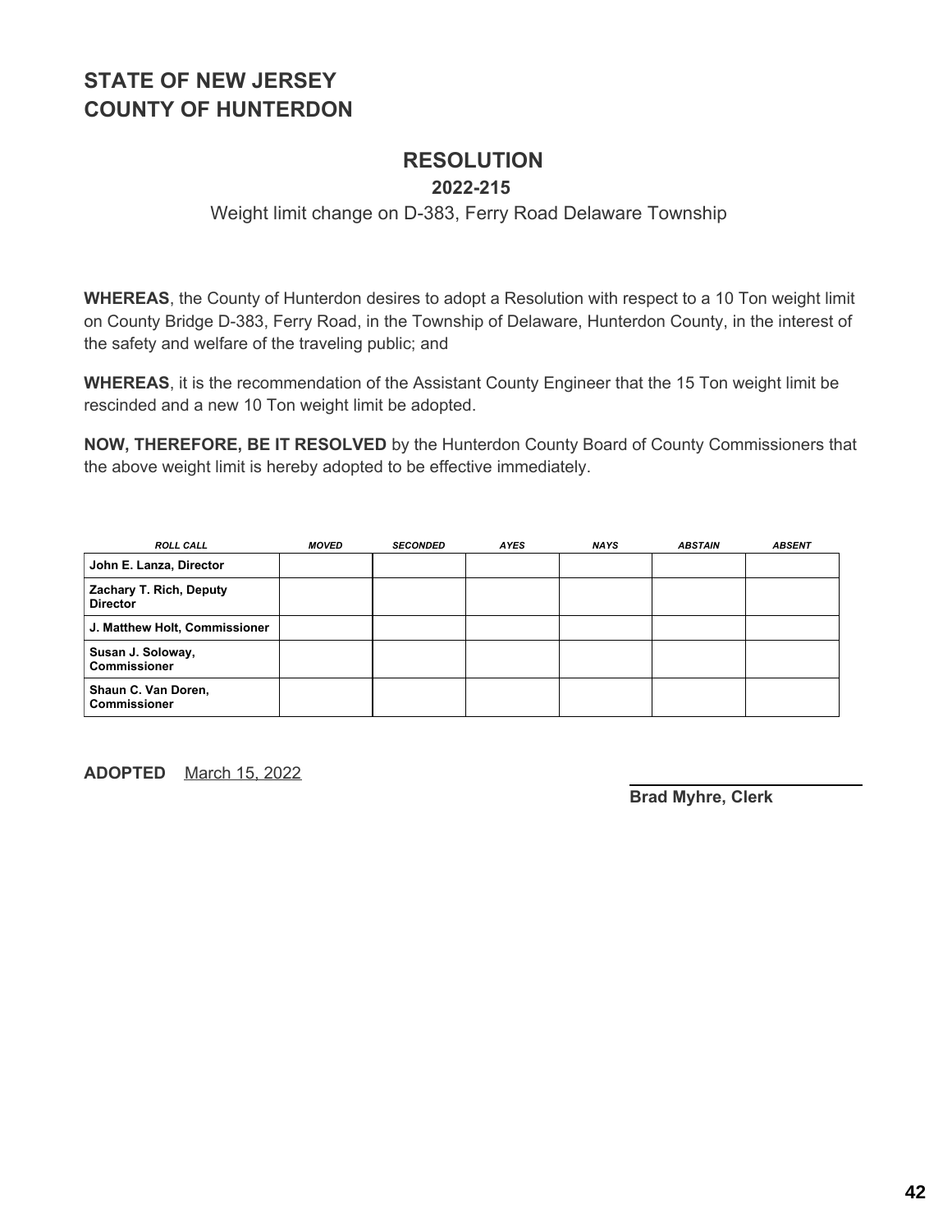# STATE OF NEW JERSEY
# COUNTY OF HUNTERDON

## RESOLUTION

### 2022-215

Weight limit change on D-383, Ferry Road Delaware Township

**WHEREAS**, the County of Hunterdon desires to adopt a Resolution with respect to a 10 Ton weight limit on County Bridge D-383, Ferry Road, in the Township of Delaware, Hunterdon County, in the interest of the safety and welfare of the traveling public; and

**WHEREAS**, it is the recommendation of the Assistant County Engineer that the 15 Ton weight limit be rescinded and a new 10 Ton weight limit be adopted.

**NOW, THEREFORE, BE IT RESOLVED** by the Hunterdon County Board of County Commissioners that the above weight limit is hereby adopted to be effective immediately.

| *ROLL CALL* | *MOVED* | *SECONDED* | *AYES* | *NAYS* | *ABSTAIN* | *ABSENT* |
|---|---|---|---|---|---|---|
| **John E. Lanza, Director** | | | | | | |
| **Zachary T. Rich, Deputy Director** | | | | | | |
| **J. Matthew Holt, Commissioner** | | | | | | |
| **Susan J. Soloway, Commissioner** | | | | | | |
| **Shaun C. Van Doren, Commissioner** | | | | | | |

**ADOPTED** March 15, 2022

**Brad Myhre, Clerk**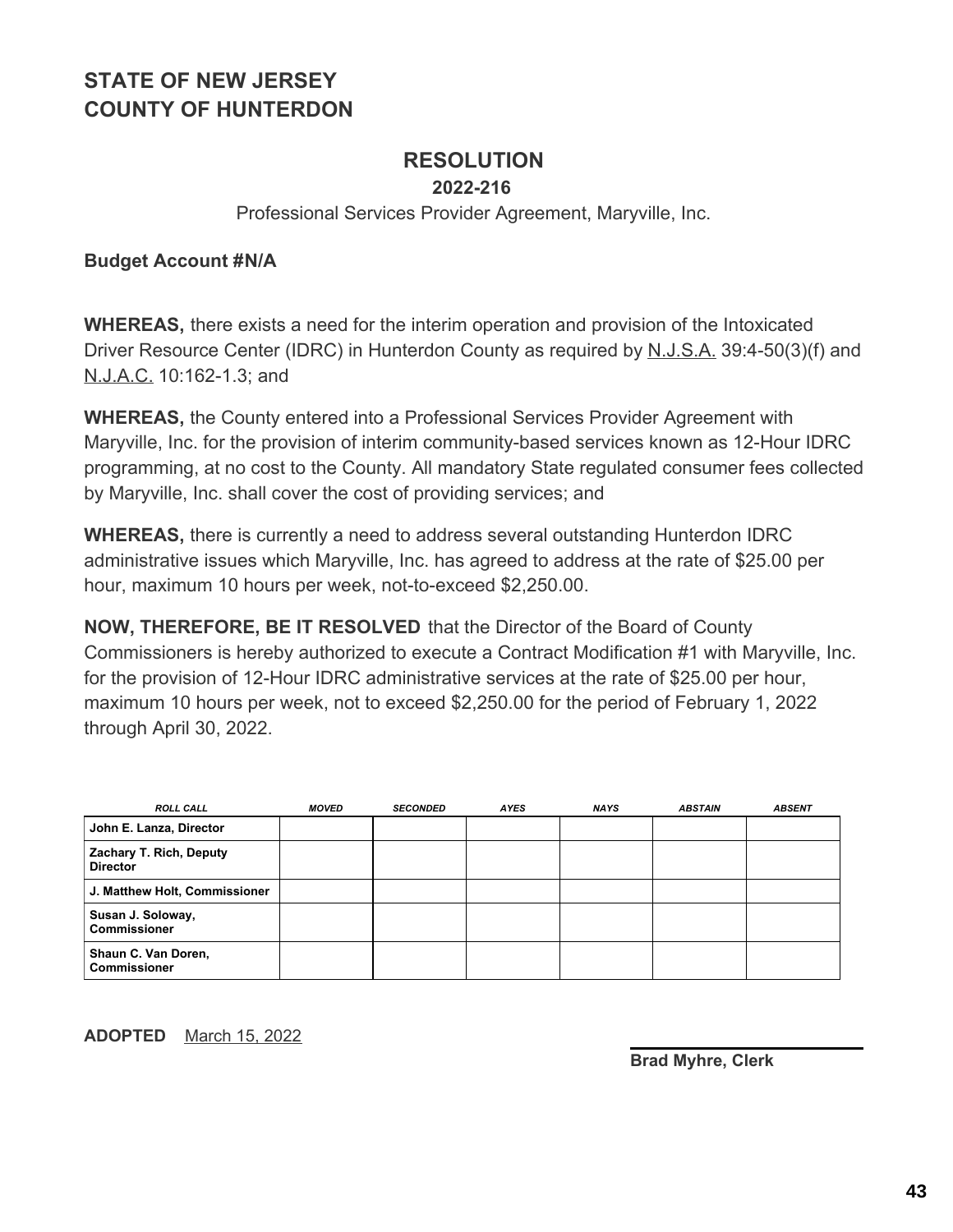## STATE OF NEW JERSEY
## COUNTY OF HUNTERDON

# RESOLUTION

**2022-216**

Professional Services Provider Agreement, Maryville, Inc.

**Budget Account #N/A**

**WHEREAS,** there exists a need for the interim operation and provision of the Intoxicated Driver Resource Center (IDRC) in Hunterdon County as required by N.J.S.A. 39:4-50(3)(f) and N.J.A.C. 10:162-1.3; and

**WHEREAS,** the County entered into a Professional Services Provider Agreement with Maryville, Inc. for the provision of interim community-based services known as 12-Hour IDRC programming, at no cost to the County. All mandatory State regulated consumer fees collected by Maryville, Inc. shall cover the cost of providing services; and

**WHEREAS,** there is currently a need to address several outstanding Hunterdon IDRC administrative issues which Maryville, Inc. has agreed to address at the rate of $25.00 per hour, maximum 10 hours per week, not-to-exceed $2,250.00.

**NOW, THEREFORE, BE IT RESOLVED** that the Director of the Board of County Commissioners is hereby authorized to execute a Contract Modification #1 with Maryville, Inc. for the provision of 12-Hour IDRC administrative services at the rate of $25.00 per hour, maximum 10 hours per week, not to exceed $2,250.00 for the period of February 1, 2022 through April 30, 2022.

| *ROLL CALL* | *MOVED* | *SECONDED* | *AYES* | *NAYS* | *ABSTAIN* | *ABSENT* |
|---|---|---|---|---|---|---|
| **John E. Lanza, Director** | | | | | | |
| **Zachary T. Rich, Deputy Director** | | | | | | |
| **J. Matthew Holt, Commissioner** | | | | | | |
| **Susan J. Soloway, Commissioner** | | | | | | |
| **Shaun C. Van Doren, Commissioner** | | | | | | |

**ADOPTED** March 15, 2022

**Brad Myhre, Clerk**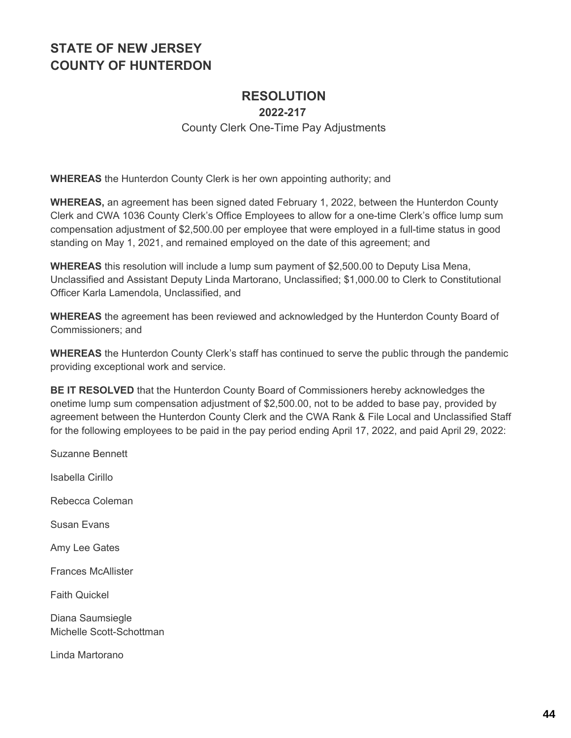# STATE OF NEW JERSEY
# COUNTY OF HUNTERDON

## RESOLUTION

### 2022-217

County Clerk One-Time Pay Adjustments

**WHEREAS** the Hunterdon County Clerk is her own appointing authority; and

**WHEREAS,** an agreement has been signed dated February 1, 2022, between the Hunterdon County Clerk and CWA 1036 County Clerk's Office Employees to allow for a one-time Clerk's office lump sum compensation adjustment of $2,500.00 per employee that were employed in a full-time status in good standing on May 1, 2021, and remained employed on the date of this agreement; and

**WHEREAS** this resolution will include a lump sum payment of $2,500.00 to Deputy Lisa Mena, Unclassified and Assistant Deputy Linda Martorano, Unclassified; $1,000.00 to Clerk to Constitutional Officer Karla Lamendola, Unclassified, and

**WHEREAS** the agreement has been reviewed and acknowledged by the Hunterdon County Board of Commissioners; and

**WHEREAS** the Hunterdon County Clerk's staff has continued to serve the public through the pandemic providing exceptional work and service.

**BE IT RESOLVED** that the Hunterdon County Board of Commissioners hereby acknowledges the onetime lump sum compensation adjustment of $2,500.00, not to be added to base pay, provided by agreement between the Hunterdon County Clerk and the CWA Rank & File Local and Unclassified Staff for the following employees to be paid in the pay period ending April 17, 2022, and paid April 29, 2022:

Suzanne Bennett

Isabella Cirillo

Rebecca Coleman

Susan Evans

Amy Lee Gates

Frances McAllister

Faith Quickel

Diana Saumsiegle  
Michelle Scott-Schottman

Linda Martorano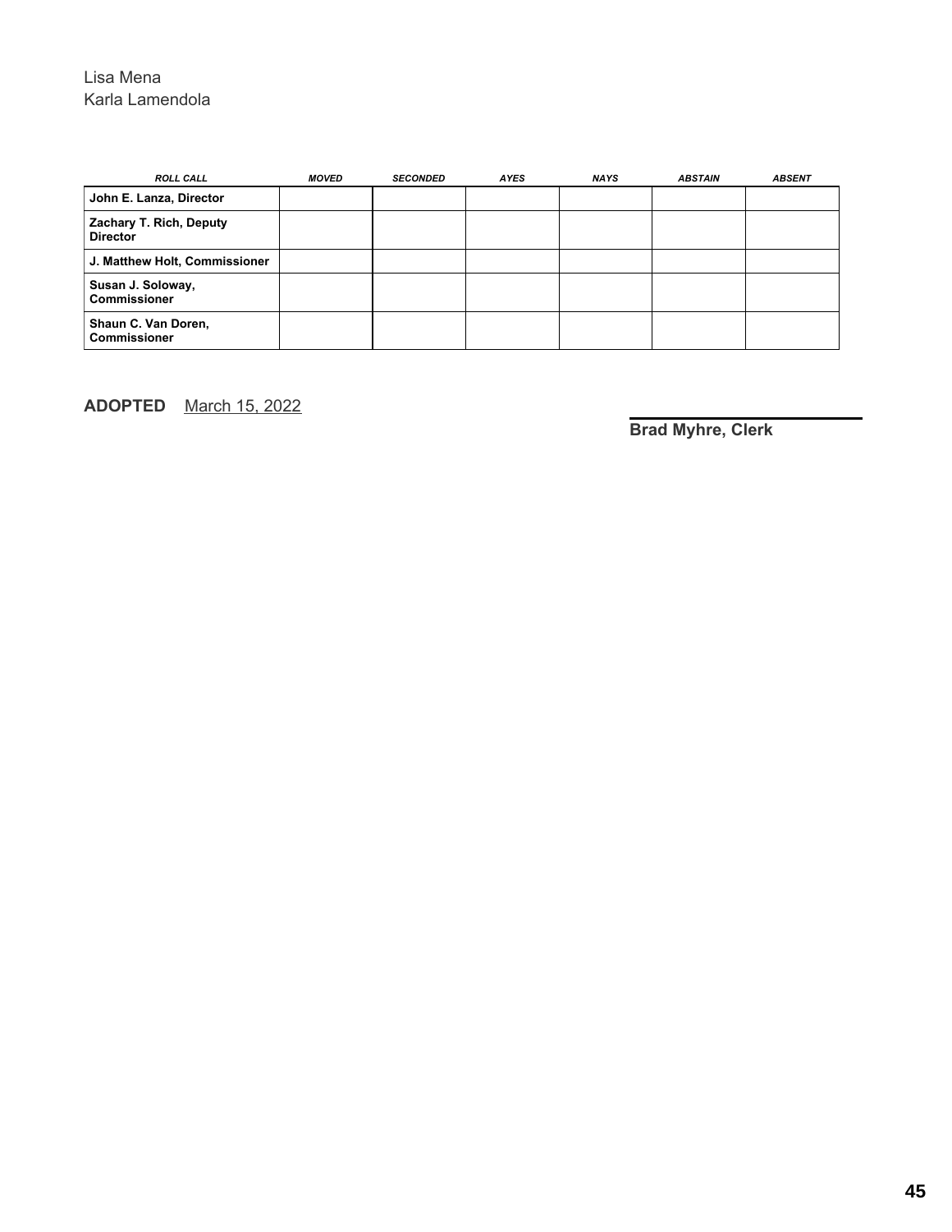Lisa Mena
Karla Lamendola

| *ROLL CALL* | *MOVED* | *SECONDED* | *AYES* | *NAYS* | *ABSTAIN* | *ABSENT* |
|---|---|---|---|---|---|---|
| **John E. Lanza, Director** | | | | | | |
| **Zachary T. Rich, Deputy Director** | | | | | | |
| **J. Matthew Holt, Commissioner** | | | | | | |
| **Susan J. Soloway, Commissioner** | | | | | | |
| **Shaun C. Van Doren, Commissioner** | | | | | | |

**ADOPTED** March 15, 2022

**Brad Myhre, Clerk**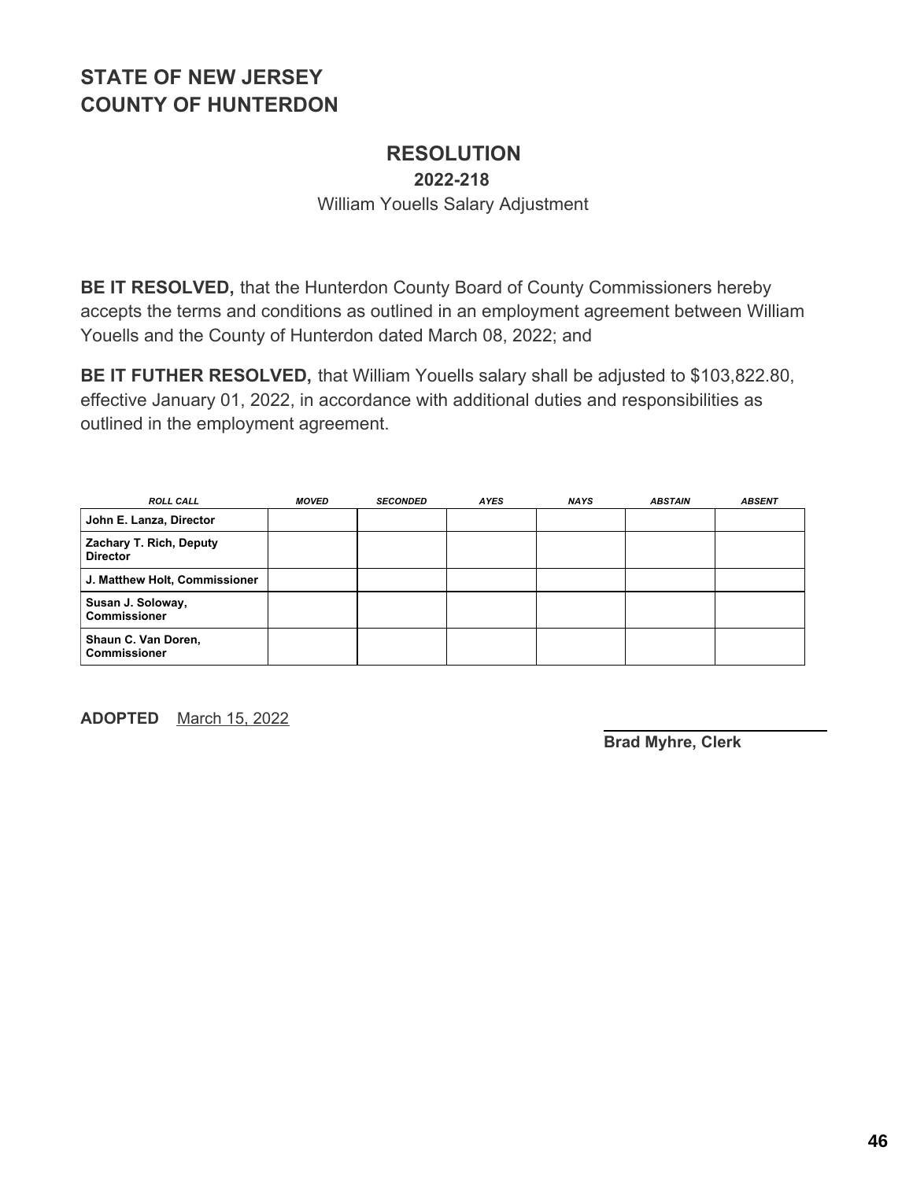# STATE OF NEW JERSEY
# COUNTY OF HUNTERDON

## RESOLUTION

### 2022-218

William Youells Salary Adjustment

**BE IT RESOLVED,** that the Hunterdon County Board of County Commissioners hereby accepts the terms and conditions as outlined in an employment agreement between William Youells and the County of Hunterdon dated March 08, 2022; and

**BE IT FUTHER RESOLVED,** that William Youells salary shall be adjusted to $103,822.80, effective January 01, 2022, in accordance with additional duties and responsibilities as outlined in the employment agreement.

| ROLL CALL | MOVED | SECONDED | AYES | NAYS | ABSTAIN | ABSENT |
|---|---|---|---|---|---|---|
| **John E. Lanza, Director** | | | | | | |
| **Zachary T. Rich, Deputy Director** | | | | | | |
| **J. Matthew Holt, Commissioner** | | | | | | |
| **Susan J. Soloway, Commissioner** | | | | | | |
| **Shaun C. Van Doren, Commissioner** | | | | | | |

**ADOPTED** March 15, 2022

**Brad Myhre, Clerk**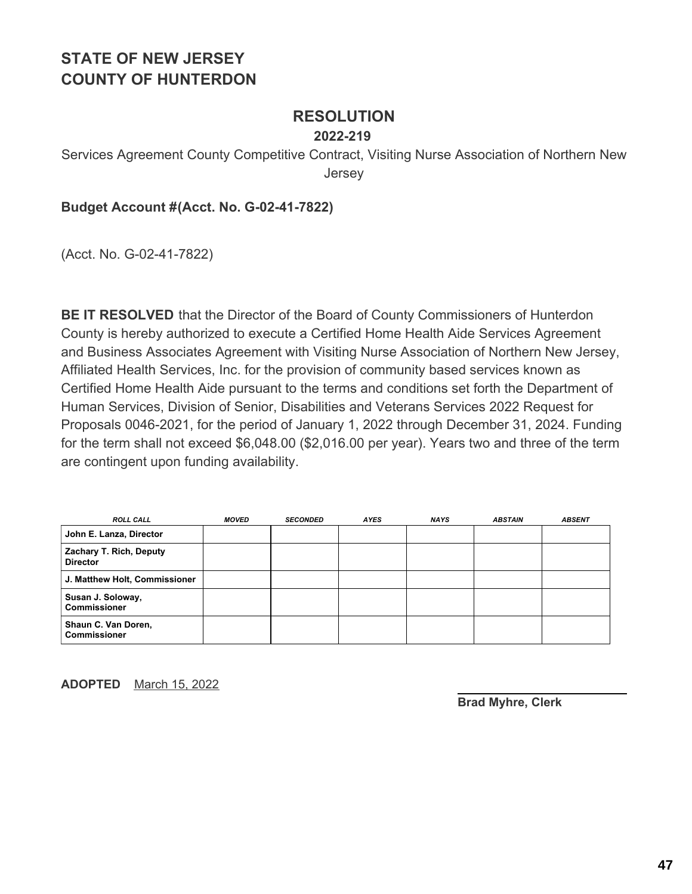# STATE OF NEW JERSEY
# COUNTY OF HUNTERDON

## RESOLUTION

**2022-219**

Services Agreement County Competitive Contract, Visiting Nurse Association of Northern New Jersey

**Budget Account #(Acct. No. G-02-41-7822)**

(Acct. No. G-02-41-7822)

**BE IT RESOLVED** that the Director of the Board of County Commissioners of Hunterdon County is hereby authorized to execute a Certified Home Health Aide Services Agreement and Business Associates Agreement with Visiting Nurse Association of Northern New Jersey, Affiliated Health Services, Inc. for the provision of community based services known as Certified Home Health Aide pursuant to the terms and conditions set forth the Department of Human Services, Division of Senior, Disabilities and Veterans Services 2022 Request for Proposals 0046-2021, for the period of January 1, 2022 through December 31, 2024. Funding for the term shall not exceed $6,048.00 ($2,016.00 per year). Years two and three of the term are contingent upon funding availability.

| ROLL CALL | MOVED | SECONDED | AYES | NAYS | ABSTAIN | ABSENT |
|---|---|---|---|---|---|---|
| John E. Lanza, Director | | | | | | |
| Zachary T. Rich, Deputy Director | | | | | | |
| J. Matthew Holt, Commissioner | | | | | | |
| Susan J. Soloway, Commissioner | | | | | | |
| Shaun C. Van Doren, Commissioner | | | | | | |

**ADOPTED** March 15, 2022

**Brad Myhre, Clerk**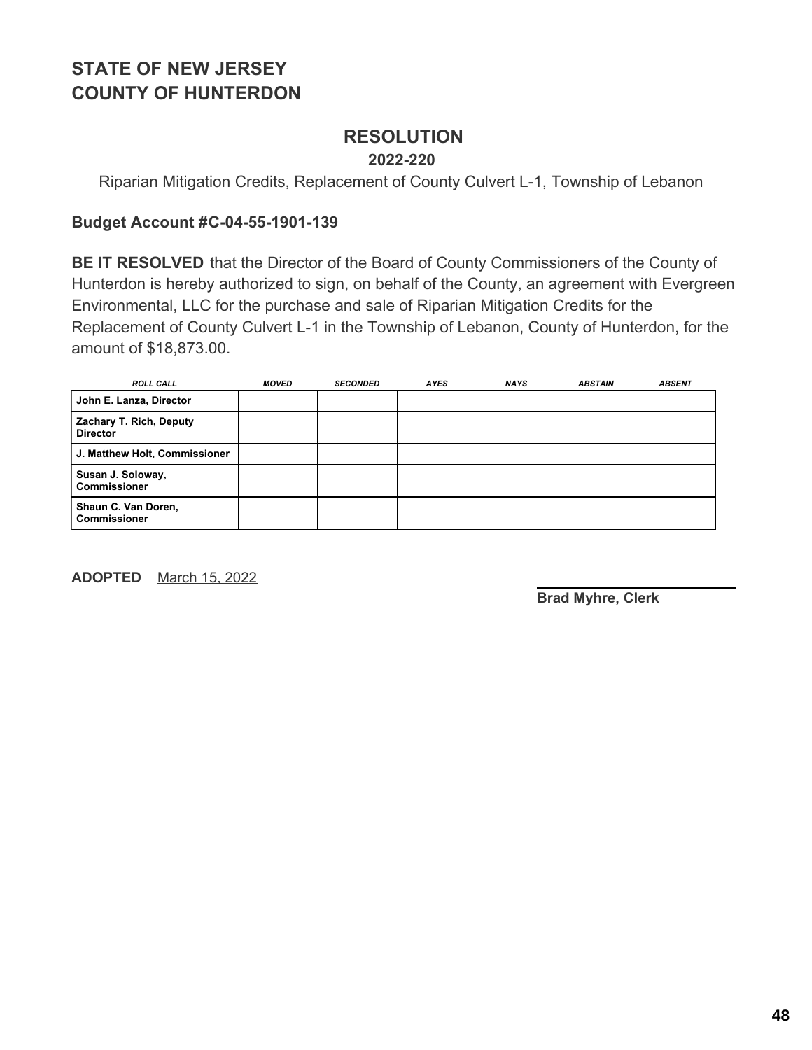# STATE OF NEW JERSEY
# COUNTY OF HUNTERDON

## RESOLUTION

**2022-220**

Riparian Mitigation Credits, Replacement of County Culvert L-1, Township of Lebanon

**Budget Account #C-04-55-1901-139**

**BE IT RESOLVED** that the Director of the Board of County Commissioners of the County of Hunterdon is hereby authorized to sign, on behalf of the County, an agreement with Evergreen Environmental, LLC for the purchase and sale of Riparian Mitigation Credits for the Replacement of County Culvert L-1 in the Township of Lebanon, County of Hunterdon, for the amount of $18,873.00.

| ROLL CALL | MOVED | SECONDED | AYES | NAYS | ABSTAIN | ABSENT |
|---|---|---|---|---|---|---|
| John E. Lanza, Director | | | | | | |
| Zachary T. Rich, Deputy Director | | | | | | |
| J. Matthew Holt, Commissioner | | | | | | |
| Susan J. Soloway, Commissioner | | | | | | |
| Shaun C. Van Doren, Commissioner | | | | | | |

**ADOPTED** March 15, 2022

**Brad Myhre, Clerk**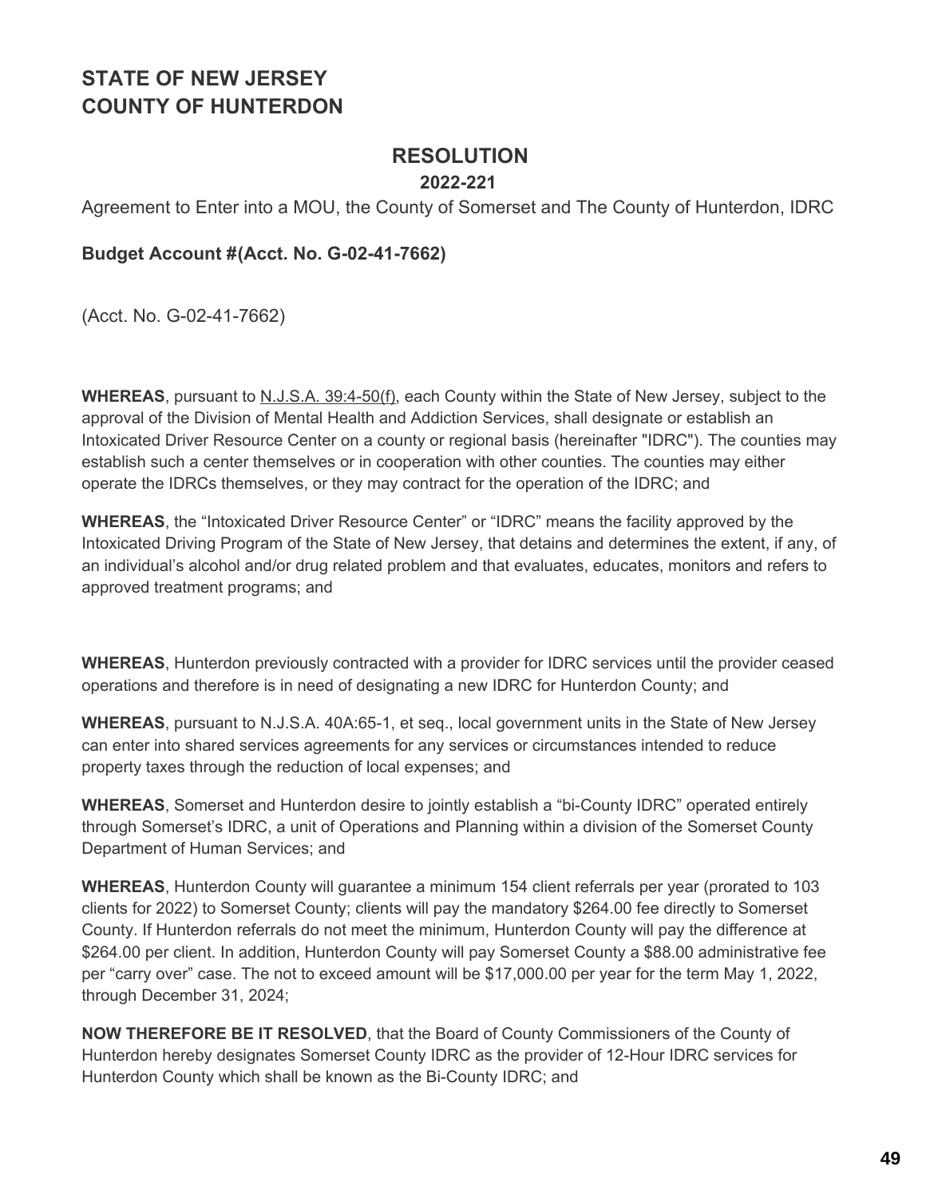## STATE OF NEW JERSEY
## COUNTY OF HUNTERDON

# RESOLUTION

**2022-221**

Agreement to Enter into a MOU, the County of Somerset and The County of Hunterdon, IDRC

**Budget Account #(Acct. No. G-02-41-7662)**

(Acct. No. G-02-41-7662)

**WHEREAS**, pursuant to N.J.S.A. 39:4-50(f), each County within the State of New Jersey, subject to the approval of the Division of Mental Health and Addiction Services, shall designate or establish an Intoxicated Driver Resource Center on a county or regional basis (hereinafter "IDRC"). The counties may establish such a center themselves or in cooperation with other counties. The counties may either operate the IDRCs themselves, or they may contract for the operation of the IDRC; and

**WHEREAS**, the "Intoxicated Driver Resource Center" or "IDRC" means the facility approved by the Intoxicated Driving Program of the State of New Jersey, that detains and determines the extent, if any, of an individual's alcohol and/or drug related problem and that evaluates, educates, monitors and refers to approved treatment programs; and

**WHEREAS**, Hunterdon previously contracted with a provider for IDRC services until the provider ceased operations and therefore is in need of designating a new IDRC for Hunterdon County; and

**WHEREAS**, pursuant to N.J.S.A. 40A:65-1, et seq., local government units in the State of New Jersey can enter into shared services agreements for any services or circumstances intended to reduce property taxes through the reduction of local expenses; and

**WHEREAS**, Somerset and Hunterdon desire to jointly establish a "bi-County IDRC" operated entirely through Somerset's IDRC, a unit of Operations and Planning within a division of the Somerset County Department of Human Services; and

**WHEREAS**, Hunterdon County will guarantee a minimum 154 client referrals per year (prorated to 103 clients for 2022) to Somerset County; clients will pay the mandatory $264.00 fee directly to Somerset County. If Hunterdon referrals do not meet the minimum, Hunterdon County will pay the difference at $264.00 per client. In addition, Hunterdon County will pay Somerset County a $88.00 administrative fee per "carry over" case. The not to exceed amount will be $17,000.00 per year for the term May 1, 2022, through December 31, 2024;

**NOW THEREFORE BE IT RESOLVED**, that the Board of County Commissioners of the County of Hunterdon hereby designates Somerset County IDRC as the provider of 12-Hour IDRC services for Hunterdon County which shall be known as the Bi-County IDRC; and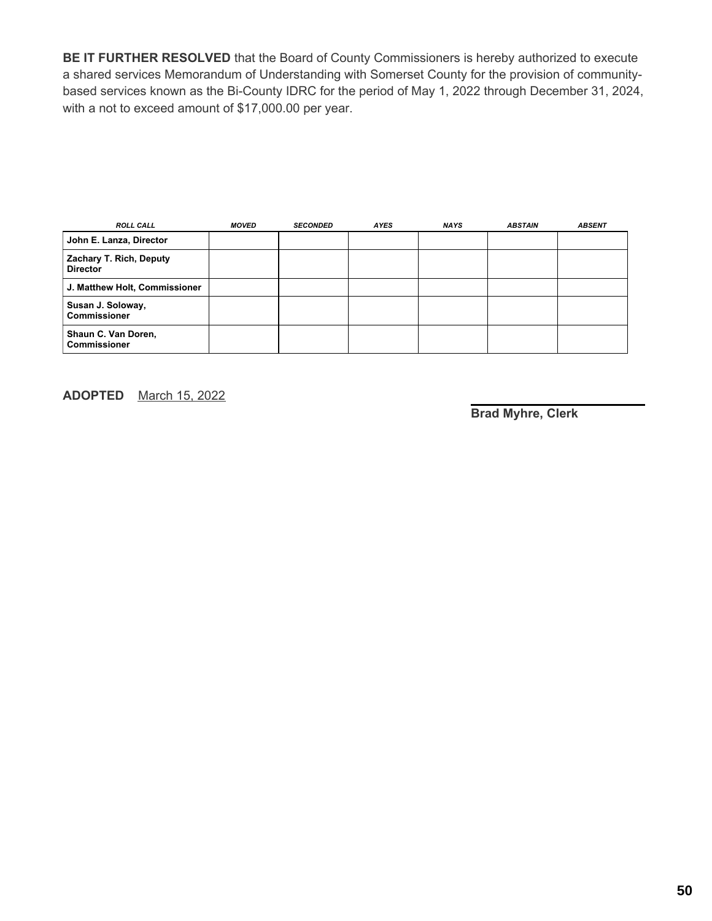**BE IT FURTHER RESOLVED** that the Board of County Commissioners is hereby authorized to execute a shared services Memorandum of Understanding with Somerset County for the provision of community-based services known as the Bi-County IDRC for the period of May 1, 2022 through December 31, 2024, with a not to exceed amount of $17,000.00 per year.

| *ROLL CALL* | *MOVED* | *SECONDED* | *AYES* | *NAYS* | *ABSTAIN* | *ABSENT* |
|---|---|---|---|---|---|---|
| **John E. Lanza, Director** | | | | | | |
| **Zachary T. Rich, Deputy Director** | | | | | | |
| **J. Matthew Holt, Commissioner** | | | | | | |
| **Susan J. Soloway, Commissioner** | | | | | | |
| **Shaun C. Van Doren, Commissioner** | | | | | | |

**ADOPTED** March 15, 2022

**Brad Myhre, Clerk**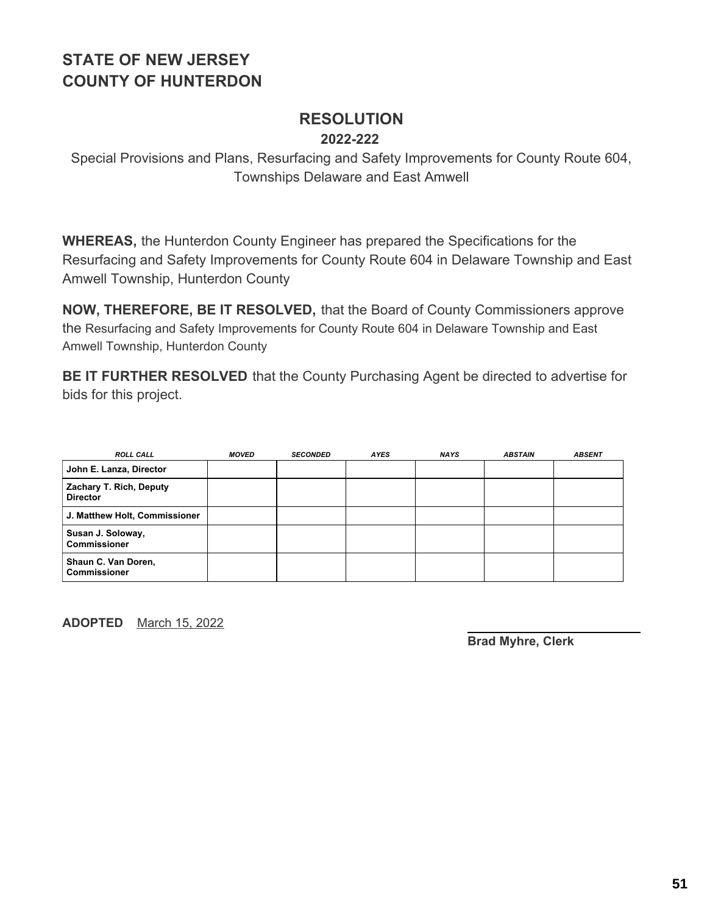## STATE OF NEW JERSEY
## COUNTY OF HUNTERDON

# RESOLUTION

### 2022-222

Special Provisions and Plans, Resurfacing and Safety Improvements for County Route 604, Townships Delaware and East Amwell

**WHEREAS,** the Hunterdon County Engineer has prepared the Specifications for the Resurfacing and Safety Improvements for County Route 604 in Delaware Township and East Amwell Township, Hunterdon County

**NOW, THEREFORE, BE IT RESOLVED,** that the Board of County Commissioners approve the Resurfacing and Safety Improvements for County Route 604 in Delaware Township and East Amwell Township, Hunterdon County

**BE IT FURTHER RESOLVED** that the County Purchasing Agent be directed to advertise for bids for this project.

| *ROLL CALL* | *MOVED* | *SECONDED* | *AYES* | *NAYS* | *ABSTAIN* | *ABSENT* |
|---|---|---|---|---|---|---|
| **John E. Lanza, Director** | | | | | | |
| **Zachary T. Rich, Deputy Director** | | | | | | |
| **J. Matthew Holt, Commissioner** | | | | | | |
| **Susan J. Soloway, Commissioner** | | | | | | |
| **Shaun C. Van Doren, Commissioner** | | | | | | |

**ADOPTED** March 15, 2022

**Brad Myhre, Clerk**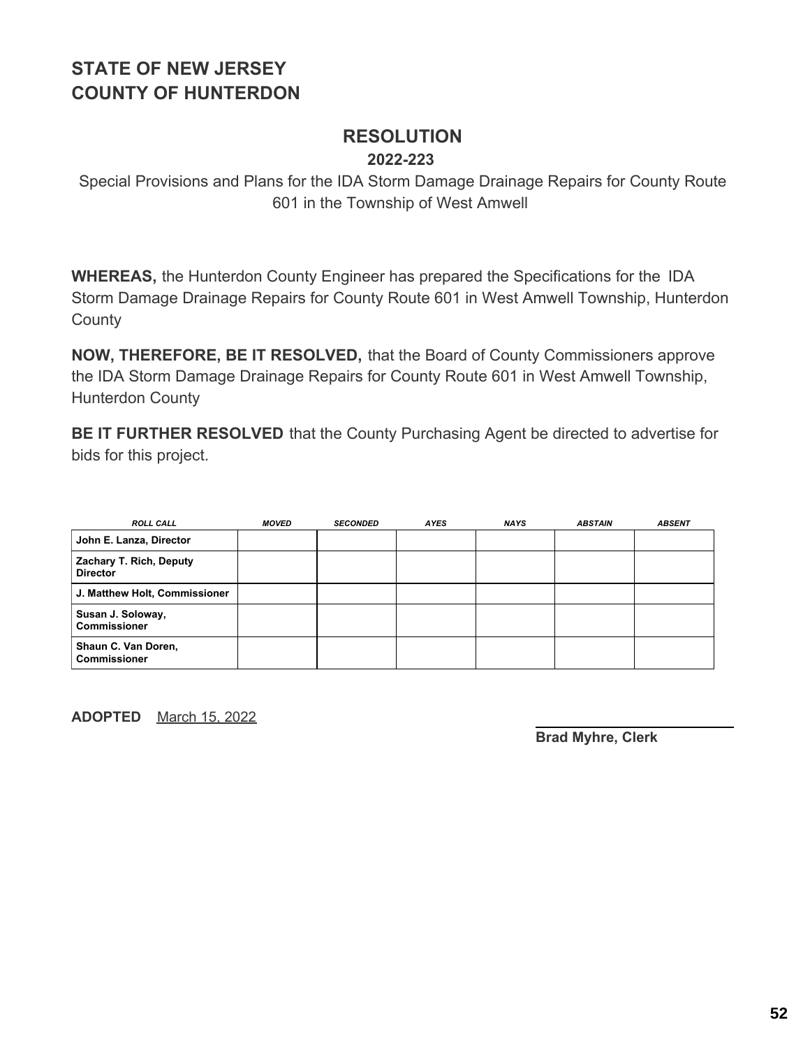**STATE OF NEW JERSEY**
**COUNTY OF HUNTERDON**

## RESOLUTION

**2022-223**

Special Provisions and Plans for the IDA Storm Damage Drainage Repairs for County Route 601 in the Township of West Amwell

**WHEREAS,** the Hunterdon County Engineer has prepared the Specifications for the IDA Storm Damage Drainage Repairs for County Route 601 in West Amwell Township, Hunterdon County

**NOW, THEREFORE, BE IT RESOLVED,** that the Board of County Commissioners approve the IDA Storm Damage Drainage Repairs for County Route 601 in West Amwell Township, Hunterdon County

**BE IT FURTHER RESOLVED** that the County Purchasing Agent be directed to advertise for bids for this project.

| *ROLL CALL* | *MOVED* | *SECONDED* | *AYES* | *NAYS* | *ABSTAIN* | *ABSENT* |
|---|---|---|---|---|---|---|
| **John E. Lanza, Director** | | | | | | |
| **Zachary T. Rich, Deputy Director** | | | | | | |
| **J. Matthew Holt, Commissioner** | | | | | | |
| **Susan J. Soloway, Commissioner** | | | | | | |
| **Shaun C. Van Doren, Commissioner** | | | | | | |

**ADOPTED** March 15, 2022

**Brad Myhre, Clerk**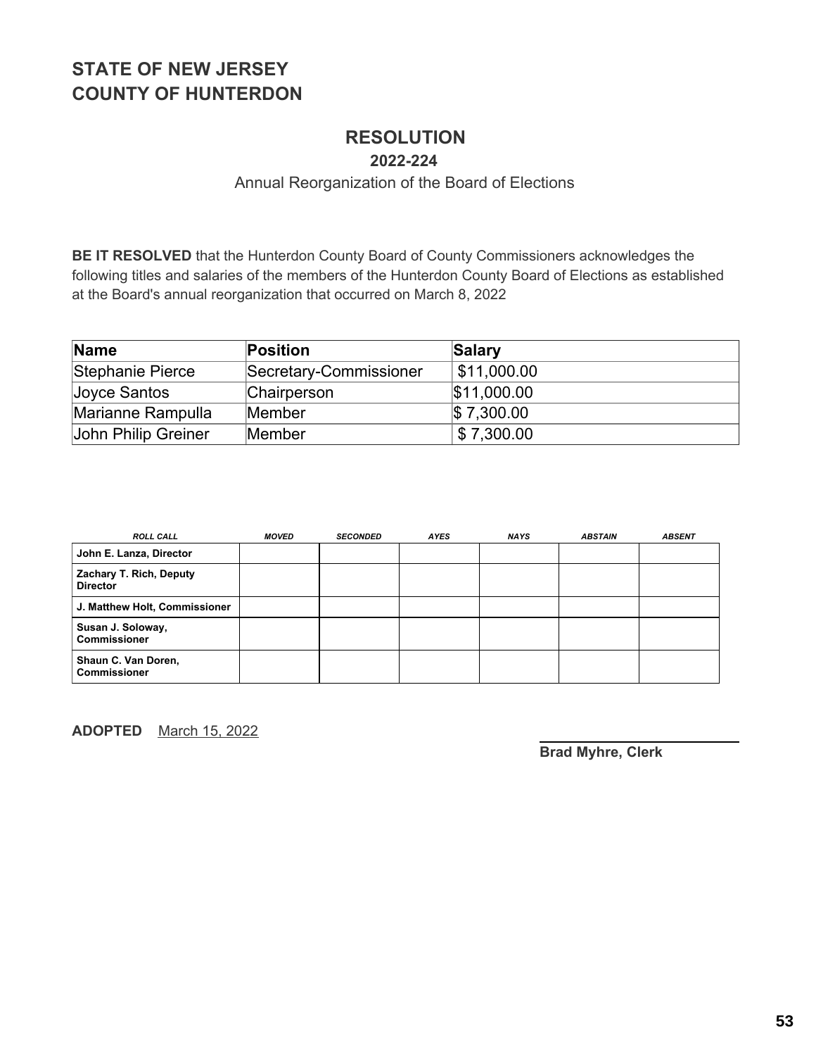# STATE OF NEW JERSEY
# COUNTY OF HUNTERDON

## RESOLUTION

### 2022-224

Annual Reorganization of the Board of Elections

**BE IT RESOLVED** that the Hunterdon County Board of County Commissioners acknowledges the following titles and salaries of the members of the Hunterdon County Board of Elections as established at the Board's annual reorganization that occurred on March 8, 2022

| Name | Position | Salary |
|---|---|---|
| Stephanie Pierce | Secretary-Commissioner | $11,000.00 |
| Joyce Santos | Chairperson | $11,000.00 |
| Marianne Rampulla | Member | $ 7,300.00 |
| John Philip Greiner | Member | $ 7,300.00 |

| ROLL CALL | MOVED | SECONDED | AYES | NAYS | ABSTAIN | ABSENT |
|---|---|---|---|---|---|---|
| John E. Lanza, Director | | | | | | |
| Zachary T. Rich, Deputy Director | | | | | | |
| J. Matthew Holt, Commissioner | | | | | | |
| Susan J. Soloway, Commissioner | | | | | | |
| Shaun C. Van Doren, Commissioner | | | | | | |

**ADOPTED** March 15, 2022

**Brad Myhre, Clerk**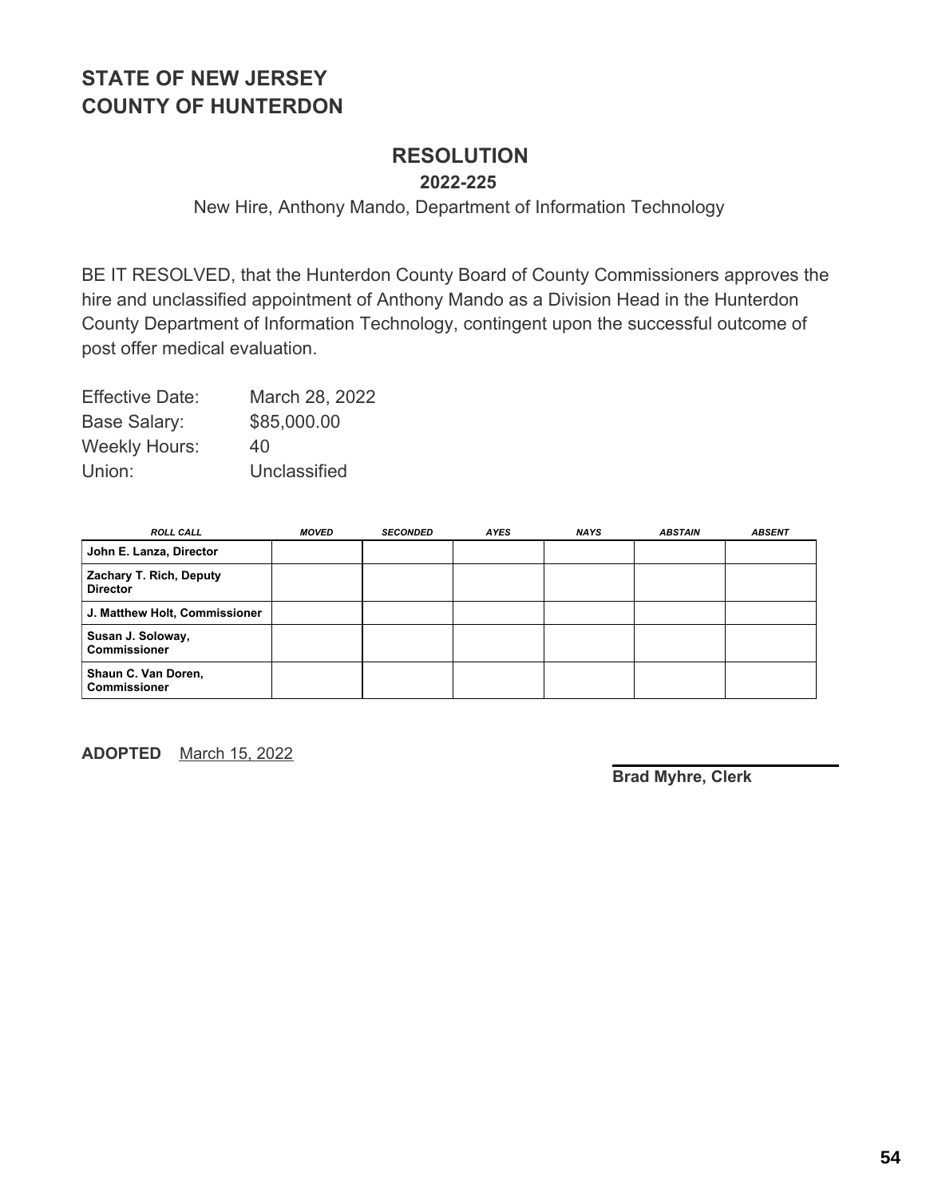## STATE OF NEW JERSEY
## COUNTY OF HUNTERDON

# RESOLUTION

**2022-225**

New Hire, Anthony Mando, Department of Information Technology

BE IT RESOLVED, that the Hunterdon County Board of County Commissioners approves the hire and unclassified appointment of Anthony Mando as a Division Head in the Hunterdon County Department of Information Technology, contingent upon the successful outcome of post offer medical evaluation.

Effective Date: March 28, 2022
Base Salary: $85,000.00
Weekly Hours: 40
Union: Unclassified

| ROLL CALL | MOVED | SECONDED | AYES | NAYS | ABSTAIN | ABSENT |
|---|---|---|---|---|---|---|
| **John E. Lanza, Director** | | | | | | |
| **Zachary T. Rich, Deputy Director** | | | | | | |
| **J. Matthew Holt, Commissioner** | | | | | | |
| **Susan J. Soloway, Commissioner** | | | | | | |
| **Shaun C. Van Doren, Commissioner** | | | | | | |

**ADOPTED** March 15, 2022

**Brad Myhre, Clerk**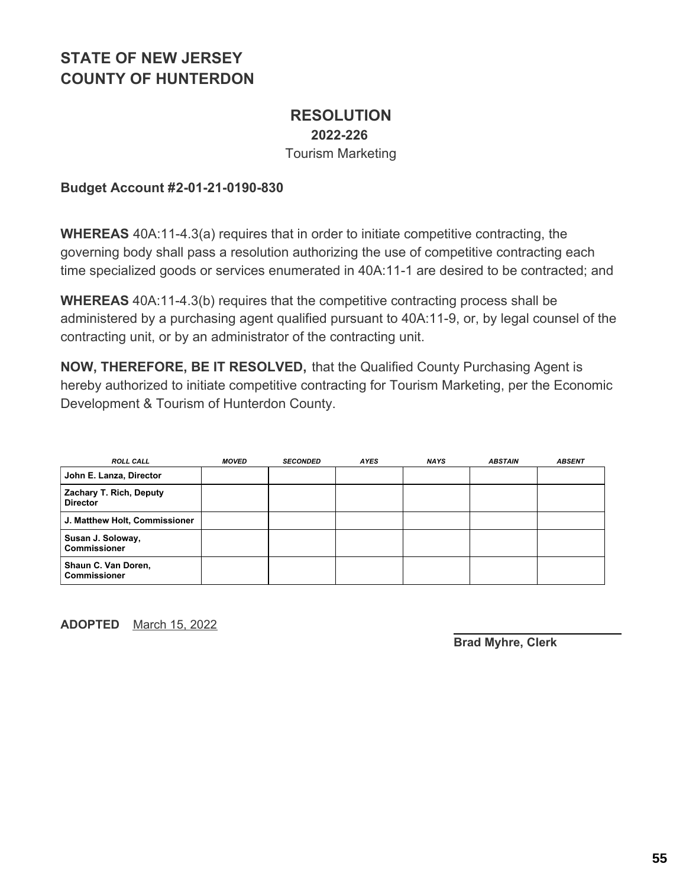## STATE OF NEW JERSEY
## COUNTY OF HUNTERDON

# RESOLUTION

**2022-226**

Tourism Marketing

**Budget Account #2-01-21-0190-830**

**WHEREAS** 40A:11-4.3(a) requires that in order to initiate competitive contracting, the governing body shall pass a resolution authorizing the use of competitive contracting each time specialized goods or services enumerated in 40A:11-1 are desired to be contracted; and

**WHEREAS** 40A:11-4.3(b) requires that the competitive contracting process shall be administered by a purchasing agent qualified pursuant to 40A:11-9, or, by legal counsel of the contracting unit, or by an administrator of the contracting unit.

**NOW, THEREFORE, BE IT RESOLVED,** that the Qualified County Purchasing Agent is hereby authorized to initiate competitive contracting for Tourism Marketing, per the Economic Development & Tourism of Hunterdon County.

| ROLL CALL | MOVED | SECONDED | AYES | NAYS | ABSTAIN | ABSENT |
|---|---|---|---|---|---|---|
| John E. Lanza, Director | | | | | | |
| Zachary T. Rich, Deputy Director | | | | | | |
| J. Matthew Holt, Commissioner | | | | | | |
| Susan J. Soloway, Commissioner | | | | | | |
| Shaun C. Van Doren, Commissioner | | | | | | |

**ADOPTED** March 15, 2022

**Brad Myhre, Clerk**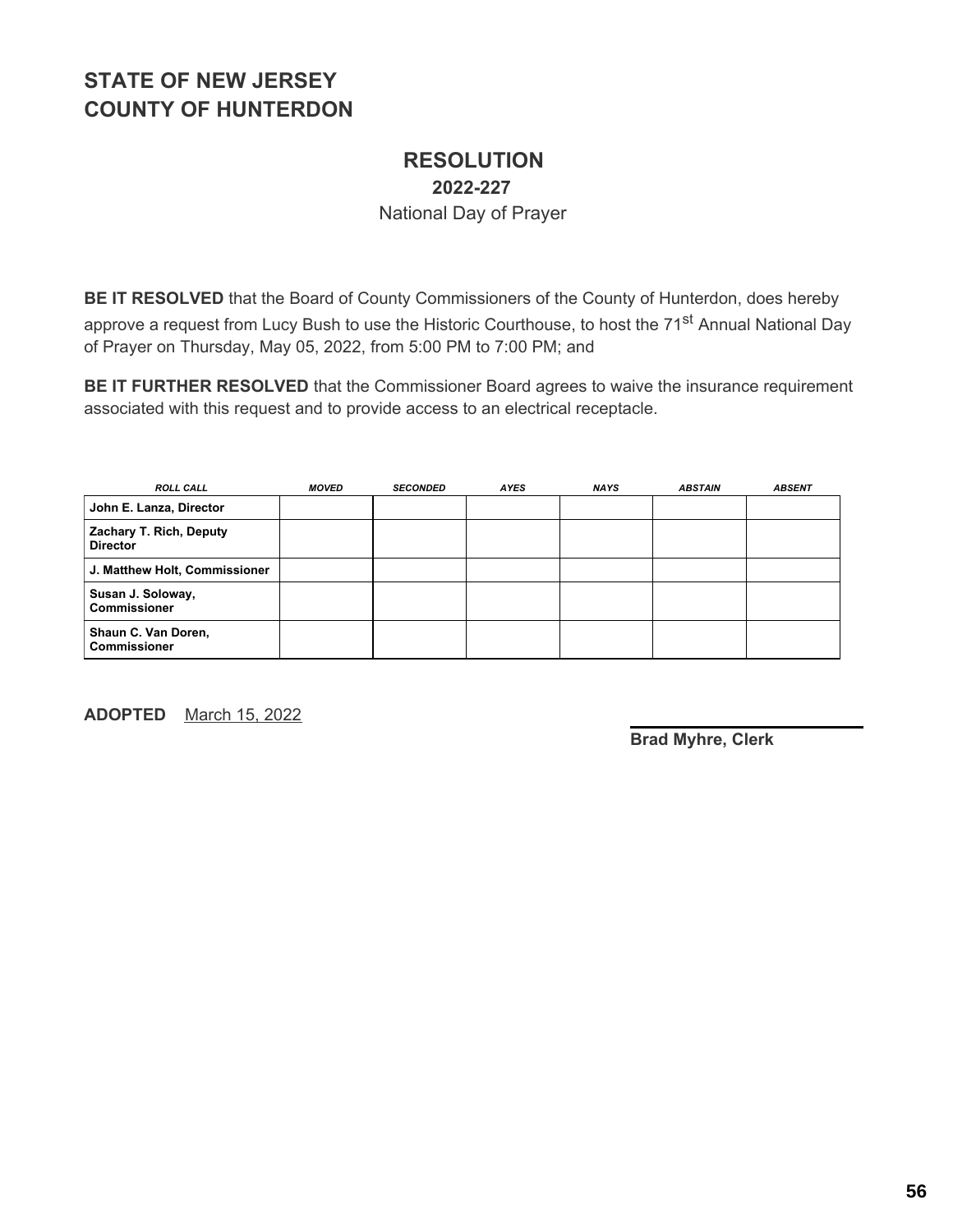# STATE OF NEW JERSEY
# COUNTY OF HUNTERDON

## RESOLUTION

### 2022-227

National Day of Prayer

**BE IT RESOLVED** that the Board of County Commissioners of the County of Hunterdon, does hereby approve a request from Lucy Bush to use the Historic Courthouse, to host the 71st Annual National Day of Prayer on Thursday, May 05, 2022, from 5:00 PM to 7:00 PM; and

**BE IT FURTHER RESOLVED** that the Commissioner Board agrees to waive the insurance requirement associated with this request and to provide access to an electrical receptacle.

| *ROLL CALL* | *MOVED* | *SECONDED* | *AYES* | *NAYS* | *ABSTAIN* | *ABSENT* |
|---|---|---|---|---|---|---|
| **John E. Lanza, Director** | | | | | | |
| **Zachary T. Rich, Deputy Director** | | | | | | |
| **J. Matthew Holt, Commissioner** | | | | | | |
| **Susan J. Soloway, Commissioner** | | | | | | |
| **Shaun C. Van Doren, Commissioner** | | | | | | |

**ADOPTED** March 15, 2022

**Brad Myhre, Clerk**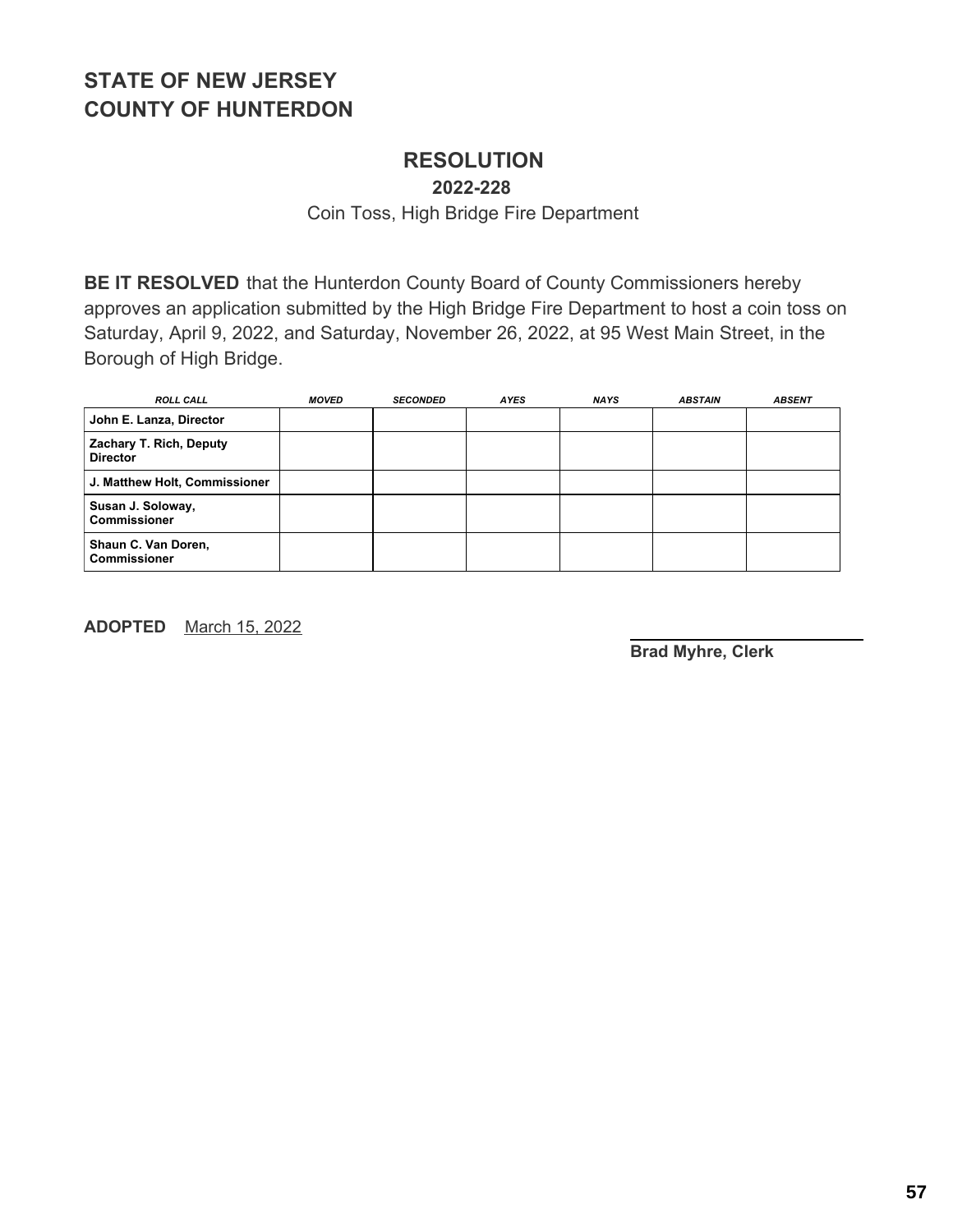# STATE OF NEW JERSEY
# COUNTY OF HUNTERDON

## RESOLUTION

### 2022-228

Coin Toss, High Bridge Fire Department

**BE IT RESOLVED** that the Hunterdon County Board of County Commissioners hereby approves an application submitted by the High Bridge Fire Department to host a coin toss on Saturday, April 9, 2022, and Saturday, November 26, 2022, at 95 West Main Street, in the Borough of High Bridge.

| *ROLL CALL* | *MOVED* | *SECONDED* | *AYES* | *NAYS* | *ABSTAIN* | *ABSENT* |
|---|---|---|---|---|---|---|
| **John E. Lanza, Director** | | | | | | |
| **Zachary T. Rich, Deputy Director** | | | | | | |
| **J. Matthew Holt, Commissioner** | | | | | | |
| **Susan J. Soloway, Commissioner** | | | | | | |
| **Shaun C. Van Doren, Commissioner** | | | | | | |

**ADOPTED** March 15, 2022

**Brad Myhre, Clerk**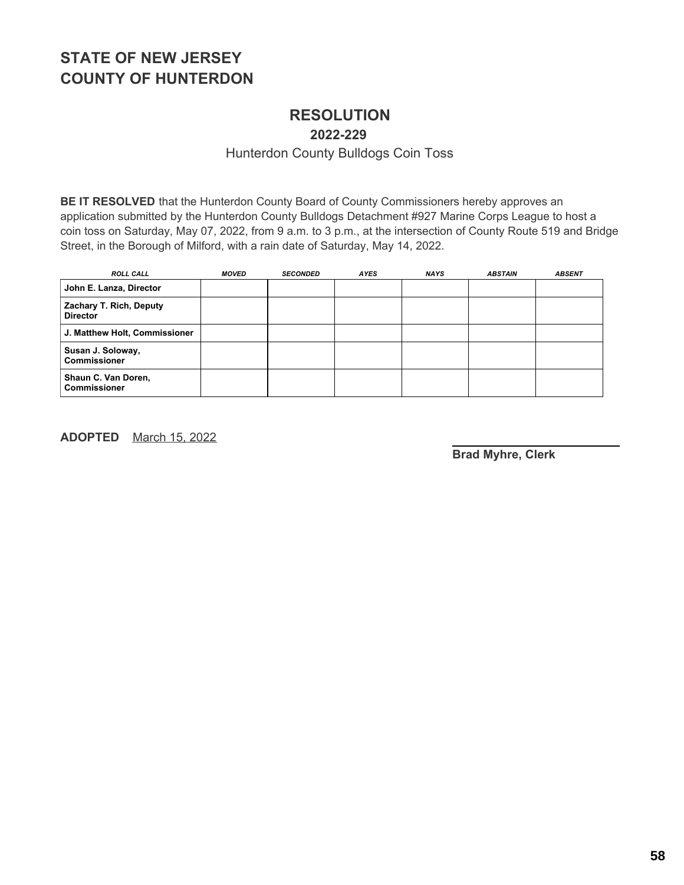# STATE OF NEW JERSEY
# COUNTY OF HUNTERDON

## RESOLUTION

### 2022-229

Hunterdon County Bulldogs Coin Toss

**BE IT RESOLVED** that the Hunterdon County Board of County Commissioners hereby approves an application submitted by the Hunterdon County Bulldogs Detachment #927 Marine Corps League to host a coin toss on Saturday, May 07, 2022, from 9 a.m. to 3 p.m., at the intersection of County Route 519 and Bridge Street, in the Borough of Milford, with a rain date of Saturday, May 14, 2022.

| *ROLL CALL* | *MOVED* | *SECONDED* | *AYES* | *NAYS* | *ABSTAIN* | *ABSENT* |
|---|---|---|---|---|---|---|
| **John E. Lanza, Director** | | | | | | |
| **Zachary T. Rich, Deputy Director** | | | | | | |
| **J. Matthew Holt, Commissioner** | | | | | | |
| **Susan J. Soloway, Commissioner** | | | | | | |
| **Shaun C. Van Doren, Commissioner** | | | | | | |

**ADOPTED** March 15, 2022

**Brad Myhre, Clerk**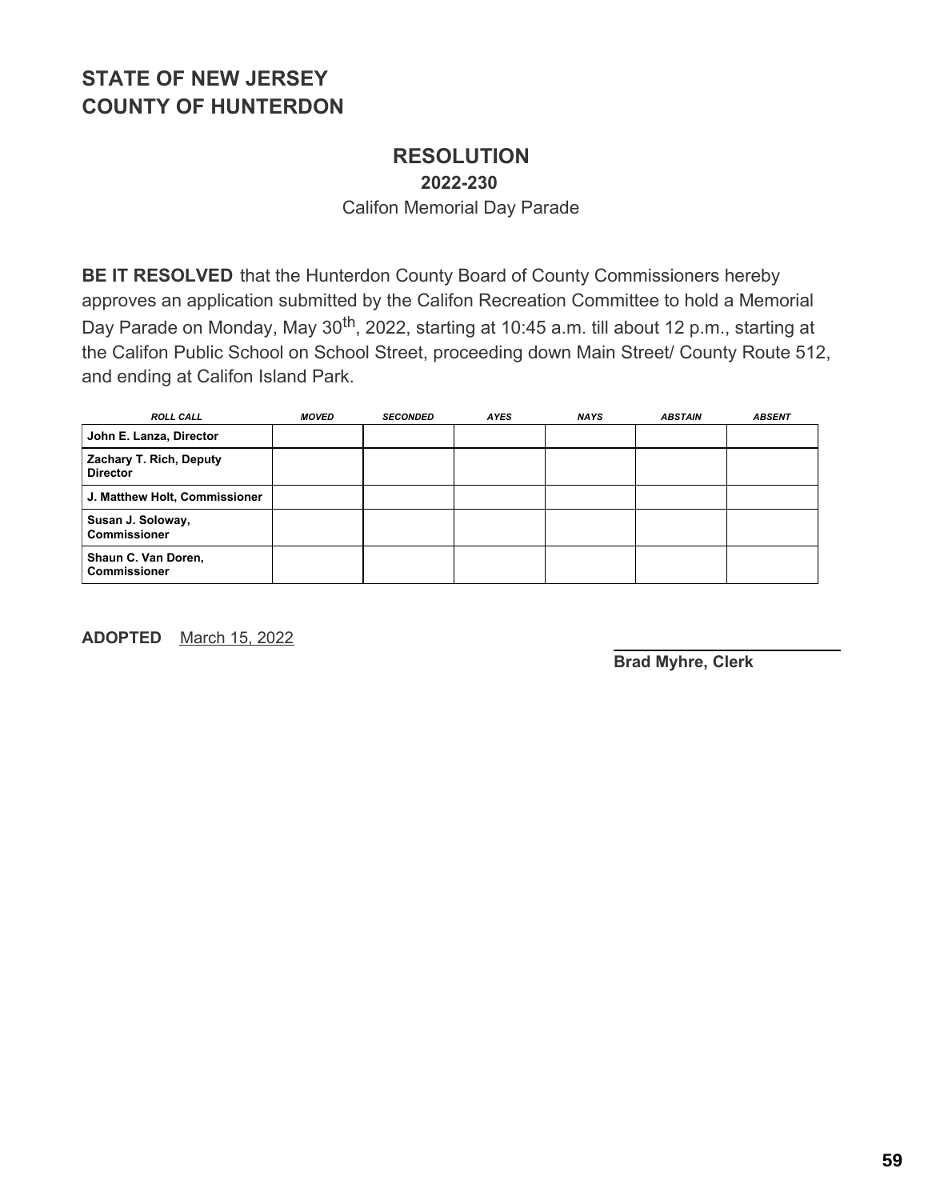# STATE OF NEW JERSEY
# COUNTY OF HUNTERDON

## RESOLUTION

**2022-230**

Califon Memorial Day Parade

**BE IT RESOLVED** that the Hunterdon County Board of County Commissioners hereby approves an application submitted by the Califon Recreation Committee to hold a Memorial Day Parade on Monday, May 30th, 2022, starting at 10:45 a.m. till about 12 p.m., starting at the Califon Public School on School Street, proceeding down Main Street/ County Route 512, and ending at Califon Island Park.

| ROLL CALL | MOVED | SECONDED | AYES | NAYS | ABSTAIN | ABSENT |
|---|---|---|---|---|---|---|
| John E. Lanza, Director | | | | | | |
| Zachary T. Rich, Deputy Director | | | | | | |
| J. Matthew Holt, Commissioner | | | | | | |
| Susan J. Soloway, Commissioner | | | | | | |
| Shaun C. Van Doren, Commissioner | | | | | | |

**ADOPTED** March 15, 2022

**Brad Myhre, Clerk**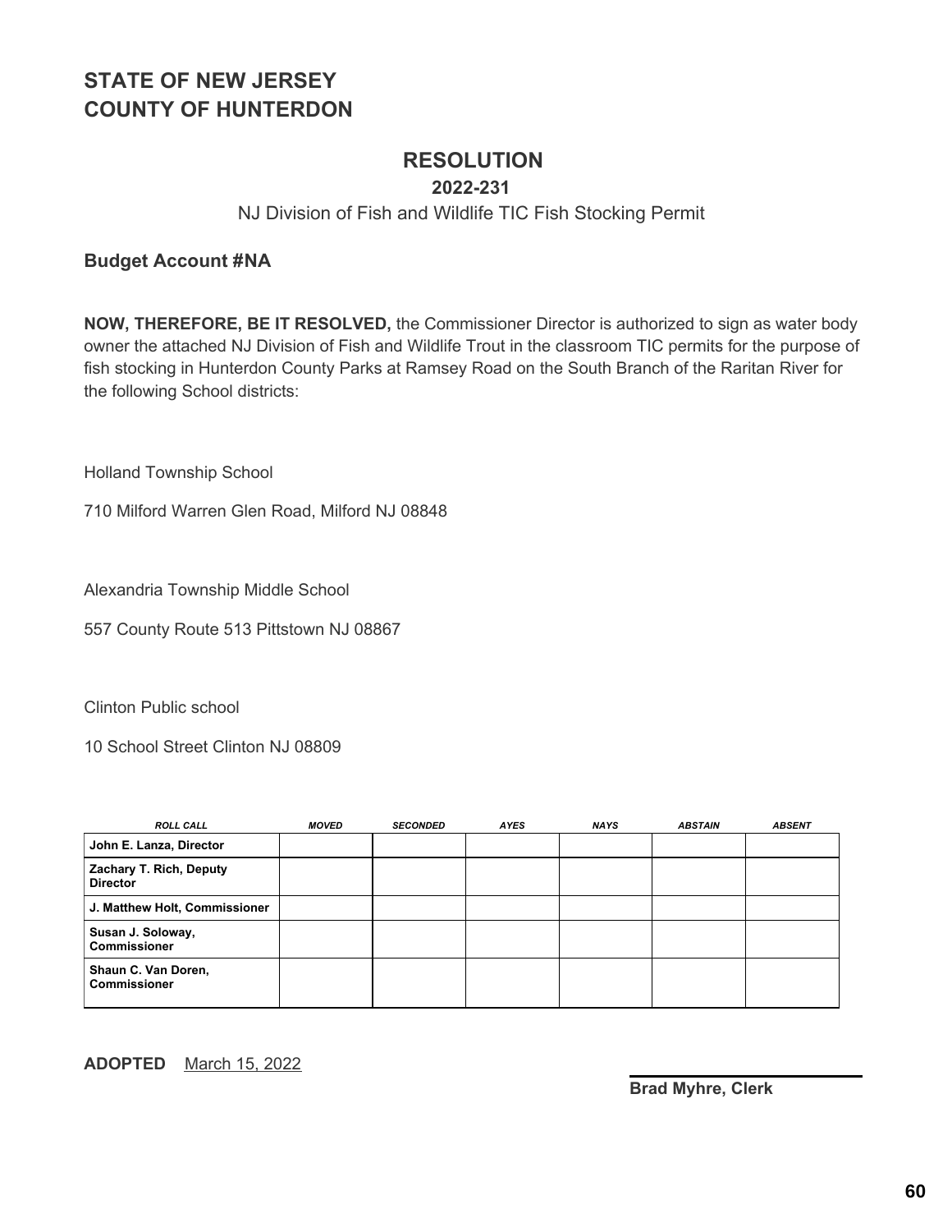# STATE OF NEW JERSEY
# COUNTY OF HUNTERDON

## RESOLUTION

### 2022-231

NJ Division of Fish and Wildlife TIC Fish Stocking Permit

**Budget Account #NA**

**NOW, THEREFORE, BE IT RESOLVED,** the Commissioner Director is authorized to sign as water body owner the attached NJ Division of Fish and Wildlife Trout in the classroom TIC permits for the purpose of fish stocking in Hunterdon County Parks at Ramsey Road on the South Branch of the Raritan River for the following School districts:

Holland Township School

710 Milford Warren Glen Road, Milford NJ 08848

Alexandria Township Middle School

557 County Route 513 Pittstown NJ 08867

Clinton Public school

10 School Street Clinton NJ 08809

| *ROLL CALL* | *MOVED* | *SECONDED* | *AYES* | *NAYS* | *ABSTAIN* | *ABSENT* |
|---|---|---|---|---|---|---|
| **John E. Lanza, Director** | | | | | | |
| **Zachary T. Rich, Deputy Director** | | | | | | |
| **J. Matthew Holt, Commissioner** | | | | | | |
| **Susan J. Soloway, Commissioner** | | | | | | |
| **Shaun C. Van Doren, Commissioner** | | | | | | |

**ADOPTED** March 15, 2022

**Brad Myhre, Clerk**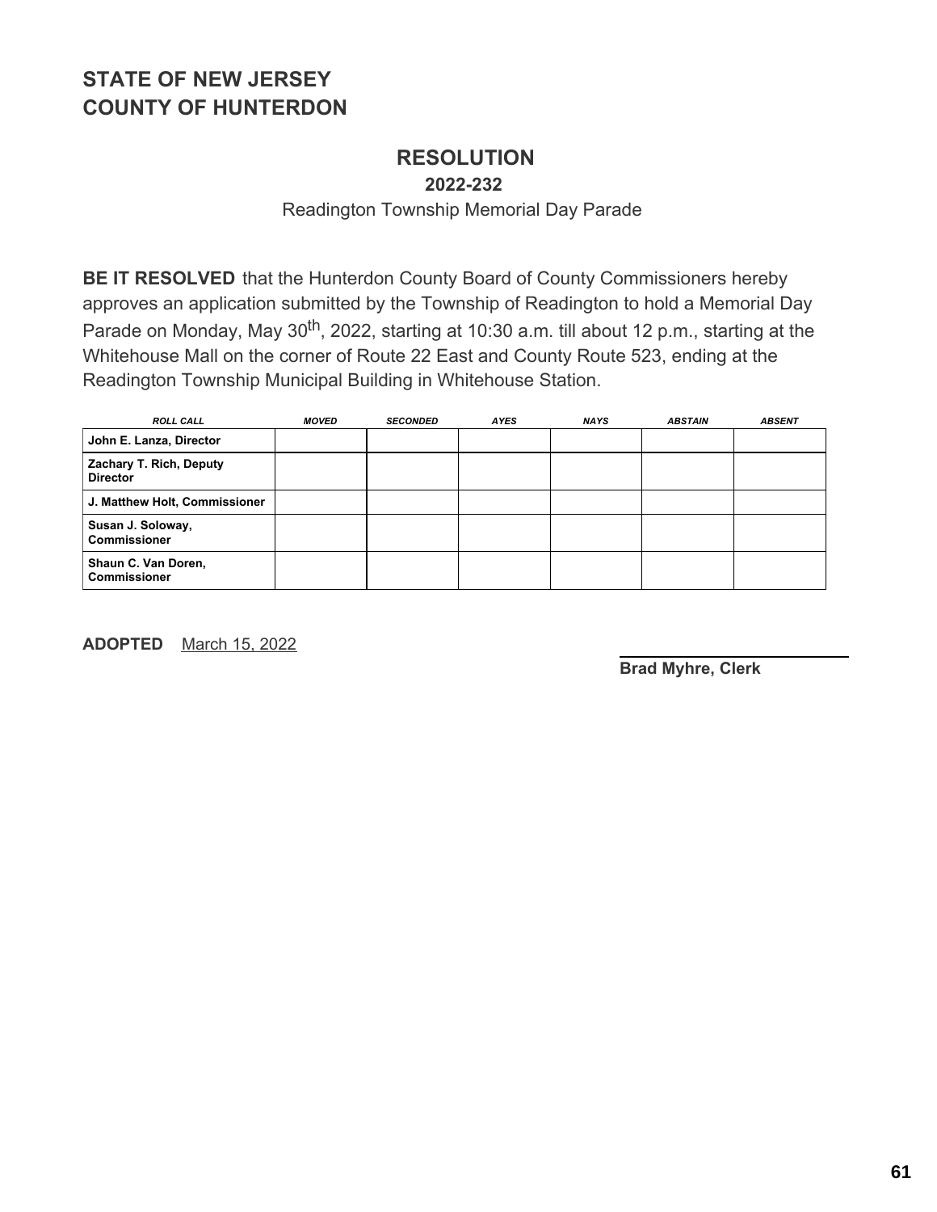# STATE OF NEW JERSEY
# COUNTY OF HUNTERDON

## RESOLUTION

### 2022-232

Readington Township Memorial Day Parade

**BE IT RESOLVED** that the Hunterdon County Board of County Commissioners hereby approves an application submitted by the Township of Readington to hold a Memorial Day Parade on Monday, May 30th, 2022, starting at 10:30 a.m. till about 12 p.m., starting at the Whitehouse Mall on the corner of Route 22 East and County Route 523, ending at the Readington Township Municipal Building in Whitehouse Station.

| *ROLL CALL* | *MOVED* | *SECONDED* | *AYES* | *NAYS* | *ABSTAIN* | *ABSENT* |
|---|---|---|---|---|---|---|
| **John E. Lanza, Director** | | | | | | |
| **Zachary T. Rich, Deputy Director** | | | | | | |
| **J. Matthew Holt, Commissioner** | | | | | | |
| **Susan J. Soloway, Commissioner** | | | | | | |
| **Shaun C. Van Doren, Commissioner** | | | | | | |

**ADOPTED** March 15, 2022

**Brad Myhre, Clerk**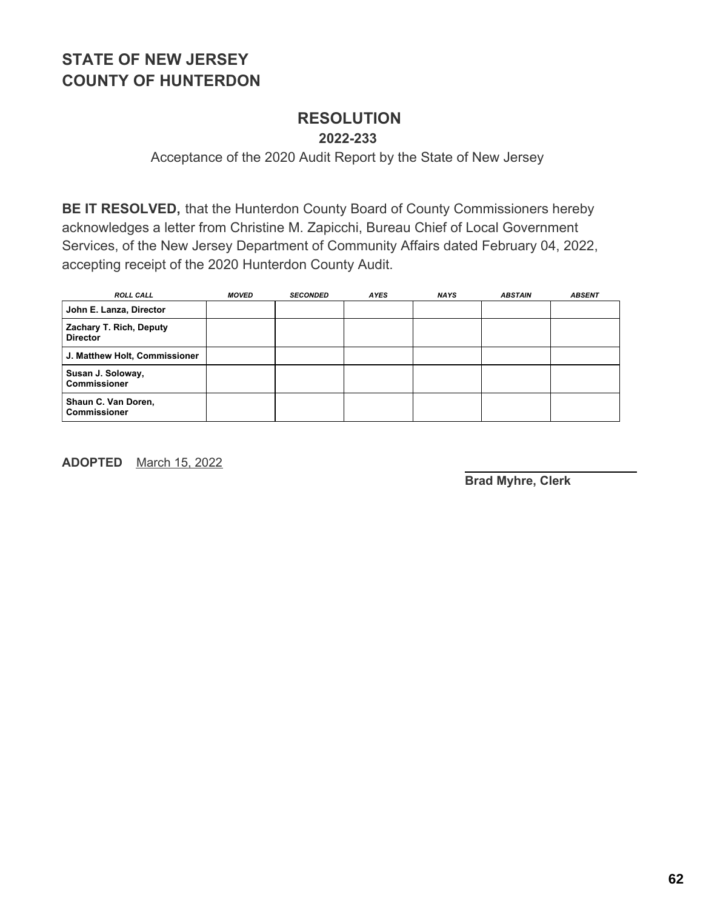## STATE OF NEW JERSEY
## COUNTY OF HUNTERDON

# RESOLUTION

**2022-233**

Acceptance of the 2020 Audit Report by the State of New Jersey

**BE IT RESOLVED,** that the Hunterdon County Board of County Commissioners hereby acknowledges a letter from Christine M. Zapicchi, Bureau Chief of Local Government Services, of the New Jersey Department of Community Affairs dated February 04, 2022, accepting receipt of the 2020 Hunterdon County Audit.

| *ROLL CALL* | *MOVED* | *SECONDED* | *AYES* | *NAYS* | *ABSTAIN* | *ABSENT* |
|---|---|---|---|---|---|---|
| **John E. Lanza, Director** | | | | | | |
| **Zachary T. Rich, Deputy Director** | | | | | | |
| **J. Matthew Holt, Commissioner** | | | | | | |
| **Susan J. Soloway, Commissioner** | | | | | | |
| **Shaun C. Van Doren, Commissioner** | | | | | | |

**ADOPTED** March 15, 2022

**Brad Myhre, Clerk**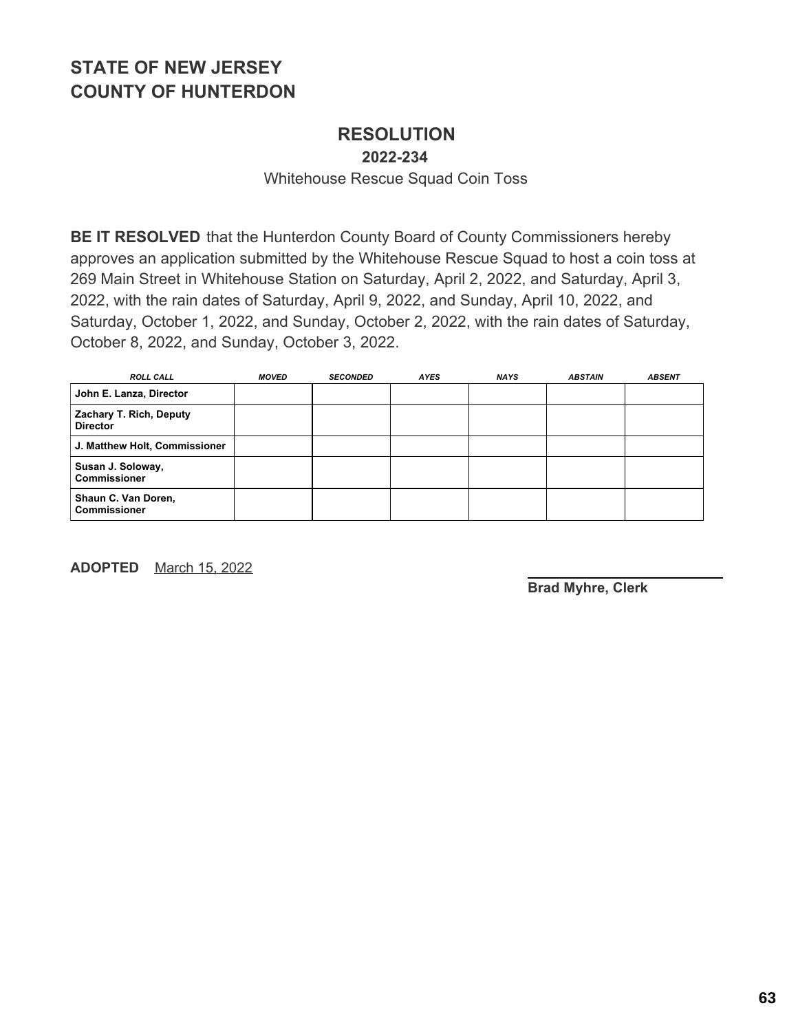**STATE OF NEW JERSEY**
**COUNTY OF HUNTERDON**

## RESOLUTION

**2022-234**

Whitehouse Rescue Squad Coin Toss

**BE IT RESOLVED** that the Hunterdon County Board of County Commissioners hereby approves an application submitted by the Whitehouse Rescue Squad to host a coin toss at 269 Main Street in Whitehouse Station on Saturday, April 2, 2022, and Saturday, April 3, 2022, with the rain dates of Saturday, April 9, 2022, and Sunday, April 10, 2022, and Saturday, October 1, 2022, and Sunday, October 2, 2022, with the rain dates of Saturday, October 8, 2022, and Sunday, October 3, 2022.

| ROLL CALL | MOVED | SECONDED | AYES | NAYS | ABSTAIN | ABSENT |
|---|---|---|---|---|---|---|
| John E. Lanza, Director | | | | | | |
| Zachary T. Rich, Deputy Director | | | | | | |
| J. Matthew Holt, Commissioner | | | | | | |
| Susan J. Soloway, Commissioner | | | | | | |
| Shaun C. Van Doren, Commissioner | | | | | | |

**ADOPTED** March 15, 2022

**Brad Myhre, Clerk**